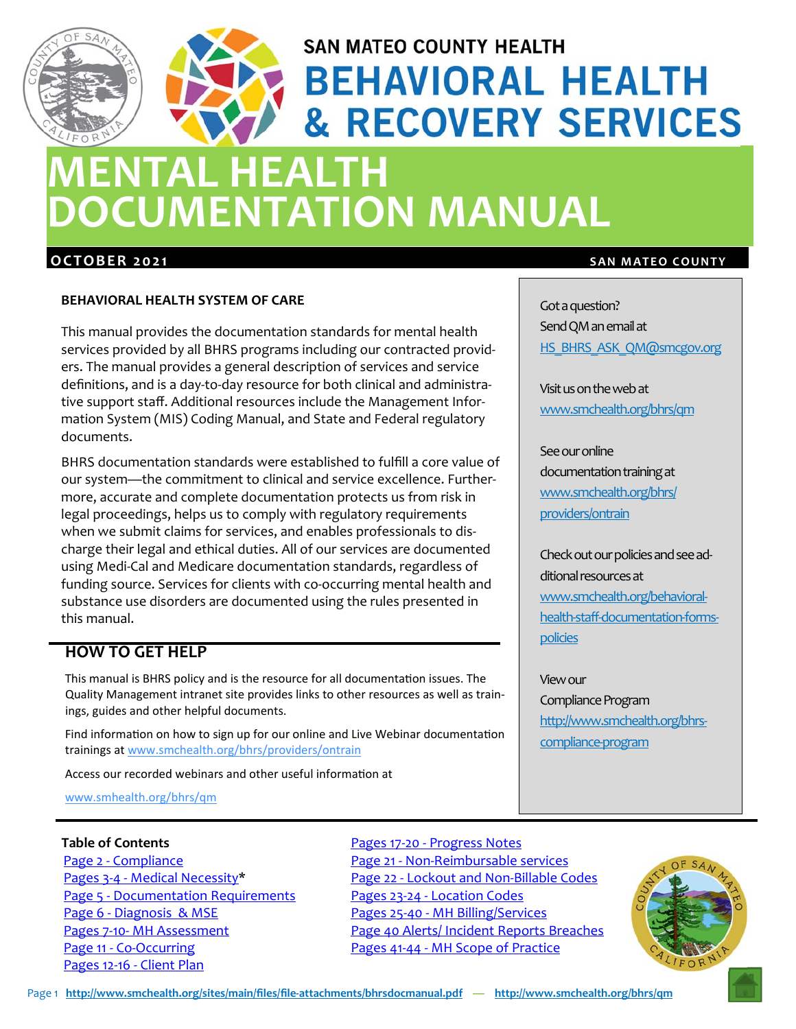SAN MATEO COUNTY HEALTH

# BEHAVIORAL HEALTH & RECOVERY SERVICES

# MENTAL HEALTH DOCUMENTATION MANUAL

**OCTOBER 2021** — **SAN MATEO COUNTY**

**BEHAVIORAL HEALTH SYSTEM OF CARE**

This manual provides the documentation standards for mental health services provided by all BHRS programs including our contracted providers. The manual provides a general description of services and service definitions, and is a day-to-day resource for both clinical and administrative support staff. Additional resources include the Management Information System (MIS) Coding Manual, and State and Federal regulatory documents.

BHRS documentation standards were established to fulfill a core value of our system—the commitment to clinical and service excellence. Furthermore, accurate and complete documentation protects us from risk in legal proceedings, helps us to comply with regulatory requirements when we submit claims for services, and enables professionals to discharge their legal and ethical duties. All of our services are documented using Medi-Cal and Medicare documentation standards, regardless of funding source. Services for clients with co-occurring mental health and substance use disorders are documented using the rules presented in this manual.

## HOW TO GET HELP

This manual is BHRS policy and is the resource for all documentation issues. The Quality Management intranet site provides links to other resources as well as trainings, guides and other helpful documents.

Find information on how to sign up for our online and Live Webinar documentation trainings at www.smchealth.org/bhrs/providers/ontrain

Access our recorded webinars and other useful information at

www.smhealth.org/bhrs/qm

Got a question?
Send QM an email at
HS_BHRS_ASK_QM@smcgov.org

Visit us on the web at
www.smchealth.org/bhrs/qm

See our online documentation training at
www.smchealth.org/bhrs/providers/ontrain

Check out our policies and see additional resources at
www.smchealth.org/behavioral-health-staff-documentation-forms-policies

View our Compliance Program
http://www.smchealth.org/bhrs-compliance-program

**Table of Contents**

- Page 2 - Compliance
- Pages 3-4 - Medical Necessity*
- Page 5 - Documentation Requirements
- Page 6 - Diagnosis & MSE
- Pages 7-10- MH Assessment
- Page 11 - Co-Occurring
- Pages 12-16 - Client Plan
- Pages 17-20 - Progress Notes
- Page 21 - Non-Reimbursable services
- Page 22 - Lockout and Non-Billable Codes
- Pages 23-24 - Location Codes
- Pages 25-40 - MH Billing/Services
- Page 40 Alerts/ Incident Reports Breaches
- Pages 41-44 - MH Scope of Practice

http://www.smchealth.org/sites/main/files/file-attachments/bhrsdocmanual.pdf — http://www.smchealth.org/bhrs/qm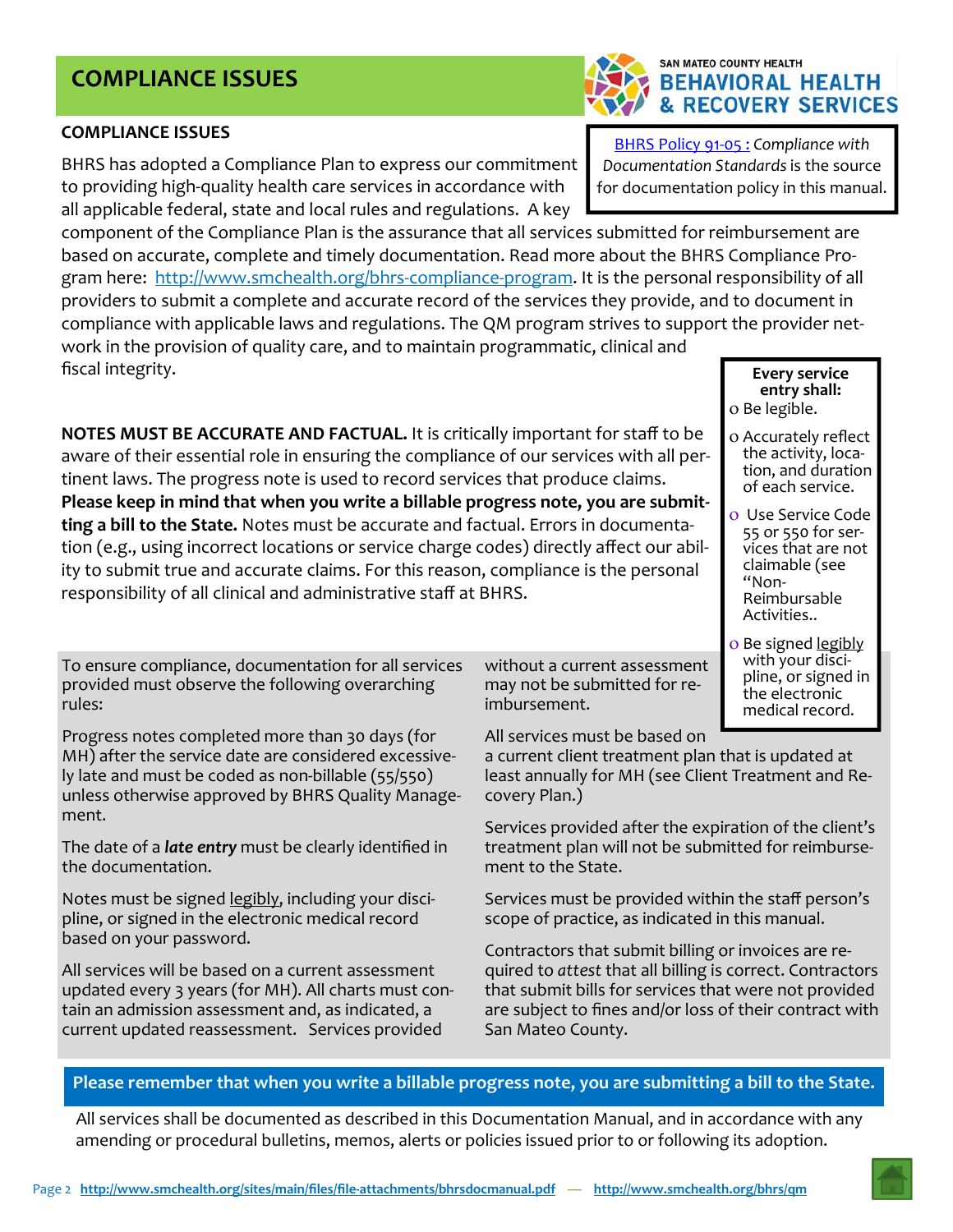# COMPLIANCE ISSUES

SAN MATEO COUNTY HEALTH
**BEHAVIORAL HEALTH & RECOVERY SERVICES**

[BHRS Policy 91-05 :](#) *Compliance with Documentation Standards* is the source for documentation policy in this manual.

## COMPLIANCE ISSUES

BHRS has adopted a Compliance Plan to express our commitment to providing high-quality health care services in accordance with all applicable federal, state and local rules and regulations. A key component of the Compliance Plan is the assurance that all services submitted for reimbursement are based on accurate, complete and timely documentation. Read more about the BHRS Compliance Program here: [http://www.smchealth.org/bhrs-compliance-program](http://www.smchealth.org/bhrs-compliance-program). It is the personal responsibility of all providers to submit a complete and accurate record of the services they provide, and to document in compliance with applicable laws and regulations. The QM program strives to support the provider network in the provision of quality care, and to maintain programmatic, clinical and fiscal integrity.

**NOTES MUST BE ACCURATE AND FACTUAL.** It is critically important for staff to be aware of their essential role in ensuring the compliance of our services with all pertinent laws. The progress note is used to record services that produce claims. **Please keep in mind that when you write a billable progress note, you are submitting a bill to the State.** Notes must be accurate and factual. Errors in documentation (e.g., using incorrect locations or service charge codes) directly affect our ability to submit true and accurate claims. For this reason, compliance is the personal responsibility of all clinical and administrative staff at BHRS.

**Every service entry shall:**

- Be legible.
- Accurately reflect the activity, location, and duration of each service.
- Use Service Code 55 or 550 for services that are not claimable (see "Non-Reimbursable Activities..
- Be signed legibly with your discipline, or signed in the electronic medical record.

To ensure compliance, documentation for all services provided must observe the following overarching rules:

Progress notes completed more than 30 days (for MH) after the service date are considered excessively late and must be coded as non-billable (55/550) unless otherwise approved by BHRS Quality Management.

The date of a ***late entry*** must be clearly identified in the documentation.

Notes must be signed legibly, including your discipline, or signed in the electronic medical record based on your password.

All services will be based on a current assessment updated every 3 years (for MH). All charts must contain an admission assessment and, as indicated, a current updated reassessment. Services provided without a current assessment may not be submitted for reimbursement.

All services must be based on a current client treatment plan that is updated at least annually for MH (see Client Treatment and Recovery Plan.)

Services provided after the expiration of the client's treatment plan will not be submitted for reimbursement to the State.

Services must be provided within the staff person's scope of practice, as indicated in this manual.

Contractors that submit billing or invoices are required to *attest* that all billing is correct. Contractors that submit bills for services that were not provided are subject to fines and/or loss of their contract with San Mateo County.

**Please remember that when you write a billable progress note, you are submitting a bill to the State.**

All services shall be documented as described in this Documentation Manual, and in accordance with any amending or procedural bulletins, memos, alerts or policies issued prior to or following its adoption.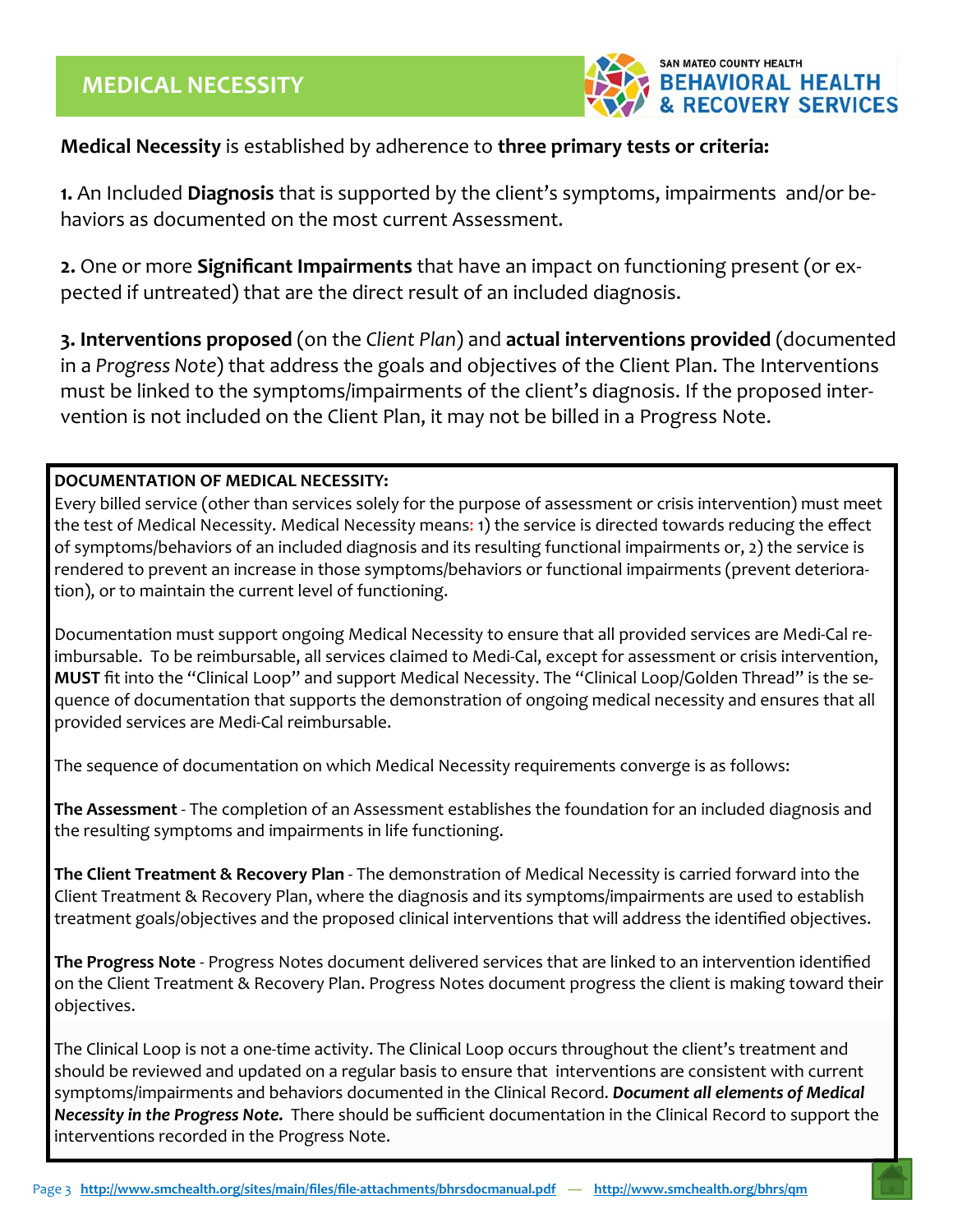# MEDICAL NECESSITY

**Medical Necessity** is established by adherence to **three primary tests or criteria:**

**1.** An Included **Diagnosis** that is supported by the client's symptoms, impairments and/or behaviors as documented on the most current Assessment.

**2.** One or more **Significant Impairments** that have an impact on functioning present (or expected if untreated) that are the direct result of an included diagnosis.

**3. Interventions proposed** (on the *Client Plan*) and **actual interventions provided** (documented in a *Progress Note*) that address the goals and objectives of the Client Plan. The Interventions must be linked to the symptoms/impairments of the client's diagnosis. If the proposed intervention is not included on the Client Plan, it may not be billed in a Progress Note.

**DOCUMENTATION OF MEDICAL NECESSITY:**

Every billed service (other than services solely for the purpose of assessment or crisis intervention) must meet the test of Medical Necessity. Medical Necessity means: 1) the service is directed towards reducing the effect of symptoms/behaviors of an included diagnosis and its resulting functional impairments or, 2) the service is rendered to prevent an increase in those symptoms/behaviors or functional impairments (prevent deterioration), or to maintain the current level of functioning.

Documentation must support ongoing Medical Necessity to ensure that all provided services are Medi-Cal reimbursable. To be reimbursable, all services claimed to Medi-Cal, except for assessment or crisis intervention, **MUST** fit into the "Clinical Loop" and support Medical Necessity. The "Clinical Loop/Golden Thread" is the sequence of documentation that supports the demonstration of ongoing medical necessity and ensures that all provided services are Medi-Cal reimbursable.

The sequence of documentation on which Medical Necessity requirements converge is as follows:

**The Assessment** - The completion of an Assessment establishes the foundation for an included diagnosis and the resulting symptoms and impairments in life functioning.

**The Client Treatment & Recovery Plan** - The demonstration of Medical Necessity is carried forward into the Client Treatment & Recovery Plan, where the diagnosis and its symptoms/impairments are used to establish treatment goals/objectives and the proposed clinical interventions that will address the identified objectives.

**The Progress Note** - Progress Notes document delivered services that are linked to an intervention identified on the Client Treatment & Recovery Plan. Progress Notes document progress the client is making toward their objectives.

The Clinical Loop is not a one-time activity. The Clinical Loop occurs throughout the client's treatment and should be reviewed and updated on a regular basis to ensure that interventions are consistent with current symptoms/impairments and behaviors documented in the Clinical Record. ***Document all elements of Medical Necessity in the Progress Note.*** There should be sufficient documentation in the Clinical Record to support the interventions recorded in the Progress Note.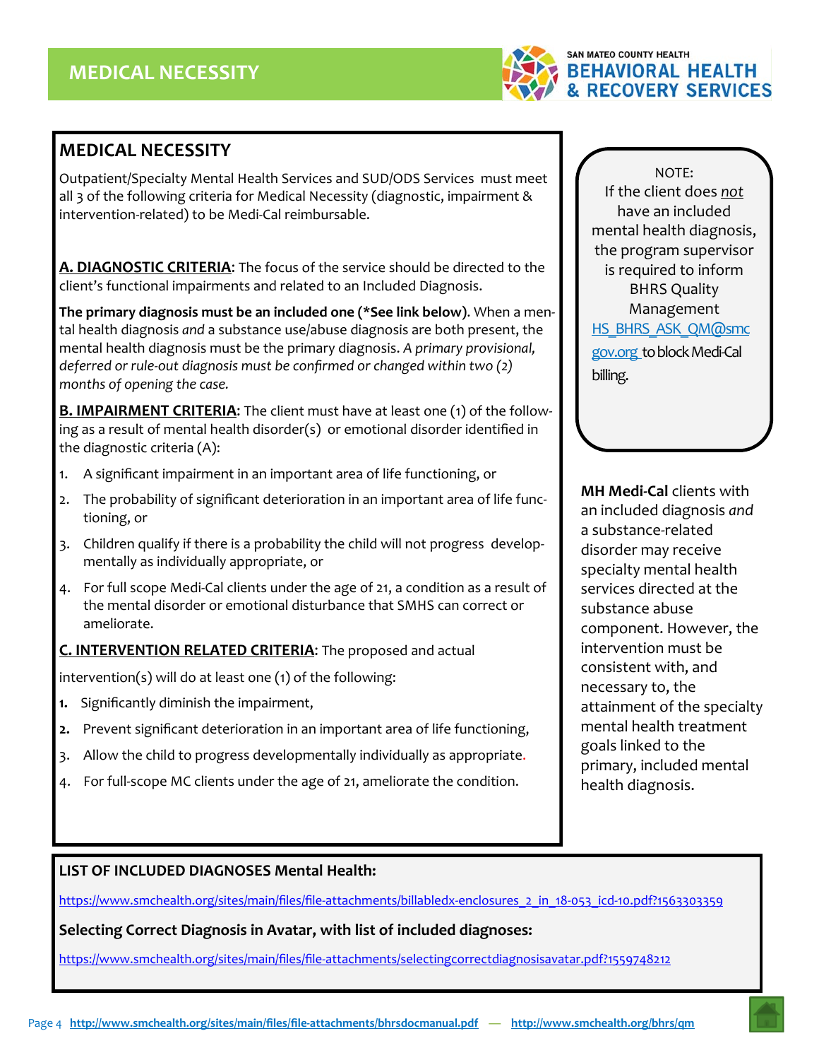# MEDICAL NECESSITY

## MEDICAL NECESSITY

Outpatient/Specialty Mental Health Services and SUD/ODS Services must meet all 3 of the following criteria for Medical Necessity (diagnostic, impairment & intervention-related) to be Medi-Cal reimbursable.

**A. DIAGNOSTIC CRITERIA**: The focus of the service should be directed to the client's functional impairments and related to an Included Diagnosis.

**The primary diagnosis must be an included one (*See link below)**. When a mental health diagnosis *and* a substance use/abuse diagnosis are both present, the mental health diagnosis must be the primary diagnosis. *A primary provisional, deferred or rule-out diagnosis must be confirmed or changed within two (2) months of opening the case.*

**B. IMPAIRMENT CRITERIA**: The client must have at least one (1) of the following as a result of mental health disorder(s) or emotional disorder identified in the diagnostic criteria (A):

1. A significant impairment in an important area of life functioning, or
2. The probability of significant deterioration in an important area of life functioning, or
3. Children qualify if there is a probability the child will not progress developmentally as individually appropriate, or
4. For full scope Medi-Cal clients under the age of 21, a condition as a result of the mental disorder or emotional disturbance that SMHS can correct or ameliorate.

**C. INTERVENTION RELATED CRITERIA**: The proposed and actual intervention(s) will do at least one (1) of the following:

1. Significantly diminish the impairment,
2. Prevent significant deterioration in an important area of life functioning,
3. Allow the child to progress developmentally individually as appropriate.
4. For full-scope MC clients under the age of 21, ameliorate the condition.

NOTE:
If the client does *not* have an included mental health diagnosis, the program supervisor is required to inform BHRS Quality Management HS_BHRS_ASK_QM@smcgov.org to block Medi-Cal billing.

**MH Medi-Cal** clients with an included diagnosis *and* a substance-related disorder may receive specialty mental health services directed at the substance abuse component. However, the intervention must be consistent with, and necessary to, the attainment of the specialty mental health treatment goals linked to the primary, included mental health diagnosis.

**LIST OF INCLUDED DIAGNOSES Mental Health:**

https://www.smchealth.org/sites/main/files/file-attachments/billabledx-enclosures_2_in_18-053_icd-10.pdf?1563303359

**Selecting Correct Diagnosis in Avatar, with list of included diagnoses:**

https://www.smchealth.org/sites/main/files/file-attachments/selectingcorrectdiagnosisavatar.pdf?1559748212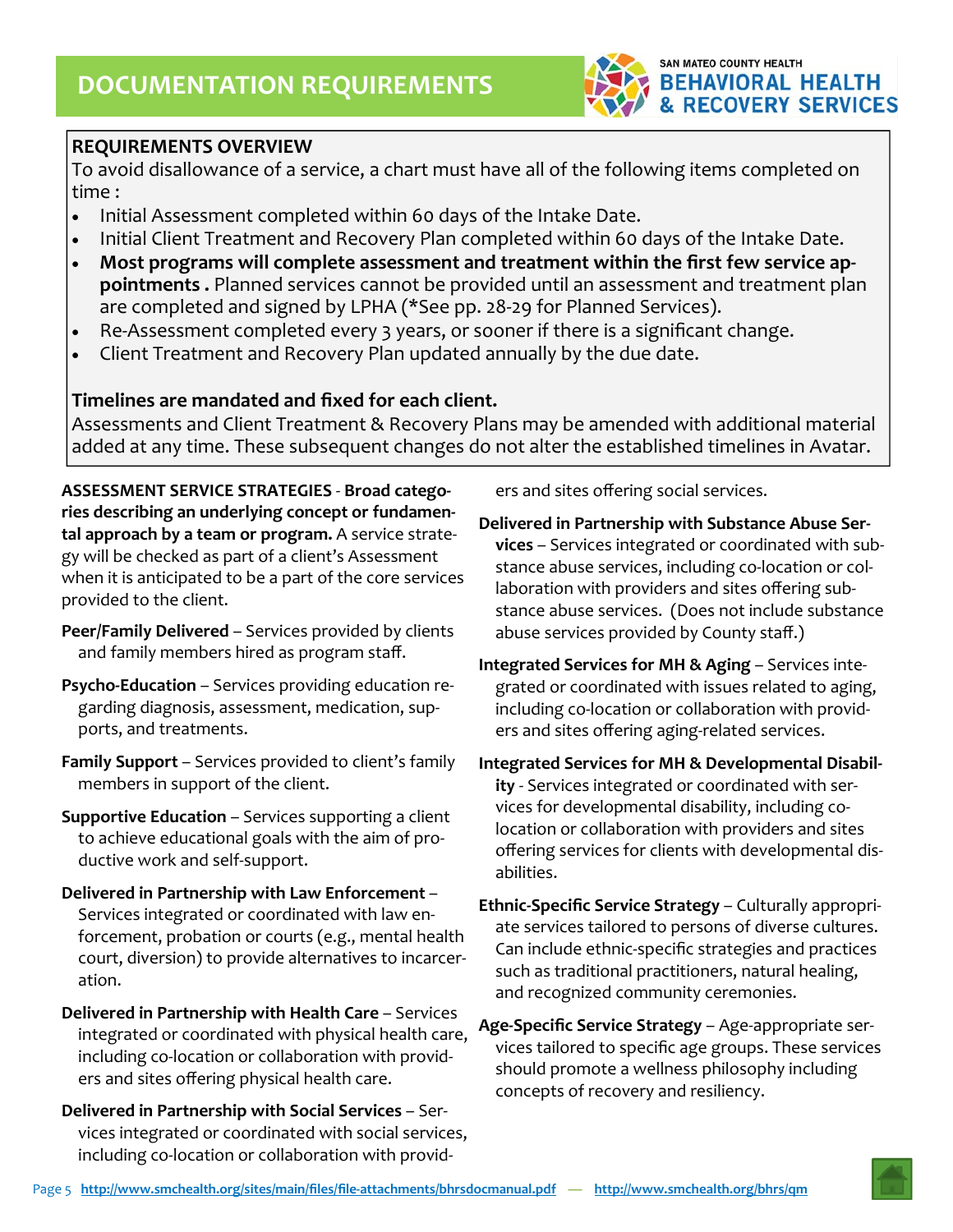# DOCUMENTATION REQUIREMENTS

## REQUIREMENTS OVERVIEW

To avoid disallowance of a service, a chart must have all of the following items completed on time :

- Initial Assessment completed within 60 days of the Intake Date.
- Initial Client Treatment and Recovery Plan completed within 60 days of the Intake Date.
- **Most programs will complete assessment and treatment within the first few service appointments .** Planned services cannot be provided until an assessment and treatment plan are completed and signed by LPHA (*See pp. 28-29 for Planned Services).
- Re-Assessment completed every 3 years, or sooner if there is a significant change.
- Client Treatment and Recovery Plan updated annually by the due date.

**Timelines are mandated and fixed for each client.**

Assessments and Client Treatment & Recovery Plans may be amended with additional material added at any time. These subsequent changes do not alter the established timelines in Avatar.

**ASSESSMENT SERVICE STRATEGIES** - **Broad categories describing an underlying concept or fundamental approach by a team or program.** A service strategy will be checked as part of a client's Assessment when it is anticipated to be a part of the core services provided to the client.

**Peer/Family Delivered** – Services provided by clients and family members hired as program staff.

**Psycho-Education** – Services providing education regarding diagnosis, assessment, medication, supports, and treatments.

**Family Support** – Services provided to client's family members in support of the client.

**Supportive Education** – Services supporting a client to achieve educational goals with the aim of productive work and self-support.

**Delivered in Partnership with Law Enforcement** – Services integrated or coordinated with law enforcement, probation or courts (e.g., mental health court, diversion) to provide alternatives to incarceration.

**Delivered in Partnership with Health Care** – Services integrated or coordinated with physical health care, including co-location or collaboration with providers and sites offering physical health care.

**Delivered in Partnership with Social Services** – Services integrated or coordinated with social services, including co-location or collaboration with providers and sites offering social services.

**Delivered in Partnership with Substance Abuse Services** – Services integrated or coordinated with substance abuse services, including co-location or collaboration with providers and sites offering substance abuse services. (Does not include substance abuse services provided by County staff.)

**Integrated Services for MH & Aging** – Services integrated or coordinated with issues related to aging, including co-location or collaboration with providers and sites offering aging-related services.

**Integrated Services for MH & Developmental Disability** - Services integrated or coordinated with services for developmental disability, including co-location or collaboration with providers and sites offering services for clients with developmental disabilities.

**Ethnic-Specific Service Strategy** – Culturally appropriate services tailored to persons of diverse cultures. Can include ethnic-specific strategies and practices such as traditional practitioners, natural healing, and recognized community ceremonies.

**Age-Specific Service Strategy** – Age-appropriate services tailored to specific age groups. These services should promote a wellness philosophy including concepts of recovery and resiliency.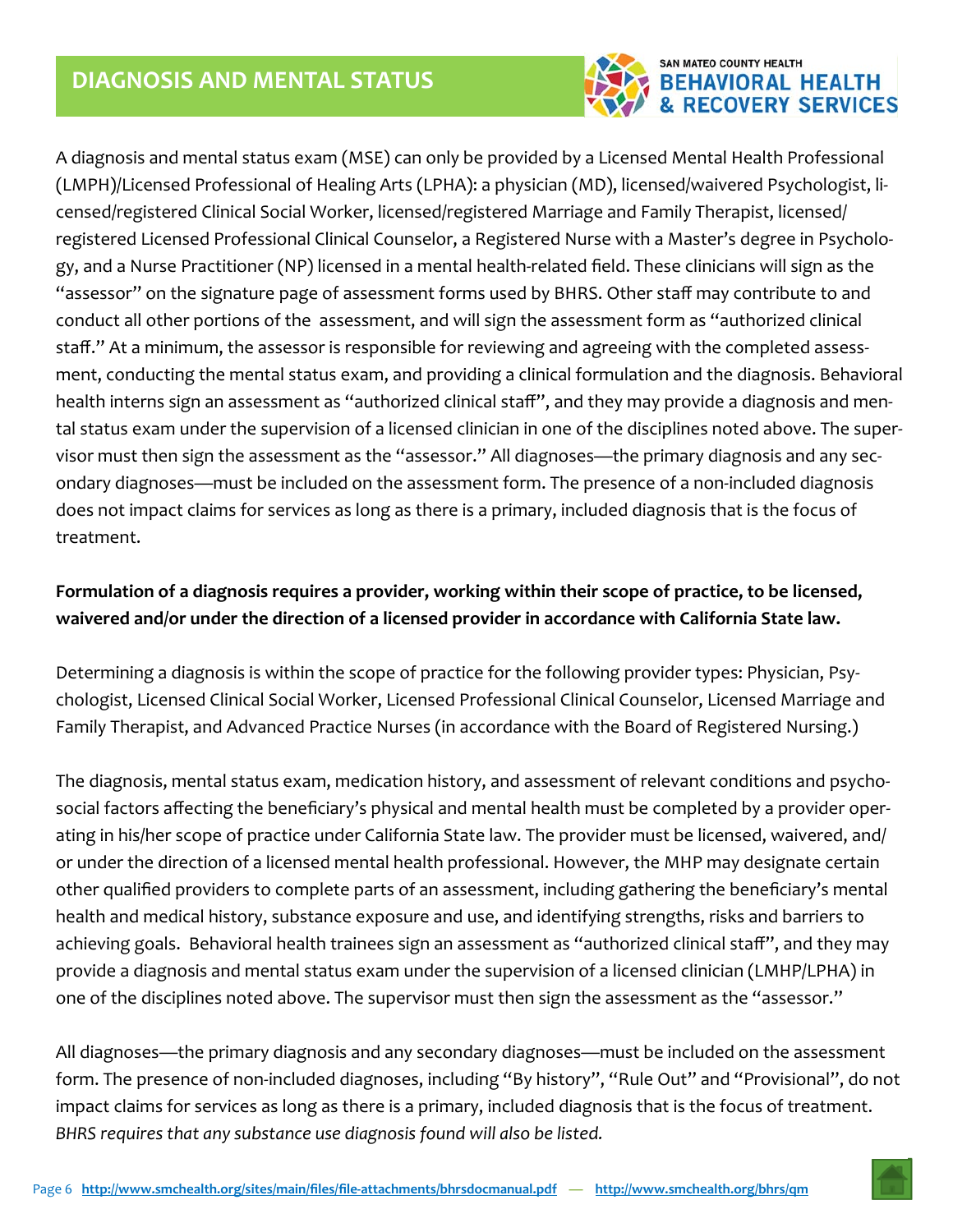# DIAGNOSIS AND MENTAL STATUS

A diagnosis and mental status exam (MSE) can only be provided by a Licensed Mental Health Professional (LMPH)/Licensed Professional of Healing Arts (LPHA): a physician (MD), licensed/waivered Psychologist, licensed/registered Clinical Social Worker, licensed/registered Marriage and Family Therapist, licensed/registered Licensed Professional Clinical Counselor, a Registered Nurse with a Master's degree in Psychology, and a Nurse Practitioner (NP) licensed in a mental health-related field. These clinicians will sign as the "assessor" on the signature page of assessment forms used by BHRS. Other staff may contribute to and conduct all other portions of the assessment, and will sign the assessment form as "authorized clinical staff." At a minimum, the assessor is responsible for reviewing and agreeing with the completed assessment, conducting the mental status exam, and providing a clinical formulation and the diagnosis. Behavioral health interns sign an assessment as "authorized clinical staff", and they may provide a diagnosis and mental status exam under the supervision of a licensed clinician in one of the disciplines noted above. The supervisor must then sign the assessment as the "assessor." All diagnoses—the primary diagnosis and any secondary diagnoses—must be included on the assessment form. The presence of a non-included diagnosis does not impact claims for services as long as there is a primary, included diagnosis that is the focus of treatment.

**Formulation of a diagnosis requires a provider, working within their scope of practice, to be licensed, waivered and/or under the direction of a licensed provider in accordance with California State law.**

Determining a diagnosis is within the scope of practice for the following provider types: Physician, Psychologist, Licensed Clinical Social Worker, Licensed Professional Clinical Counselor, Licensed Marriage and Family Therapist, and Advanced Practice Nurses (in accordance with the Board of Registered Nursing.)

The diagnosis, mental status exam, medication history, and assessment of relevant conditions and psychosocial factors affecting the beneficiary's physical and mental health must be completed by a provider operating in his/her scope of practice under California State law. The provider must be licensed, waivered, and/or under the direction of a licensed mental health professional. However, the MHP may designate certain other qualified providers to complete parts of an assessment, including gathering the beneficiary's mental health and medical history, substance exposure and use, and identifying strengths, risks and barriers to achieving goals. Behavioral health trainees sign an assessment as "authorized clinical staff", and they may provide a diagnosis and mental status exam under the supervision of a licensed clinician (LMHP/LPHA) in one of the disciplines noted above. The supervisor must then sign the assessment as the "assessor."

All diagnoses—the primary diagnosis and any secondary diagnoses—must be included on the assessment form. The presence of non-included diagnoses, including "By history", "Rule Out" and "Provisional", do not impact claims for services as long as there is a primary, included diagnosis that is the focus of treatment. *BHRS requires that any substance use diagnosis found will also be listed.*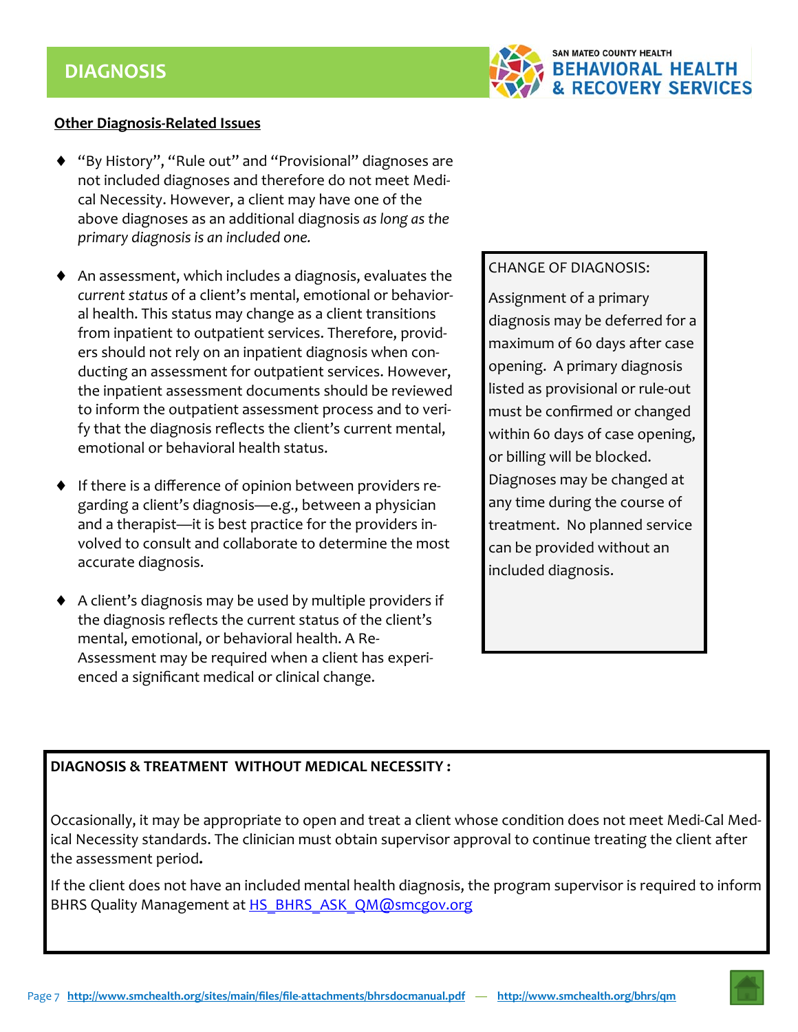# DIAGNOSIS

**Other Diagnosis-Related Issues**

- "By History", "Rule out" and "Provisional" diagnoses are not included diagnoses and therefore do not meet Medi-cal Necessity. However, a client may have one of the above diagnoses as an additional diagnosis *as long as the primary diagnosis is an included one.*

- An assessment, which includes a diagnosis, evaluates the *current status* of a client's mental, emotional or behavioral health. This status may change as a client transitions from inpatient to outpatient services. Therefore, providers should not rely on an inpatient diagnosis when conducting an assessment for outpatient services. However, the inpatient assessment documents should be reviewed to inform the outpatient assessment process and to verify that the diagnosis reflects the client's current mental, emotional or behavioral health status.

- If there is a difference of opinion between providers regarding a client's diagnosis—e.g., between a physician and a therapist—it is best practice for the providers involved to consult and collaborate to determine the most accurate diagnosis.

- A client's diagnosis may be used by multiple providers if the diagnosis reflects the current status of the client's mental, emotional, or behavioral health. A Re-Assessment may be required when a client has experienced a significant medical or clinical change.

CHANGE OF DIAGNOSIS:

Assignment of a primary diagnosis may be deferred for a maximum of 60 days after case opening. A primary diagnosis listed as provisional or rule-out must be confirmed or changed within 60 days of case opening, or billing will be blocked. Diagnoses may be changed at any time during the course of treatment. No planned service can be provided without an included diagnosis.

**DIAGNOSIS & TREATMENT WITHOUT MEDICAL NECESSITY :**

Occasionally, it may be appropriate to open and treat a client whose condition does not meet Medi-Cal Medical Necessity standards. The clinician must obtain supervisor approval to continue treating the client after the assessment period**.**

If the client does not have an included mental health diagnosis, the program supervisor is required to inform BHRS Quality Management at HS_BHRS_ASK_QM@smcgov.org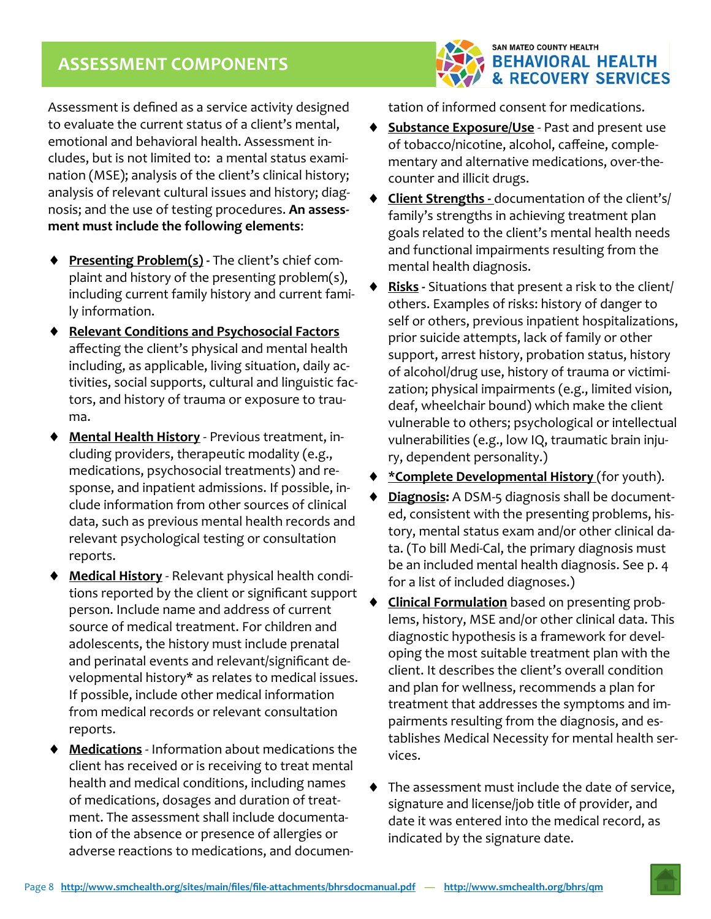## ASSESSMENT COMPONENTS

Assessment is defined as a service activity designed to evaluate the current status of a client's mental, emotional and behavioral health. Assessment includes, but is not limited to: a mental status examination (MSE); analysis of the client's clinical history; analysis of relevant cultural issues and history; diagnosis; and the use of testing procedures. **An assessment must include the following elements**:

- **Presenting Problem(s)** - The client's chief complaint and history of the presenting problem(s), including current family history and current family information.
- **Relevant Conditions and Psychosocial Factors** affecting the client's physical and mental health including, as applicable, living situation, daily activities, social supports, cultural and linguistic factors, and history of trauma or exposure to trauma.
- **Mental Health History** - Previous treatment, including providers, therapeutic modality (e.g., medications, psychosocial treatments) and response, and inpatient admissions. If possible, include information from other sources of clinical data, such as previous mental health records and relevant psychological testing or consultation reports.
- **Medical History** - Relevant physical health conditions reported by the client or significant support person. Include name and address of current source of medical treatment. For children and adolescents, the history must include prenatal and perinatal events and relevant/significant developmental history* as relates to medical issues. If possible, include other medical information from medical records or relevant consultation reports.
- **Medications** - Information about medications the client has received or is receiving to treat mental health and medical conditions, including names of medications, dosages and duration of treatment. The assessment shall include documentation of the absence or presence of allergies or adverse reactions to medications, and documentation of informed consent for medications.
- **Substance Exposure/Use** - Past and present use of tobacco/nicotine, alcohol, caffeine, complementary and alternative medications, over-the-counter and illicit drugs.
- **Client Strengths -** documentation of the client's/family's strengths in achieving treatment plan goals related to the client's mental health needs and functional impairments resulting from the mental health diagnosis.
- **Risks** - Situations that present a risk to the client/others. Examples of risks: history of danger to self or others, previous inpatient hospitalizations, prior suicide attempts, lack of family or other support, arrest history, probation status, history of alcohol/drug use, history of trauma or victimization; physical impairments (e.g., limited vision, deaf, wheelchair bound) which make the client vulnerable to others; psychological or intellectual vulnerabilities (e.g., low IQ, traumatic brain injury, dependent personality.)
- ***Complete Developmental History** (for youth).
- **Diagnosis:** A DSM-5 diagnosis shall be documented, consistent with the presenting problems, history, mental status exam and/or other clinical data. (To bill Medi-Cal, the primary diagnosis must be an included mental health diagnosis. See p. 4 for a list of included diagnoses.)
- **Clinical Formulation** based on presenting problems, history, MSE and/or other clinical data. This diagnostic hypothesis is a framework for developing the most suitable treatment plan with the client. It describes the client's overall condition and plan for wellness, recommends a plan for treatment that addresses the symptoms and impairments resulting from the diagnosis, and establishes Medical Necessity for mental health services.
- The assessment must include the date of service, signature and license/job title of provider, and date it was entered into the medical record, as indicated by the signature date.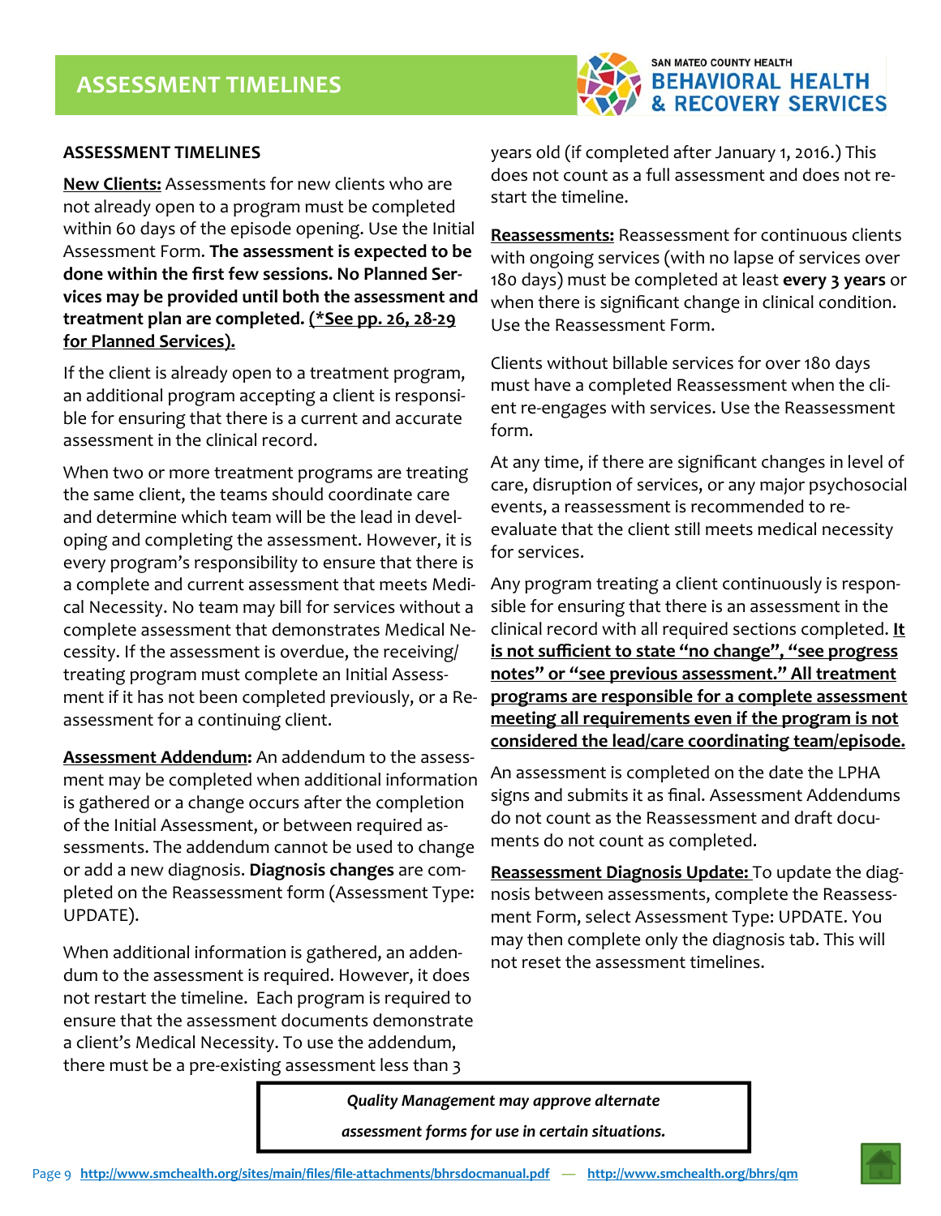# ASSESSMENT TIMELINES

## ASSESSMENT TIMELINES

**New Clients:** Assessments for new clients who are not already open to a program must be completed within 60 days of the episode opening. Use the Initial Assessment Form. **The assessment is expected to be done within the first few sessions. No Planned Services may be provided until both the assessment and treatment plan are completed. (*See pp. 26, 28-29 for Planned Services).**

If the client is already open to a treatment program, an additional program accepting a client is responsible for ensuring that there is a current and accurate assessment in the clinical record.

When two or more treatment programs are treating the same client, the teams should coordinate care and determine which team will be the lead in developing and completing the assessment. However, it is every program's responsibility to ensure that there is a complete and current assessment that meets Medical Necessity. No team may bill for services without a complete assessment that demonstrates Medical Necessity. If the assessment is overdue, the receiving/treating program must complete an Initial Assessment if it has not been completed previously, or a Reassessment for a continuing client.

**Assessment Addendum:** An addendum to the assessment may be completed when additional information is gathered or a change occurs after the completion of the Initial Assessment, or between required assessments. The addendum cannot be used to change or add a new diagnosis. **Diagnosis changes** are completed on the Reassessment form (Assessment Type: UPDATE).

When additional information is gathered, an addendum to the assessment is required. However, it does not restart the timeline. Each program is required to ensure that the assessment documents demonstrate a client's Medical Necessity. To use the addendum, there must be a pre-existing assessment less than 3 years old (if completed after January 1, 2016.) This does not count as a full assessment and does not restart the timeline.

**Reassessments:** Reassessment for continuous clients with ongoing services (with no lapse of services over 180 days) must be completed at least **every 3 years** or when there is significant change in clinical condition. Use the Reassessment Form.

Clients without billable services for over 180 days must have a completed Reassessment when the client re-engages with services. Use the Reassessment form.

At any time, if there are significant changes in level of care, disruption of services, or any major psychosocial events, a reassessment is recommended to re-evaluate that the client still meets medical necessity for services.

Any program treating a client continuously is responsible for ensuring that there is an assessment in the clinical record with all required sections completed. **It is not sufficient to state "no change", "see progress notes" or "see previous assessment." All treatment programs are responsible for a complete assessment meeting all requirements even if the program is not considered the lead/care coordinating team/episode.**

An assessment is completed on the date the LPHA signs and submits it as final. Assessment Addendums do not count as the Reassessment and draft documents do not count as completed.

**Reassessment Diagnosis Update:** To update the diagnosis between assessments, complete the Reassessment Form, select Assessment Type: UPDATE. You may then complete only the diagnosis tab. This will not reset the assessment timelines.

*Quality Management may approve alternate assessment forms for use in certain situations.*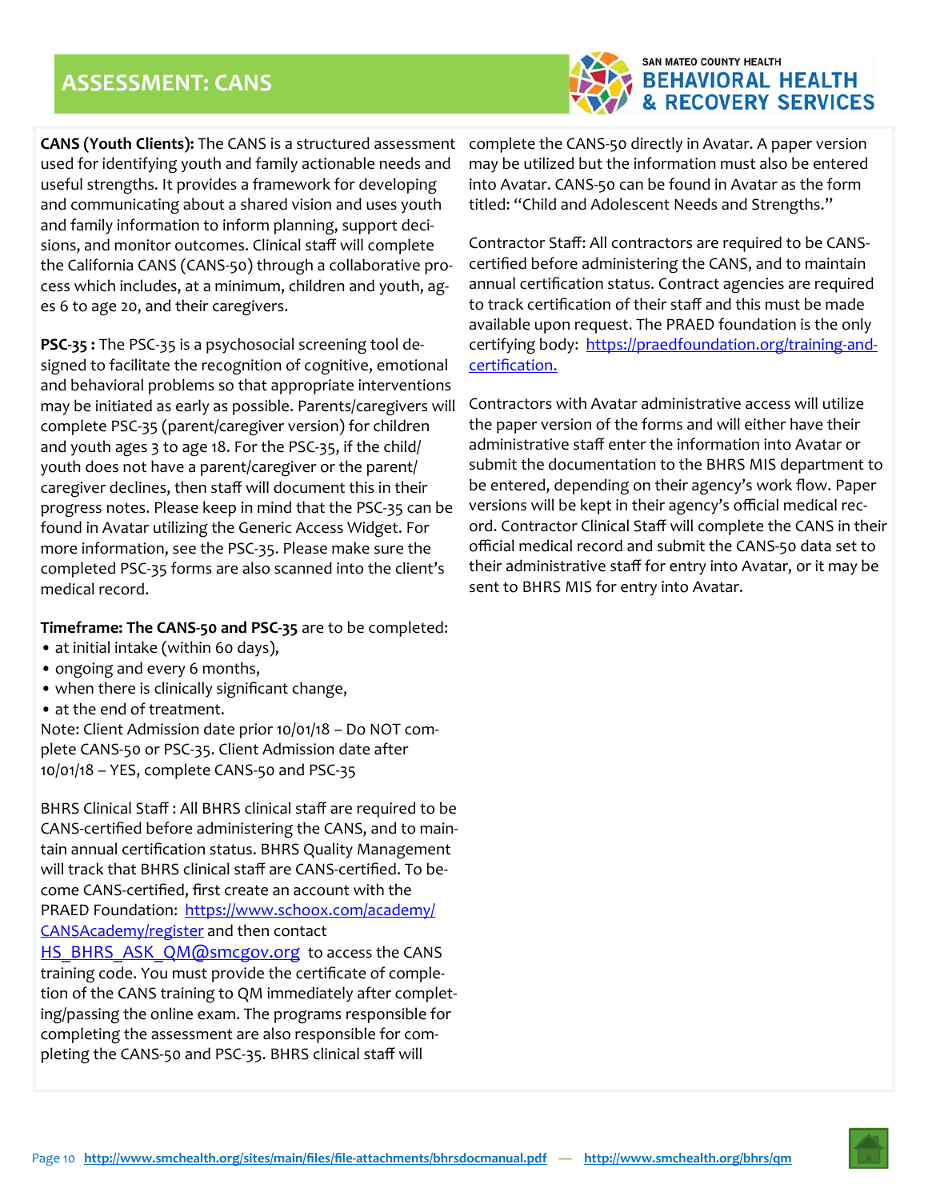# ASSESSMENT: CANS

**CANS (Youth Clients):** The CANS is a structured assessment used for identifying youth and family actionable needs and useful strengths. It provides a framework for developing and communicating about a shared vision and uses youth and family information to inform planning, support decisions, and monitor outcomes. Clinical staff will complete the California CANS (CANS-50) through a collaborative process which includes, at a minimum, children and youth, ages 6 to age 20, and their caregivers.

**PSC-35 :** The PSC-35 is a psychosocial screening tool designed to facilitate the recognition of cognitive, emotional and behavioral problems so that appropriate interventions may be initiated as early as possible. Parents/caregivers will complete PSC-35 (parent/caregiver version) for children and youth ages 3 to age 18. For the PSC-35, if the child/youth does not have a parent/caregiver or the parent/caregiver declines, then staff will document this in their progress notes. Please keep in mind that the PSC-35 can be found in Avatar utilizing the Generic Access Widget. For more information, see the PSC-35. Please make sure the completed PSC-35 forms are also scanned into the client's medical record.

**Timeframe: The CANS-50 and PSC-35** are to be completed:

- at initial intake (within 60 days),
- ongoing and every 6 months,
- when there is clinically significant change,
- at the end of treatment.

Note: Client Admission date prior 10/01/18 – Do NOT complete CANS-50 or PSC-35. Client Admission date after 10/01/18 – YES, complete CANS-50 and PSC-35

BHRS Clinical Staff : All BHRS clinical staff are required to be CANS-certified before administering the CANS, and to maintain annual certification status. BHRS Quality Management will track that BHRS clinical staff are CANS-certified. To become CANS-certified, first create an account with the PRAED Foundation: [https://www.schoox.com/academy/CANSAcademy/register](https://www.schoox.com/academy/CANSAcademy/register) and then contact [HS_BHRS_ASK_QM@smcgov.org](mailto:HS_BHRS_ASK_QM@smcgov.org) to access the CANS training code. You must provide the certificate of completion of the CANS training to QM immediately after completing/passing the online exam. The programs responsible for completing the assessment are also responsible for completing the CANS-50 and PSC-35. BHRS clinical staff will complete the CANS-50 directly in Avatar. A paper version may be utilized but the information must also be entered into Avatar. CANS-50 can be found in Avatar as the form titled: "Child and Adolescent Needs and Strengths."

Contractor Staff: All contractors are required to be CANS-certified before administering the CANS, and to maintain annual certification status. Contract agencies are required to track certification of their staff and this must be made available upon request. The PRAED foundation is the only certifying body: [https://praedfoundation.org/training-and-certification.](https://praedfoundation.org/training-and-certification)

Contractors with Avatar administrative access will utilize the paper version of the forms and will either have their administrative staff enter the information into Avatar or submit the documentation to the BHRS MIS department to be entered, depending on their agency's work flow. Paper versions will be kept in their agency's official medical record. Contractor Clinical Staff will complete the CANS in their official medical record and submit the CANS-50 data set to their administrative staff for entry into Avatar, or it may be sent to BHRS MIS for entry into Avatar.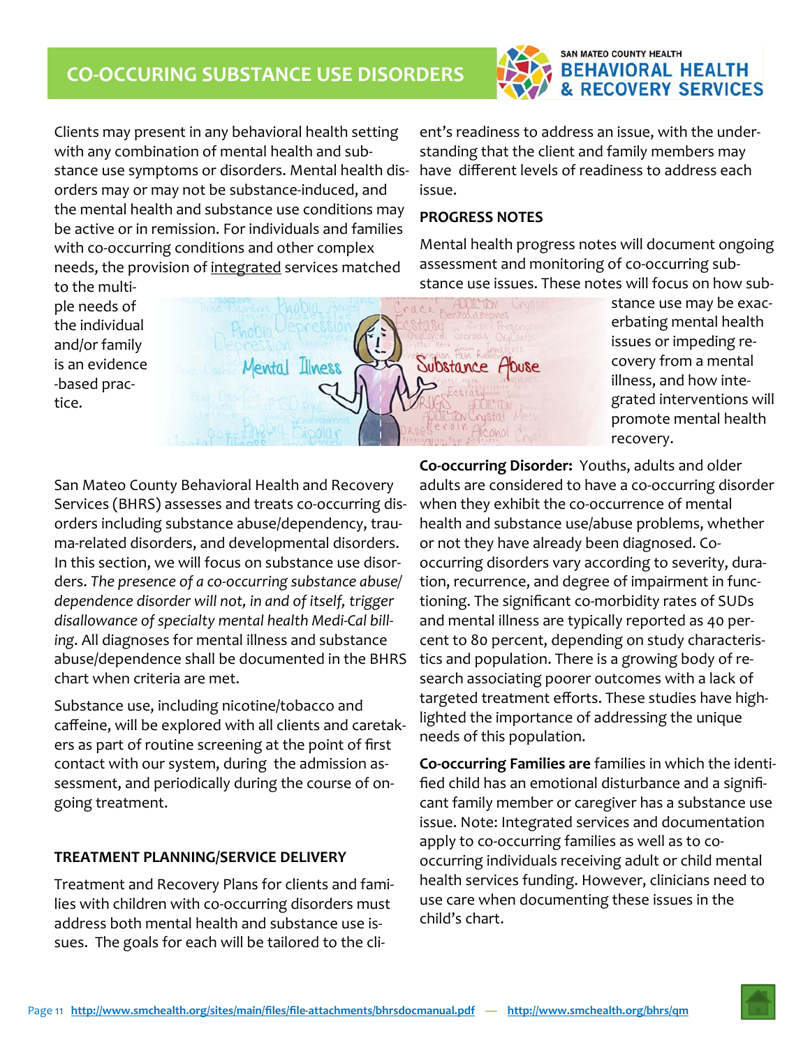## CO-OCCURING SUBSTANCE USE DISORDERS

Clients may present in any behavioral health setting with any combination of mental health and substance use symptoms or disorders. Mental health disorders may or may not be substance-induced, and the mental health and substance use conditions may be active or in remission. For individuals and families with co-occurring conditions and other complex needs, the provision of integrated services matched to the multiple needs of the individual and/or family is an evidence-based practice.

San Mateo County Behavioral Health and Recovery Services (BHRS) assesses and treats co-occurring disorders including substance abuse/dependency, trauma-related disorders, and developmental disorders. In this section, we will focus on substance use disorders. *The presence of a co-occurring substance abuse/dependence disorder will not, in and of itself, trigger disallowance of specialty mental health Medi-Cal billing*. All diagnoses for mental illness and substance abuse/dependence shall be documented in the BHRS chart when criteria are met.

Substance use, including nicotine/tobacco and caffeine, will be explored with all clients and caretakers as part of routine screening at the point of first contact with our system, during the admission assessment, and periodically during the course of ongoing treatment.

### TREATMENT PLANNING/SERVICE DELIVERY

Treatment and Recovery Plans for clients and families with children with co-occurring disorders must address both mental health and substance use issues. The goals for each will be tailored to the client's readiness to address an issue, with the understanding that the client and family members may have different levels of readiness to address each issue.

### PROGRESS NOTES

Mental health progress notes will document ongoing assessment and monitoring of co-occurring substance use issues. These notes will focus on how substance use may be exacerbating mental health issues or impeding recovery from a mental illness, and how integrated interventions will promote mental health recovery.

**Co-occurring Disorder:** Youths, adults and older adults are considered to have a co-occurring disorder when they exhibit the co-occurrence of mental health and substance use/abuse problems, whether or not they have already been diagnosed. Co-occurring disorders vary according to severity, duration, recurrence, and degree of impairment in functioning. The significant co-morbidity rates of SUDs and mental illness are typically reported as 40 percent to 80 percent, depending on study characteristics and population. There is a growing body of research associating poorer outcomes with a lack of targeted treatment efforts. These studies have highlighted the importance of addressing the unique needs of this population.

**Co-occurring Families are** families in which the identified child has an emotional disturbance and a significant family member or caregiver has a substance use issue. Note: Integrated services and documentation apply to co-occurring families as well as to co-occurring individuals receiving adult or child mental health services funding. However, clinicians need to use care when documenting these issues in the child's chart.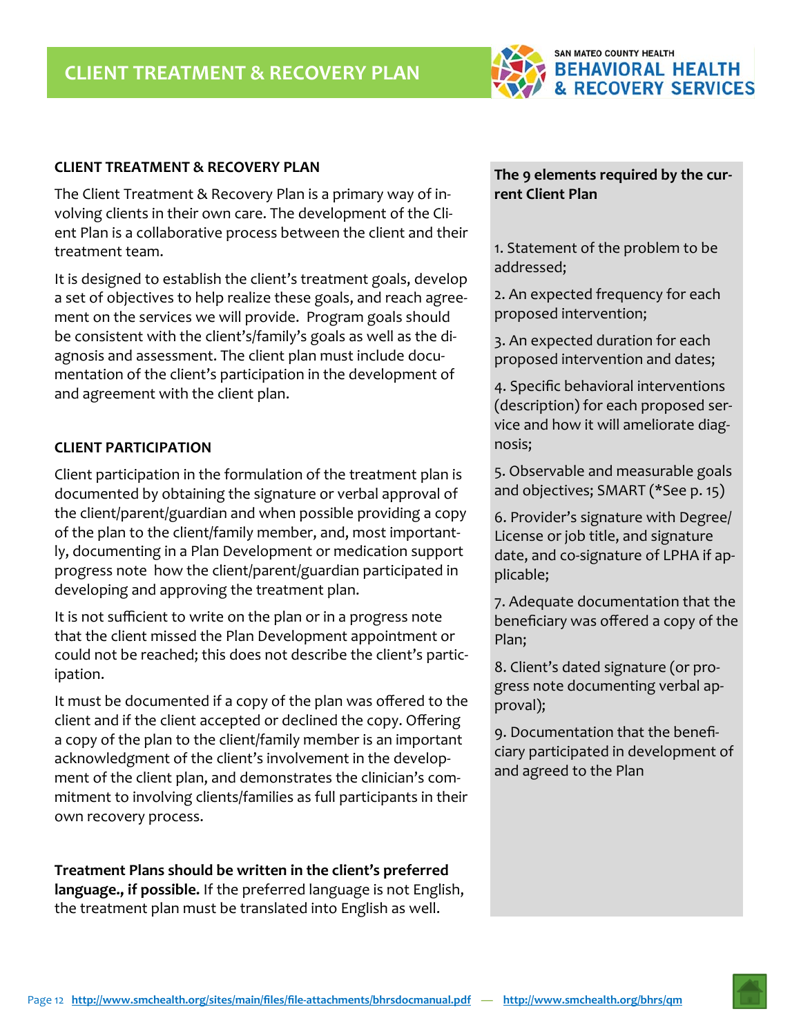# CLIENT TREATMENT & RECOVERY PLAN

## CLIENT TREATMENT & RECOVERY PLAN

The Client Treatment & Recovery Plan is a primary way of involving clients in their own care. The development of the Client Plan is a collaborative process between the client and their treatment team.

It is designed to establish the client's treatment goals, develop a set of objectives to help realize these goals, and reach agreement on the services we will provide. Program goals should be consistent with the client's/family's goals as well as the diagnosis and assessment. The client plan must include documentation of the client's participation in the development of and agreement with the client plan.

## CLIENT PARTICIPATION

Client participation in the formulation of the treatment plan is documented by obtaining the signature or verbal approval of the client/parent/guardian and when possible providing a copy of the plan to the client/family member, and, most importantly, documenting in a Plan Development or medication support progress note how the client/parent/guardian participated in developing and approving the treatment plan.

It is not sufficient to write on the plan or in a progress note that the client missed the Plan Development appointment or could not be reached; this does not describe the client's participation.

It must be documented if a copy of the plan was offered to the client and if the client accepted or declined the copy. Offering a copy of the plan to the client/family member is an important acknowledgment of the client's involvement in the development of the client plan, and demonstrates the clinician's commitment to involving clients/families as full participants in their own recovery process.

**Treatment Plans should be written in the client's preferred language., if possible.** If the preferred language is not English, the treatment plan must be translated into English as well.

**The 9 elements required by the current Client Plan**

1. Statement of the problem to be addressed;
2. An expected frequency for each proposed intervention;
3. An expected duration for each proposed intervention and dates;
4. Specific behavioral interventions (description) for each proposed service and how it will ameliorate diagnosis;
5. Observable and measurable goals and objectives; SMART (*See p. 15)
6. Provider's signature with Degree/License or job title, and signature date, and co-signature of LPHA if applicable;
7. Adequate documentation that the beneficiary was offered a copy of the Plan;
8. Client's dated signature (or progress note documenting verbal approval);
9. Documentation that the beneficiary participated in development of and agreed to the Plan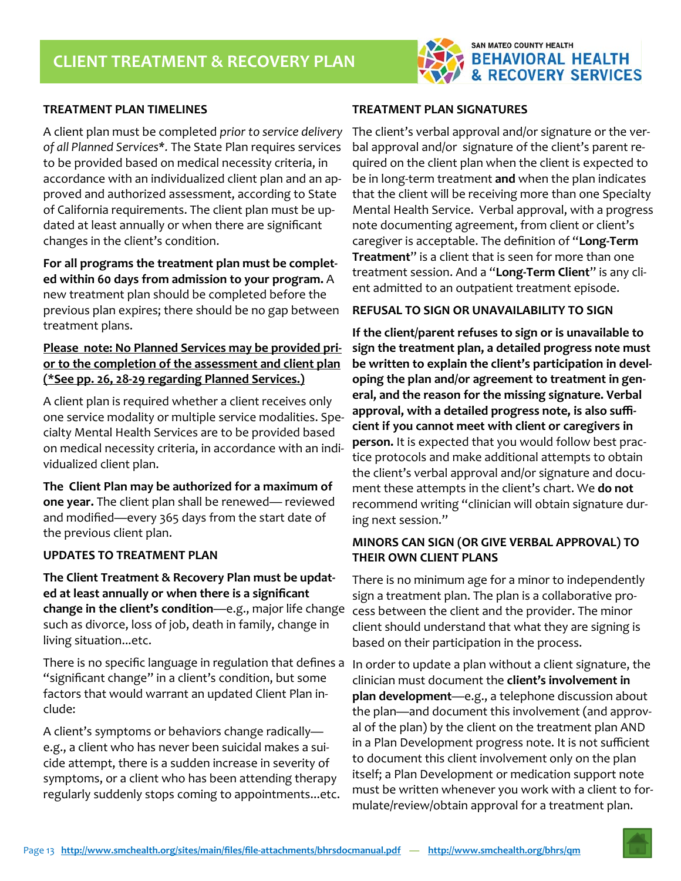# CLIENT TREATMENT & RECOVERY PLAN

### TREATMENT PLAN TIMELINES

A client plan must be completed *prior to service delivery of all Planned Services\*.* The State Plan requires services to be provided based on medical necessity criteria, in accordance with an individualized client plan and an approved and authorized assessment, according to State of California requirements. The client plan must be updated at least annually or when there are significant changes in the client's condition.

**For all programs the treatment plan must be completed within 60 days from admission to your program.** A new treatment plan should be completed before the previous plan expires; there should be no gap between treatment plans.

**Please note: No Planned Services may be provided prior to the completion of the assessment and client plan (\*See pp. 26, 28-29 regarding Planned Services.)**

A client plan is required whether a client receives only one service modality or multiple service modalities. Specialty Mental Health Services are to be provided based on medical necessity criteria, in accordance with an individualized client plan.

**The Client Plan may be authorized for a maximum of one year.** The client plan shall be renewed— reviewed and modified—every 365 days from the start date of the previous client plan.

### UPDATES TO TREATMENT PLAN

**The Client Treatment & Recovery Plan must be updated at least annually or when there is a significant change in the client's condition**—e.g., major life change such as divorce, loss of job, death in family, change in living situation...etc.

There is no specific language in regulation that defines a "significant change" in a client's condition, but some factors that would warrant an updated Client Plan include:

A client's symptoms or behaviors change radically—e.g., a client who has never been suicidal makes a suicide attempt, there is a sudden increase in severity of symptoms, or a client who has been attending therapy regularly suddenly stops coming to appointments...etc.

### TREATMENT PLAN SIGNATURES

The client's verbal approval and/or signature or the verbal approval and/or signature of the client's parent required on the client plan when the client is expected to be in long-term treatment **and** when the plan indicates that the client will be receiving more than one Specialty Mental Health Service. Verbal approval, with a progress note documenting agreement, from client or client's caregiver is acceptable. The definition of "**Long-Term Treatment**" is a client that is seen for more than one treatment session. And a "**Long-Term Client**" is any client admitted to an outpatient treatment episode.

### REFUSAL TO SIGN OR UNAVAILABILITY TO SIGN

**If the client/parent refuses to sign or is unavailable to sign the treatment plan, a detailed progress note must be written to explain the client's participation in developing the plan and/or agreement to treatment in general, and the reason for the missing signature. Verbal approval, with a detailed progress note, is also sufficient if you cannot meet with client or caregivers in person.** It is expected that you would follow best practice protocols and make additional attempts to obtain the client's verbal approval and/or signature and document these attempts in the client's chart. We **do not** recommend writing "clinician will obtain signature during next session."

### MINORS CAN SIGN (OR GIVE VERBAL APPROVAL) TO THEIR OWN CLIENT PLANS

There is no minimum age for a minor to independently sign a treatment plan. The plan is a collaborative process between the client and the provider. The minor client should understand that what they are signing is based on their participation in the process.

In order to update a plan without a client signature, the clinician must document the **client's involvement in plan development**—e.g., a telephone discussion about the plan—and document this involvement (and approval of the plan) by the client on the treatment plan AND in a Plan Development progress note. It is not sufficient to document this client involvement only on the plan itself; a Plan Development or medication support note must be written whenever you work with a client to formulate/review/obtain approval for a treatment plan.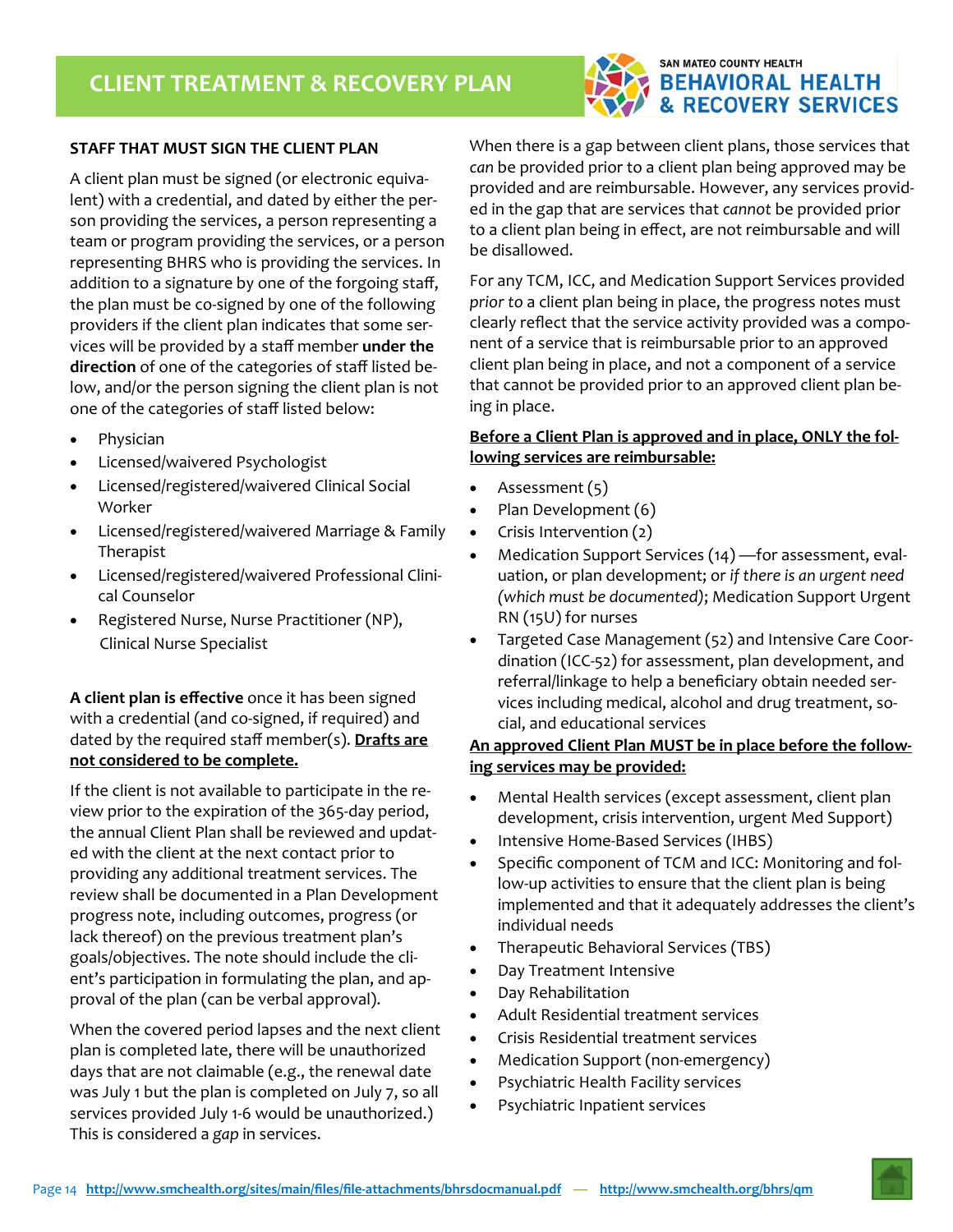# CLIENT TREATMENT & RECOVERY PLAN

**STAFF THAT MUST SIGN THE CLIENT PLAN**

A client plan must be signed (or electronic equivalent) with a credential, and dated by either the person providing the services, a person representing a team or program providing the services, or a person representing BHRS who is providing the services. In addition to a signature by one of the forgoing staff, the plan must be co-signed by one of the following providers if the client plan indicates that some services will be provided by a staff member **under the direction** of one of the categories of staff listed below, and/or the person signing the client plan is not one of the categories of staff listed below:

- Physician
- Licensed/waivered Psychologist
- Licensed/registered/waivered Clinical Social Worker
- Licensed/registered/waivered Marriage & Family Therapist
- Licensed/registered/waivered Professional Clinical Counselor
- Registered Nurse, Nurse Practitioner (NP), Clinical Nurse Specialist

**A client plan is effective** once it has been signed with a credential (and co-signed, if required) and dated by the required staff member(s). **Drafts are not considered to be complete.**

If the client is not available to participate in the review prior to the expiration of the 365-day period, the annual Client Plan shall be reviewed and updated with the client at the next contact prior to providing any additional treatment services. The review shall be documented in a Plan Development progress note, including outcomes, progress (or lack thereof) on the previous treatment plan's goals/objectives. The note should include the client's participation in formulating the plan, and approval of the plan (can be verbal approval).

When the covered period lapses and the next client plan is completed late, there will be unauthorized days that are not claimable (e.g., the renewal date was July 1 but the plan is completed on July 7, so all services provided July 1-6 would be unauthorized.) This is considered a *gap* in services.

When there is a gap between client plans, those services that *can* be provided prior to a client plan being approved may be provided and are reimbursable. However, any services provided in the gap that are services that *cannot* be provided prior to a client plan being in effect, are not reimbursable and will be disallowed.

For any TCM, ICC, and Medication Support Services provided *prior to* a client plan being in place, the progress notes must clearly reflect that the service activity provided was a component of a service that is reimbursable prior to an approved client plan being in place, and not a component of a service that cannot be provided prior to an approved client plan being in place.

**Before a Client Plan is approved and in place, ONLY the following services are reimbursable:**

- Assessment (5)
- Plan Development (6)
- Crisis Intervention (2)
- Medication Support Services (14) —for assessment, evaluation, or plan development; or *if there is an urgent need (which must be documented)*; Medication Support Urgent RN (15U) for nurses
- Targeted Case Management (52) and Intensive Care Coordination (ICC-52) for assessment, plan development, and referral/linkage to help a beneficiary obtain needed services including medical, alcohol and drug treatment, social, and educational services

**An approved Client Plan MUST be in place before the following services may be provided:**

- Mental Health services (except assessment, client plan development, crisis intervention, urgent Med Support)
- Intensive Home-Based Services (IHBS)
- Specific component of TCM and ICC: Monitoring and follow-up activities to ensure that the client plan is being implemented and that it adequately addresses the client's individual needs
- Therapeutic Behavioral Services (TBS)
- Day Treatment Intensive
- Day Rehabilitation
- Adult Residential treatment services
- Crisis Residential treatment services
- Medication Support (non-emergency)
- Psychiatric Health Facility services
- Psychiatric Inpatient services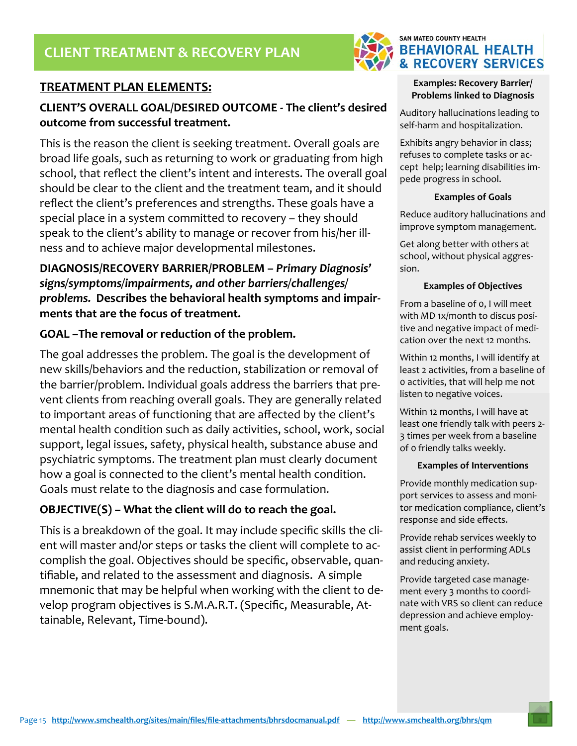# CLIENT TREATMENT & RECOVERY PLAN

SAN MATEO COUNTY HEALTH
**BEHAVIORAL HEALTH & RECOVERY SERVICES**

## TREATMENT PLAN ELEMENTS:

**CLIENT'S OVERALL GOAL/DESIRED OUTCOME - The client's desired outcome from successful treatment.**

This is the reason the client is seeking treatment. Overall goals are broad life goals, such as returning to work or graduating from high school, that reflect the client's intent and interests. The overall goal should be clear to the client and the treatment team, and it should reflect the client's preferences and strengths. These goals have a special place in a system committed to recovery – they should speak to the client's ability to manage or recover from his/her illness and to achieve major developmental milestones.

**DIAGNOSIS/RECOVERY BARRIER/PROBLEM – *Primary Diagnosis' signs/symptoms/impairments, and other barriers/challenges/problems.* Describes the behavioral health symptoms and impairments that are the focus of treatment.**

**GOAL –The removal or reduction of the problem.**

The goal addresses the problem. The goal is the development of new skills/behaviors and the reduction, stabilization or removal of the barrier/problem. Individual goals address the barriers that prevent clients from reaching overall goals. They are generally related to important areas of functioning that are affected by the client's mental health condition such as daily activities, school, work, social support, legal issues, safety, physical health, substance abuse and psychiatric symptoms. The treatment plan must clearly document how a goal is connected to the client's mental health condition. Goals must relate to the diagnosis and case formulation.

**OBJECTIVE(S) – What the client will do to reach the goal.**

This is a breakdown of the goal. It may include specific skills the client will master and/or steps or tasks the client will complete to accomplish the goal. Objectives should be specific, observable, quantifiable, and related to the assessment and diagnosis. A simple mnemonic that may be helpful when working with the client to develop program objectives is S.M.A.R.T. (Specific, Measurable, Attainable, Relevant, Time-bound).

**Examples: Recovery Barrier/ Problems linked to Diagnosis**

Auditory hallucinations leading to self-harm and hospitalization.

Exhibits angry behavior in class; refuses to complete tasks or accept help; learning disabilities impede progress in school.

**Examples of Goals**

Reduce auditory hallucinations and improve symptom management.

Get along better with others at school, without physical aggression.

**Examples of Objectives**

From a baseline of 0, I will meet with MD 1x/month to discus positive and negative impact of medication over the next 12 months.

Within 12 months, I will identify at least 2 activities, from a baseline of 0 activities, that will help me not listen to negative voices.

Within 12 months, I will have at least one friendly talk with peers 2-3 times per week from a baseline of 0 friendly talks weekly.

**Examples of Interventions**

Provide monthly medication support services to assess and monitor medication compliance, client's response and side effects.

Provide rehab services weekly to assist client in performing ADLs and reducing anxiety.

Provide targeted case management every 3 months to coordinate with VRS so client can reduce depression and achieve employment goals.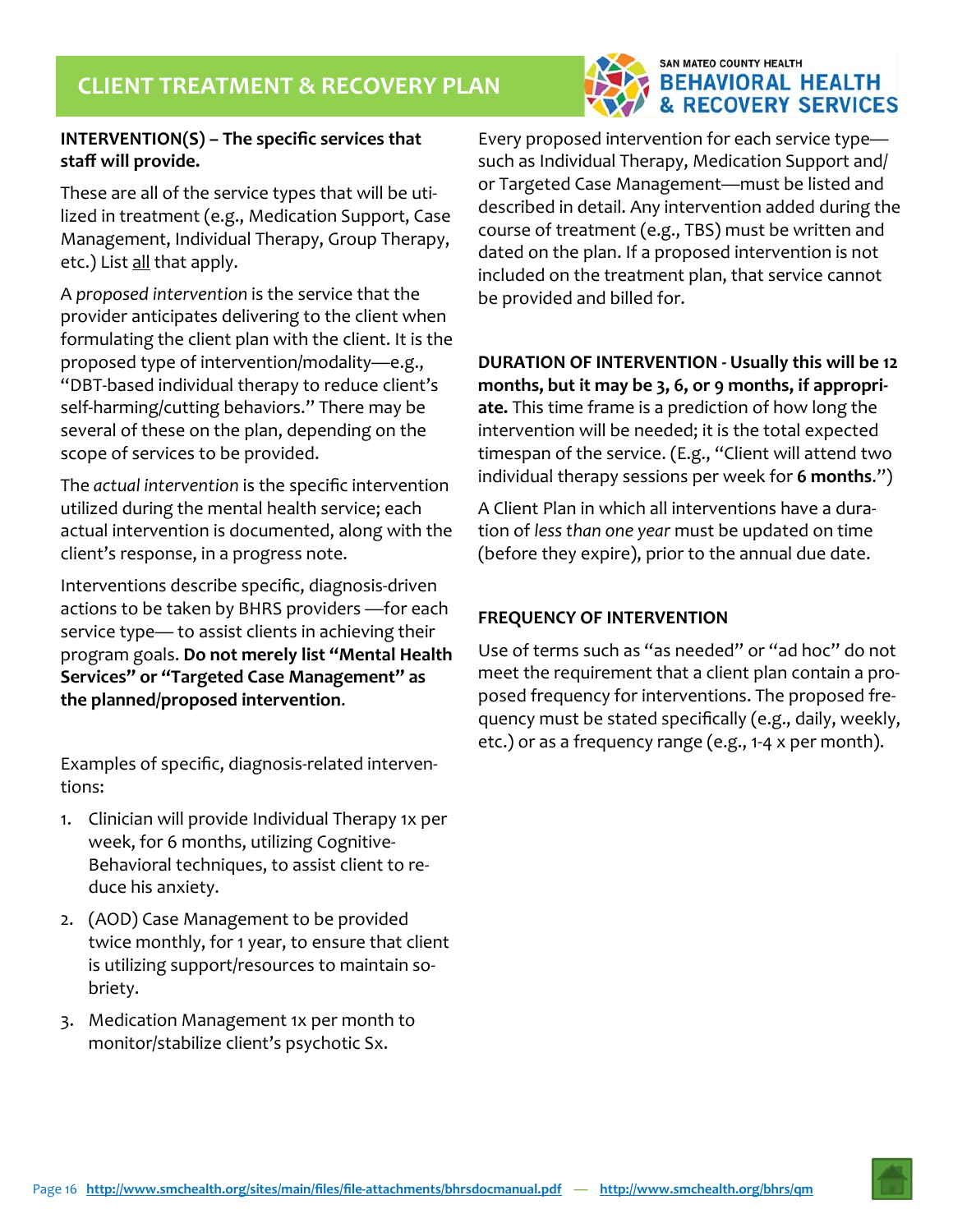# CLIENT TREATMENT & RECOVERY PLAN

**INTERVENTION(S) – The specific services that staff will provide.**

These are all of the service types that will be utilized in treatment (e.g., Medication Support, Case Management, Individual Therapy, Group Therapy, etc.) List all that apply.

A *proposed intervention* is the service that the provider anticipates delivering to the client when formulating the client plan with the client. It is the proposed type of intervention/modality—e.g., "DBT-based individual therapy to reduce client's self-harming/cutting behaviors." There may be several of these on the plan, depending on the scope of services to be provided.

The *actual intervention* is the specific intervention utilized during the mental health service; each actual intervention is documented, along with the client's response, in a progress note.

Interventions describe specific, diagnosis-driven actions to be taken by BHRS providers —for each service type— to assist clients in achieving their program goals. **Do not merely list "Mental Health Services" or "Targeted Case Management" as the planned/proposed intervention**.

Examples of specific, diagnosis-related interventions:

1. Clinician will provide Individual Therapy 1x per week, for 6 months, utilizing Cognitive-Behavioral techniques, to assist client to reduce his anxiety.
2. (AOD) Case Management to be provided twice monthly, for 1 year, to ensure that client is utilizing support/resources to maintain sobriety.
3. Medication Management 1x per month to monitor/stabilize client's psychotic Sx.

Every proposed intervention for each service type—such as Individual Therapy, Medication Support and/or Targeted Case Management—must be listed and described in detail. Any intervention added during the course of treatment (e.g., TBS) must be written and dated on the plan. If a proposed intervention is not included on the treatment plan, that service cannot be provided and billed for.

**DURATION OF INTERVENTION - Usually this will be 12 months, but it may be 3, 6, or 9 months, if appropriate.** This time frame is a prediction of how long the intervention will be needed; it is the total expected timespan of the service. (E.g., "Client will attend two individual therapy sessions per week for **6 months**.")

A Client Plan in which all interventions have a duration of *less than one year* must be updated on time (before they expire), prior to the annual due date.

**FREQUENCY OF INTERVENTION**

Use of terms such as "as needed" or "ad hoc" do not meet the requirement that a client plan contain a proposed frequency for interventions. The proposed frequency must be stated specifically (e.g., daily, weekly, etc.) or as a frequency range (e.g., 1-4 x per month).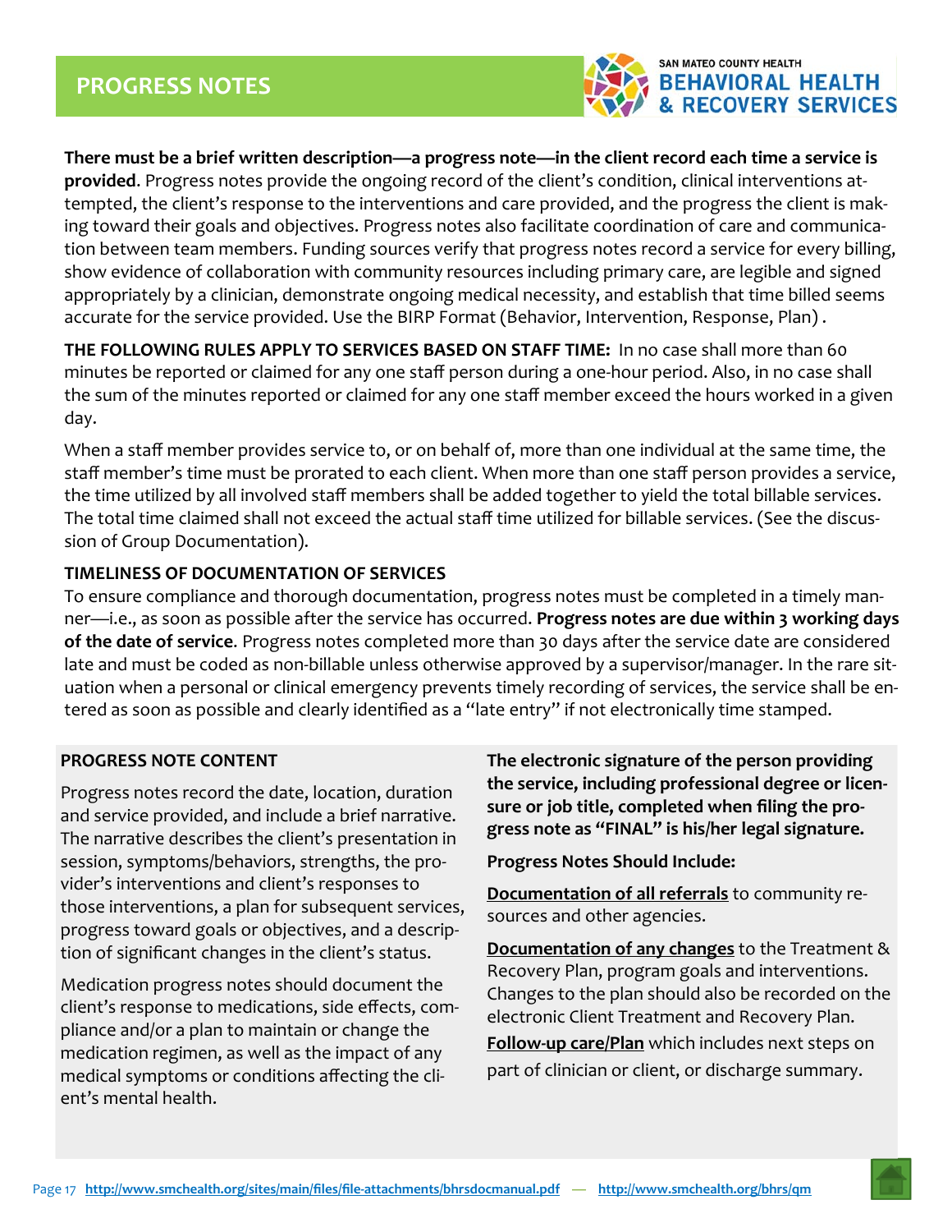# PROGRESS NOTES

**There must be a brief written description—a progress note—in the client record each time a service is provided**. Progress notes provide the ongoing record of the client's condition, clinical interventions attempted, the client's response to the interventions and care provided, and the progress the client is making toward their goals and objectives. Progress notes also facilitate coordination of care and communication between team members. Funding sources verify that progress notes record a service for every billing, show evidence of collaboration with community resources including primary care, are legible and signed appropriately by a clinician, demonstrate ongoing medical necessity, and establish that time billed seems accurate for the service provided. Use the BIRP Format (Behavior, Intervention, Response, Plan) .

**THE FOLLOWING RULES APPLY TO SERVICES BASED ON STAFF TIME:** In no case shall more than 60 minutes be reported or claimed for any one staff person during a one-hour period. Also, in no case shall the sum of the minutes reported or claimed for any one staff member exceed the hours worked in a given day.

When a staff member provides service to, or on behalf of, more than one individual at the same time, the staff member's time must be prorated to each client. When more than one staff person provides a service, the time utilized by all involved staff members shall be added together to yield the total billable services. The total time claimed shall not exceed the actual staff time utilized for billable services. (See the discussion of Group Documentation).

## TIMELINESS OF DOCUMENTATION OF SERVICES

To ensure compliance and thorough documentation, progress notes must be completed in a timely manner—i.e., as soon as possible after the service has occurred. **Progress notes are due within 3 working days of the date of service**. Progress notes completed more than 30 days after the service date are considered late and must be coded as non-billable unless otherwise approved by a supervisor/manager. In the rare situation when a personal or clinical emergency prevents timely recording of services, the service shall be entered as soon as possible and clearly identified as a "late entry" if not electronically time stamped.

## PROGRESS NOTE CONTENT

Progress notes record the date, location, duration and service provided, and include a brief narrative. The narrative describes the client's presentation in session, symptoms/behaviors, strengths, the provider's interventions and client's responses to those interventions, a plan for subsequent services, progress toward goals or objectives, and a description of significant changes in the client's status.

Medication progress notes should document the client's response to medications, side effects, compliance and/or a plan to maintain or change the medication regimen, as well as the impact of any medical symptoms or conditions affecting the client's mental health.

**The electronic signature of the person providing the service, including professional degree or licensure or job title, completed when filing the progress note as "FINAL" is his/her legal signature.**

**Progress Notes Should Include:**

**Documentation of all referrals** to community resources and other agencies.

**Documentation of any changes** to the Treatment & Recovery Plan, program goals and interventions. Changes to the plan should also be recorded on the electronic Client Treatment and Recovery Plan.

**Follow-up care/Plan** which includes next steps on part of clinician or client, or discharge summary.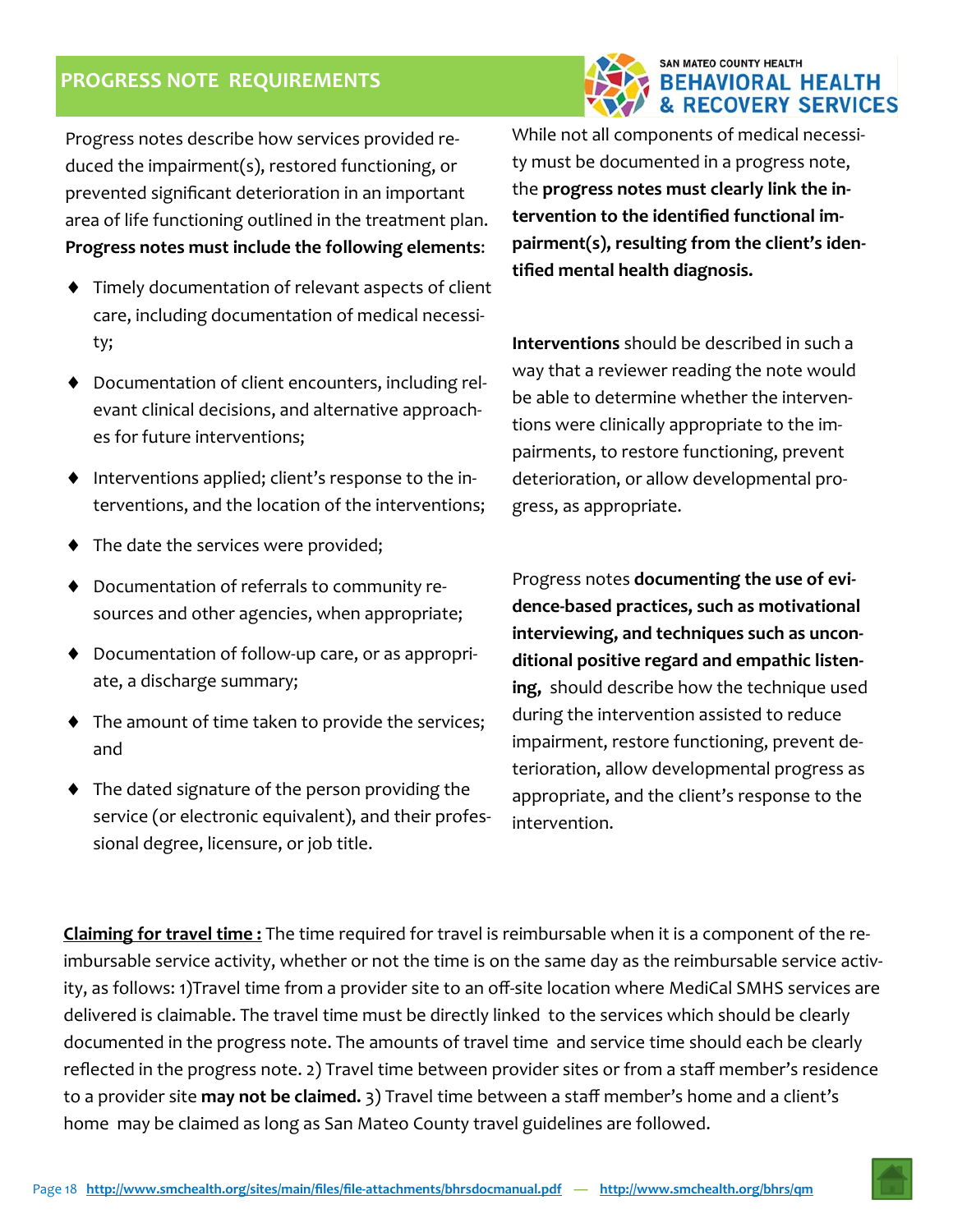## PROGRESS NOTE REQUIREMENTS

Progress notes describe how services provided reduced the impairment(s), restored functioning, or prevented significant deterioration in an important area of life functioning outlined in the treatment plan. **Progress notes must include the following elements**:

- Timely documentation of relevant aspects of client care, including documentation of medical necessity;
- Documentation of client encounters, including relevant clinical decisions, and alternative approaches for future interventions;
- Interventions applied; client's response to the interventions, and the location of the interventions;
- The date the services were provided;
- Documentation of referrals to community resources and other agencies, when appropriate;
- Documentation of follow-up care, or as appropriate, a discharge summary;
- The amount of time taken to provide the services; and
- The dated signature of the person providing the service (or electronic equivalent), and their professional degree, licensure, or job title.

While not all components of medical necessity must be documented in a progress note, the **progress notes must clearly link the intervention to the identified functional impairment(s), resulting from the client's identified mental health diagnosis.**

**Interventions** should be described in such a way that a reviewer reading the note would be able to determine whether the interventions were clinically appropriate to the impairments, to restore functioning, prevent deterioration, or allow developmental progress, as appropriate.

Progress notes **documenting the use of evidence-based practices, such as motivational interviewing, and techniques such as unconditional positive regard and empathic listening,** should describe how the technique used during the intervention assisted to reduce impairment, restore functioning, prevent deterioration, allow developmental progress as appropriate, and the client's response to the intervention.

**Claiming for travel time :** The time required for travel is reimbursable when it is a component of the reimbursable service activity, whether or not the time is on the same day as the reimbursable service activity, as follows: 1)Travel time from a provider site to an off-site location where MediCal SMHS services are delivered is claimable. The travel time must be directly linked to the services which should be clearly documented in the progress note. The amounts of travel time and service time should each be clearly reflected in the progress note. 2) Travel time between provider sites or from a staff member's residence to a provider site **may not be claimed.** 3) Travel time between a staff member's home and a client's home may be claimed as long as San Mateo County travel guidelines are followed.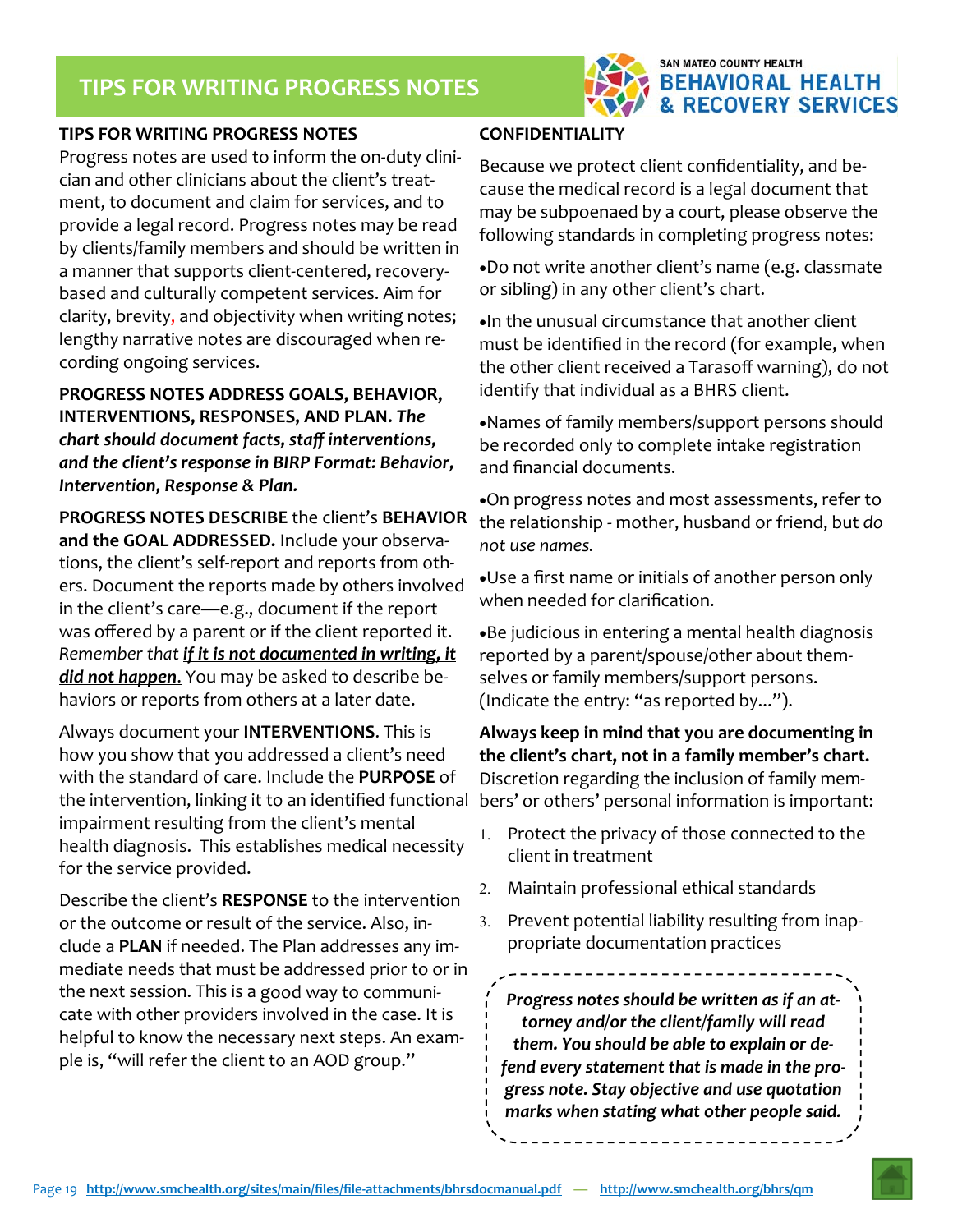# TIPS FOR WRITING PROGRESS NOTES

SAN MATEO COUNTY HEALTH
BEHAVIORAL HEALTH & RECOVERY SERVICES

## TIPS FOR WRITING PROGRESS NOTES

Progress notes are used to inform the on-duty clinician and other clinicians about the client's treatment, to document and claim for services, and to provide a legal record. Progress notes may be read by clients/family members and should be written in a manner that supports client-centered, recovery-based and culturally competent services. Aim for clarity, brevity, and objectivity when writing notes; lengthy narrative notes are discouraged when recording ongoing services.

**PROGRESS NOTES ADDRESS GOALS, BEHAVIOR, INTERVENTIONS, RESPONSES, AND PLAN.** ***The chart should document facts, staff interventions, and the client's response in BIRP Format: Behavior, Intervention, Response & Plan.***

**PROGRESS NOTES DESCRIBE** the client's **BEHAVIOR and the GOAL ADDRESSED.** Include your observations, the client's self-report and reports from others. Document the reports made by others involved in the client's care—e.g., document if the report was offered by a parent or if the client reported it. *Remember that* ***if it is not documented in writing, it did not happen***. You may be asked to describe behaviors or reports from others at a later date.

Always document your **INTERVENTIONS**. This is how you show that you addressed a client's need with the standard of care. Include the **PURPOSE** of the intervention, linking it to an identified functional impairment resulting from the client's mental health diagnosis. This establishes medical necessity for the service provided.

Describe the client's **RESPONSE** to the intervention or the outcome or result of the service. Also, include a **PLAN** if needed. The Plan addresses any immediate needs that must be addressed prior to or in the next session. This is a good way to communicate with other providers involved in the case. It is helpful to know the necessary next steps. An example is, "will refer the client to an AOD group."

## CONFIDENTIALITY

Because we protect client confidentiality, and because the medical record is a legal document that may be subpoenaed by a court, please observe the following standards in completing progress notes:

- Do not write another client's name (e.g. classmate or sibling) in any other client's chart.
- In the unusual circumstance that another client must be identified in the record (for example, when the other client received a Tarasoff warning), do not identify that individual as a BHRS client.
- Names of family members/support persons should be recorded only to complete intake registration and financial documents.
- On progress notes and most assessments, refer to the relationship - mother, husband or friend, but *do not use names.*
- Use a first name or initials of another person only when needed for clarification.
- Be judicious in entering a mental health diagnosis reported by a parent/spouse/other about themselves or family members/support persons. (Indicate the entry: "as reported by…").

**Always keep in mind that you are documenting in the client's chart, not in a family member's chart.** Discretion regarding the inclusion of family members' or others' personal information is important:

1. Protect the privacy of those connected to the client in treatment
2. Maintain professional ethical standards
3. Prevent potential liability resulting from inappropriate documentation practices

***Progress notes should be written as if an attorney and/or the client/family will read them. You should be able to explain or defend every statement that is made in the progress note. Stay objective and use quotation marks when stating what other people said.***

**http://www.smchealth.org/sites/main/files/file-attachments/bhrsdocmanual.pdf** — **http://www.smchealth.org/bhrs/qm**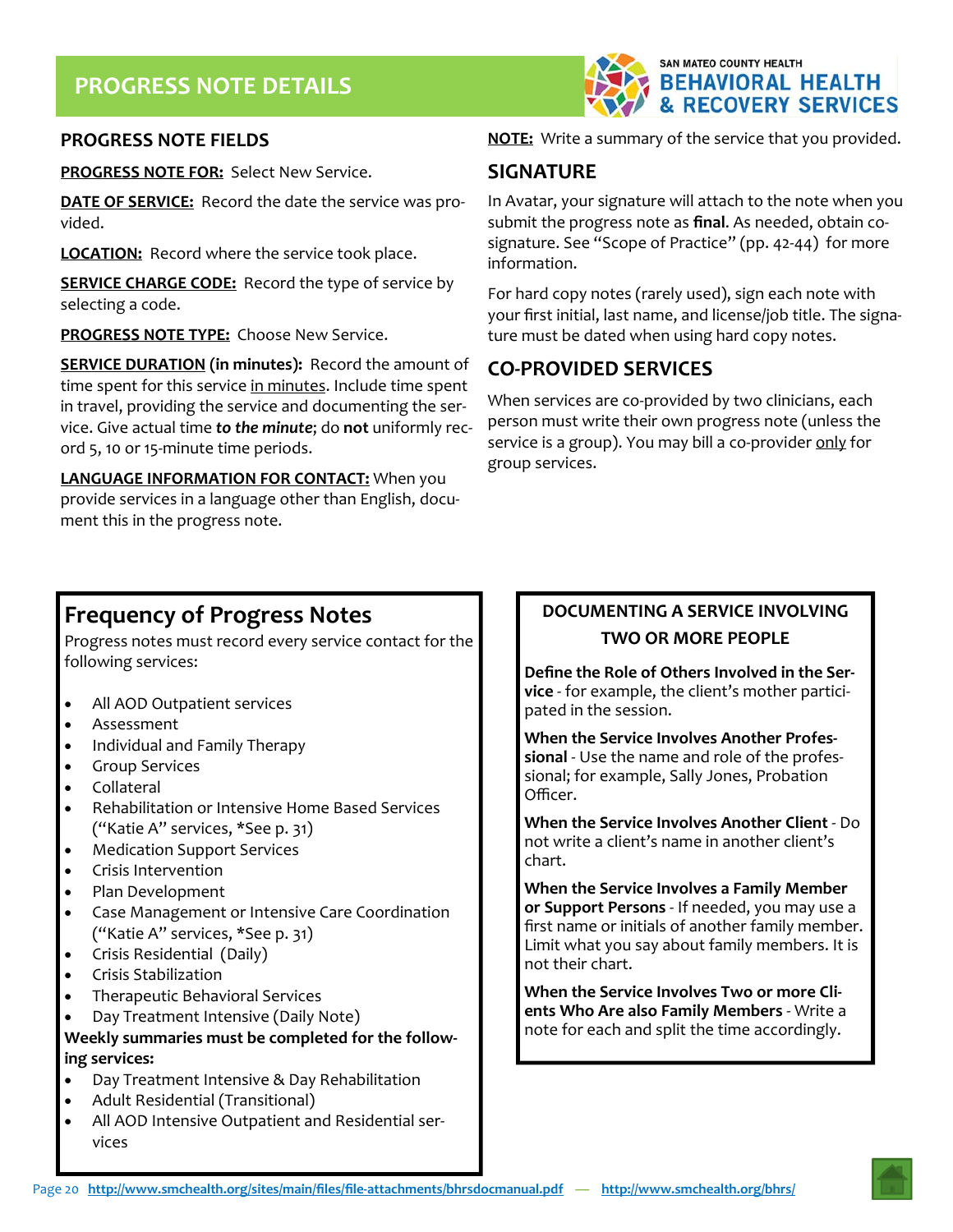# PROGRESS NOTE DETAILS

SAN MATEO COUNTY HEALTH
BEHAVIORAL HEALTH & RECOVERY SERVICES

## PROGRESS NOTE FIELDS

**PROGRESS NOTE FOR:** Select New Service.

**DATE OF SERVICE:** Record the date the service was provided.

**LOCATION:** Record where the service took place.

**SERVICE CHARGE CODE:** Record the type of service by selecting a code.

**PROGRESS NOTE TYPE:** Choose New Service.

**SERVICE DURATION (in minutes):** Record the amount of time spent for this service in minutes. Include time spent in travel, providing the service and documenting the service. Give actual time ***to the minute***; do **not** uniformly record 5, 10 or 15-minute time periods.

**LANGUAGE INFORMATION FOR CONTACT:** When you provide services in a language other than English, document this in the progress note.

**NOTE:** Write a summary of the service that you provided.

## SIGNATURE

In Avatar, your signature will attach to the note when you submit the progress note as **final.** As needed, obtain co-signature. See "Scope of Practice" (pp. 42-44) for more information.

For hard copy notes (rarely used), sign each note with your first initial, last name, and license/job title. The signature must be dated when using hard copy notes.

## CO-PROVIDED SERVICES

When services are co-provided by two clinicians, each person must write their own progress note (unless the service is a group). You may bill a co-provider only for group services.

## Frequency of Progress Notes

Progress notes must record every service contact for the following services:

- All AOD Outpatient services
- Assessment
- Individual and Family Therapy
- Group Services
- Collateral
- Rehabilitation or Intensive Home Based Services ("Katie A" services, *See p. 31)
- Medication Support Services
- Crisis Intervention
- Plan Development
- Case Management or Intensive Care Coordination ("Katie A" services, *See p. 31)
- Crisis Residential (Daily)
- Crisis Stabilization
- Therapeutic Behavioral Services
- Day Treatment Intensive (Daily Note)

**Weekly summaries must be completed for the following services:**

- Day Treatment Intensive & Day Rehabilitation
- Adult Residential (Transitional)
- All AOD Intensive Outpatient and Residential services

## DOCUMENTING A SERVICE INVOLVING TWO OR MORE PEOPLE

**Define the Role of Others Involved in the Service** - for example, the client's mother participated in the session.

**When the Service Involves Another Professional** - Use the name and role of the professional; for example, Sally Jones, Probation Officer.

**When the Service Involves Another Client** - Do not write a client's name in another client's chart.

**When the Service Involves a Family Member or Support Persons** - If needed, you may use a first name or initials of another family member. Limit what you say about family members. It is not their chart.

**When the Service Involves Two or more Clients Who Are also Family Members** - Write a note for each and split the time accordingly.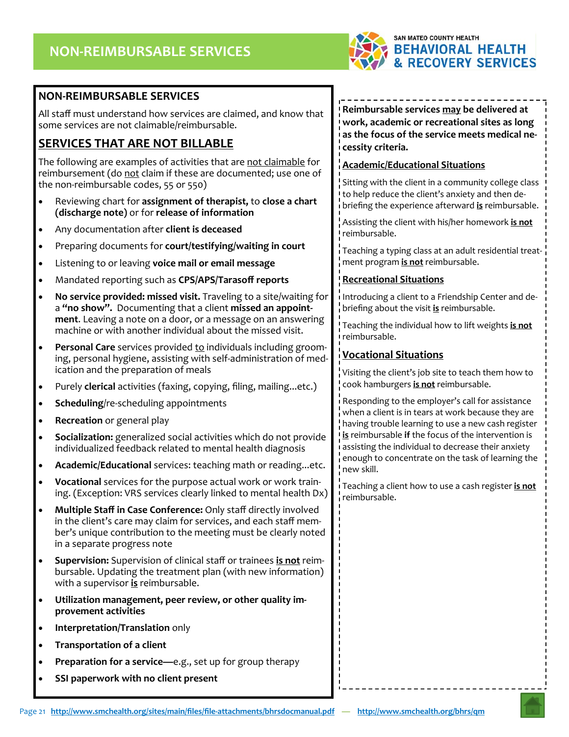# NON-REIMBURSABLE SERVICES

## NON-REIMBURSABLE SERVICES

All staff must understand how services are claimed, and know that some services are not claimable/reimbursable.

### SERVICES THAT ARE NOT BILLABLE

The following are examples of activities that are not claimable for reimbursement (do not claim if these are documented; use one of the non-reimbursable codes, 55 or 550)

- Reviewing chart for **assignment of therapist,** to **close a chart (discharge note)** or for **release of information**
- Any documentation after **client is deceased**
- Preparing documents for **court/testifying/waiting in court**
- Listening to or leaving **voice mail or email message**
- Mandated reporting such as **CPS/APS/Tarasoff reports**
- **No service provided: missed visit.** Traveling to a site/waiting for a **"no show".** Documenting that a client **missed an appointment**. Leaving a note on a door, or a message on an answering machine or with another individual about the missed visit.
- **Personal Care** services provided to individuals including grooming, personal hygiene, assisting with self-administration of medication and the preparation of meals
- Purely **clerical** activities (faxing, copying, filing, mailing...etc.)
- **Scheduling**/re-scheduling appointments
- **Recreation** or general play
- **Socialization:** generalized social activities which do not provide individualized feedback related to mental health diagnosis
- **Academic/Educational** services: teaching math or reading...etc.
- **Vocational** services for the purpose actual work or work training. (Exception: VRS services clearly linked to mental health Dx)
- **Multiple Staff in Case Conference:** Only staff directly involved in the client's care may claim for services, and each staff member's unique contribution to the meeting must be clearly noted in a separate progress note
- **Supervision:** Supervision of clinical staff or trainees **is not** reimbursable. Updating the treatment plan (with new information) with a supervisor **is** reimbursable.
- **Utilization management, peer review, or other quality improvement activities**
- **Interpretation/Translation** only
- **Transportation of a client**
- **Preparation for a service**—e.g., set up for group therapy
- **SSI paperwork with no client present**

**Reimbursable services may be delivered at work, academic or recreational sites as long as the focus of the service meets medical necessity criteria.**

### Academic/Educational Situations

Sitting with the client in a community college class to help reduce the client's anxiety and then debriefing the experience afterward **is** reimbursable.

Assisting the client with his/her homework **is not** reimbursable.

Teaching a typing class at an adult residential treatment program **is not** reimbursable.

### Recreational Situations

Introducing a client to a Friendship Center and debriefing about the visit **is** reimbursable.

Teaching the individual how to lift weights **is not** reimbursable.

### Vocational Situations

Visiting the client's job site to teach them how to cook hamburgers **is not** reimbursable.

Responding to the employer's call for assistance when a client is in tears at work because they are having trouble learning to use a new cash register **is** reimbursable **if** the focus of the intervention is assisting the individual to decrease their anxiety enough to concentrate on the task of learning the new skill.

Teaching a client how to use a cash register **is not** reimbursable.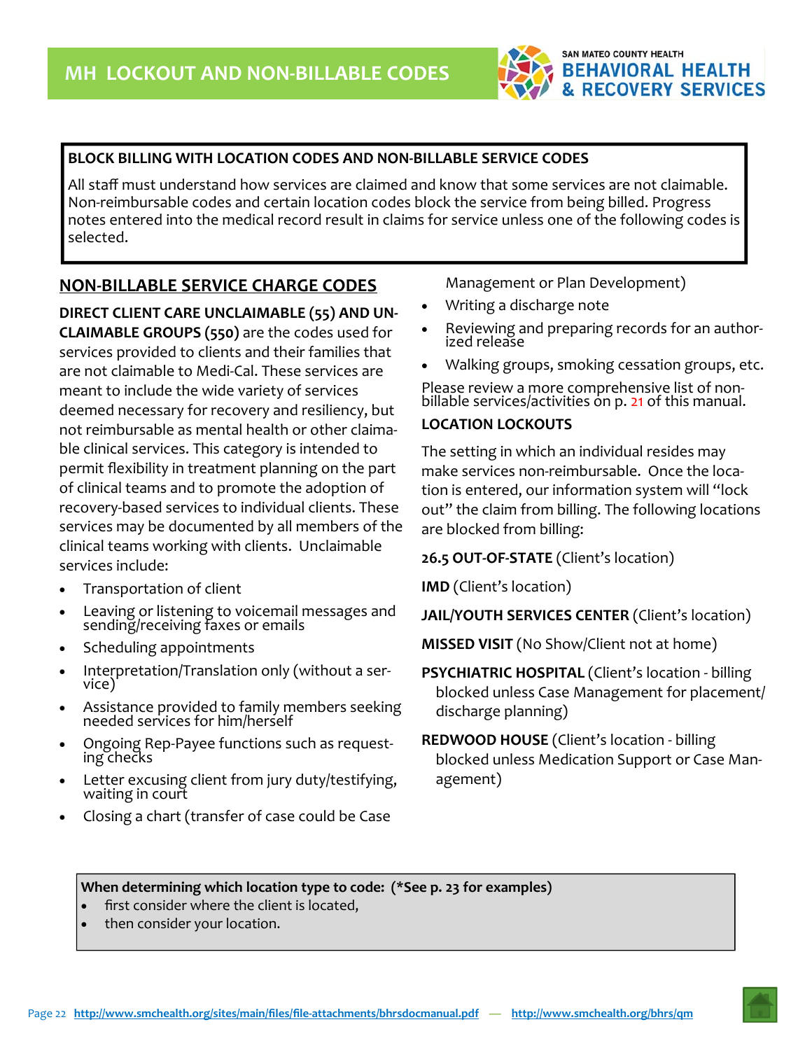# MH LOCKOUT AND NON-BILLABLE CODES

**BLOCK BILLING WITH LOCATION CODES AND NON-BILLABLE SERVICE CODES**

All staff must understand how services are claimed and know that some services are not claimable. Non-reimbursable codes and certain location codes block the service from being billed. Progress notes entered into the medical record result in claims for service unless one of the following codes is selected.

## NON-BILLABLE SERVICE CHARGE CODES

**DIRECT CLIENT CARE UNCLAIMABLE (55) AND UNCLAIMABLE GROUPS (550)** are the codes used for services provided to clients and their families that are not claimable to Medi-Cal. These services are meant to include the wide variety of services deemed necessary for recovery and resiliency, but not reimbursable as mental health or other claimable clinical services. This category is intended to permit flexibility in treatment planning on the part of clinical teams and to promote the adoption of recovery-based services to individual clients. These services may be documented by all members of the clinical teams working with clients. Unclaimable services include:

- Transportation of client
- Leaving or listening to voicemail messages and sending/receiving faxes or emails
- Scheduling appointments
- Interpretation/Translation only (without a service)
- Assistance provided to family members seeking needed services for him/herself
- Ongoing Rep-Payee functions such as requesting checks
- Letter excusing client from jury duty/testifying, waiting in court
- Closing a chart (transfer of case could be Case Management or Plan Development)
- Writing a discharge note
- Reviewing and preparing records for an authorized release
- Walking groups, smoking cessation groups, etc.

Please review a more comprehensive list of non-billable services/activities on p. 21 of this manual.

**LOCATION LOCKOUTS**

The setting in which an individual resides may make services non-reimbursable. Once the location is entered, our information system will "lock out" the claim from billing. The following locations are blocked from billing:

**26.5 OUT-OF-STATE** (Client's location)

**IMD** (Client's location)

**JAIL/YOUTH SERVICES CENTER** (Client's location)

**MISSED VISIT** (No Show/Client not at home)

**PSYCHIATRIC HOSPITAL** (Client's location - billing blocked unless Case Management for placement/discharge planning)

**REDWOOD HOUSE** (Client's location - billing blocked unless Medication Support or Case Management)

**When determining which location type to code: (*See p. 23 for examples)**

- first consider where the client is located,
- then consider your location.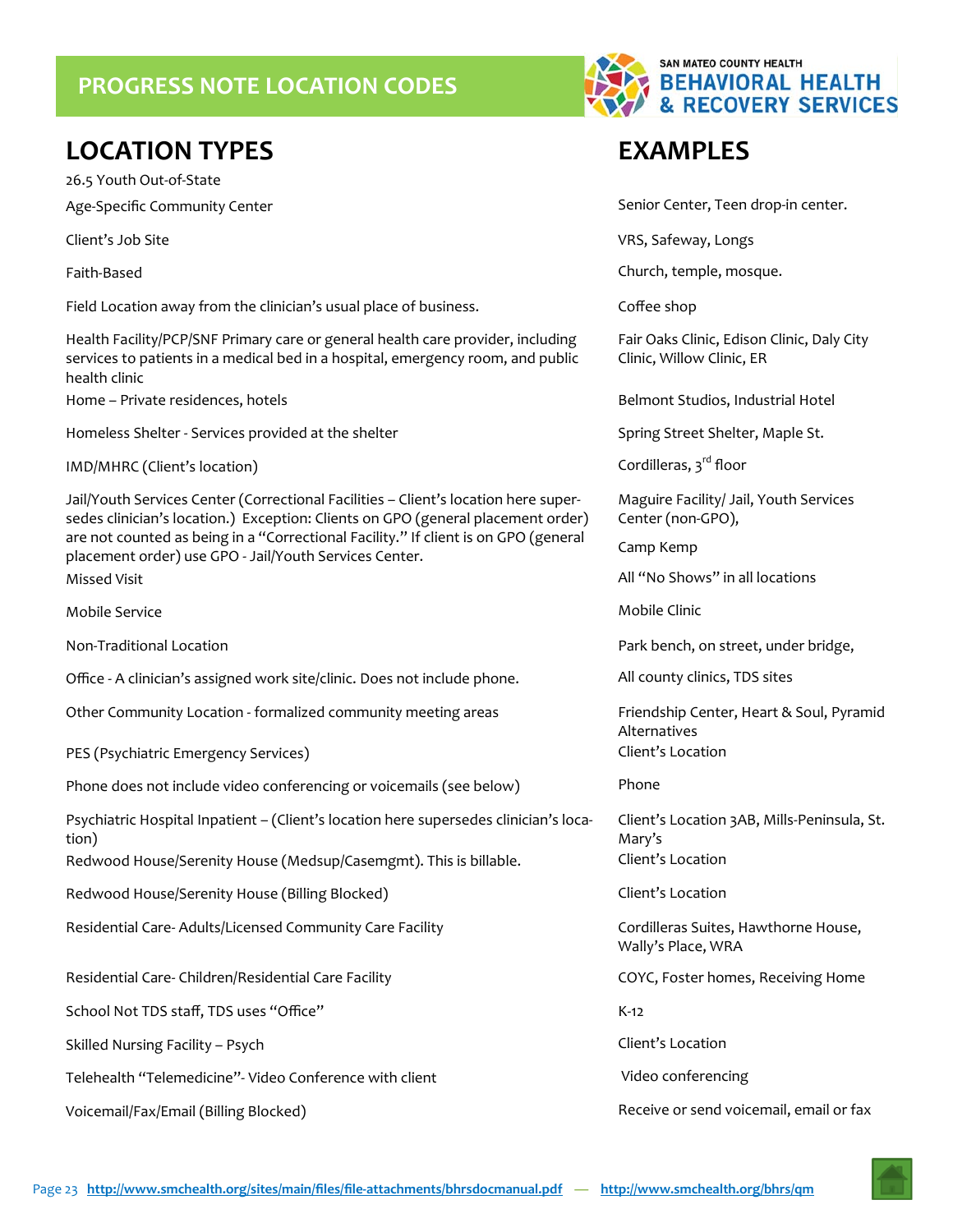# PROGRESS NOTE LOCATION CODES

| LOCATION TYPES | EXAMPLES |
|---|---|
| 26.5 Youth Out-of-State | |
| Age-Specific Community Center | Senior Center, Teen drop-in center. |
| Client's Job Site | VRS, Safeway, Longs |
| Faith-Based | Church, temple, mosque. |
| Field Location away from the clinician's usual place of business. | Coffee shop |
| Health Facility/PCP/SNF Primary care or general health care provider, including services to patients in a medical bed in a hospital, emergency room, and public health clinic | Fair Oaks Clinic, Edison Clinic, Daly City Clinic, Willow Clinic, ER |
| Home – Private residences, hotels | Belmont Studios, Industrial Hotel |
| Homeless Shelter - Services provided at the shelter | Spring Street Shelter, Maple St. |
| IMD/MHRC (Client's location) | Cordilleras, 3rd floor |
| Jail/Youth Services Center (Correctional Facilities – Client's location here supersedes clinician's location.) Exception: Clients on GPO (general placement order) are not counted as being in a "Correctional Facility." If client is on GPO (general placement order) use GPO - Jail/Youth Services Center. | Maguire Facility/ Jail, Youth Services Center (non-GPO), Camp Kemp |
| Missed Visit | All "No Shows" in all locations |
| Mobile Service | Mobile Clinic |
| Non-Traditional Location | Park bench, on street, under bridge, |
| Office - A clinician's assigned work site/clinic. Does not include phone. | All county clinics, TDS sites |
| Other Community Location - formalized community meeting areas | Friendship Center, Heart & Soul, Pyramid Alternatives |
| PES (Psychiatric Emergency Services) | Client's Location |
| Phone does not include video conferencing or voicemails (see below) | Phone |
| Psychiatric Hospital Inpatient – (Client's location here supersedes clinician's location) | Client's Location 3AB, Mills-Peninsula, St. Mary's |
| Redwood House/Serenity House (Medsup/Casemgmt). This is billable. | Client's Location |
| Redwood House/Serenity House (Billing Blocked) | Client's Location |
| Residential Care- Adults/Licensed Community Care Facility | Cordilleras Suites, Hawthorne House, Wally's Place, WRA |
| Residential Care- Children/Residential Care Facility | COYC, Foster homes, Receiving Home |
| School Not TDS staff, TDS uses "Office" | K-12 |
| Skilled Nursing Facility – Psych | Client's Location |
| Telehealth "Telemedicine"- Video Conference with client | Video conferencing |
| Voicemail/Fax/Email (Billing Blocked) | Receive or send voicemail, email or fax |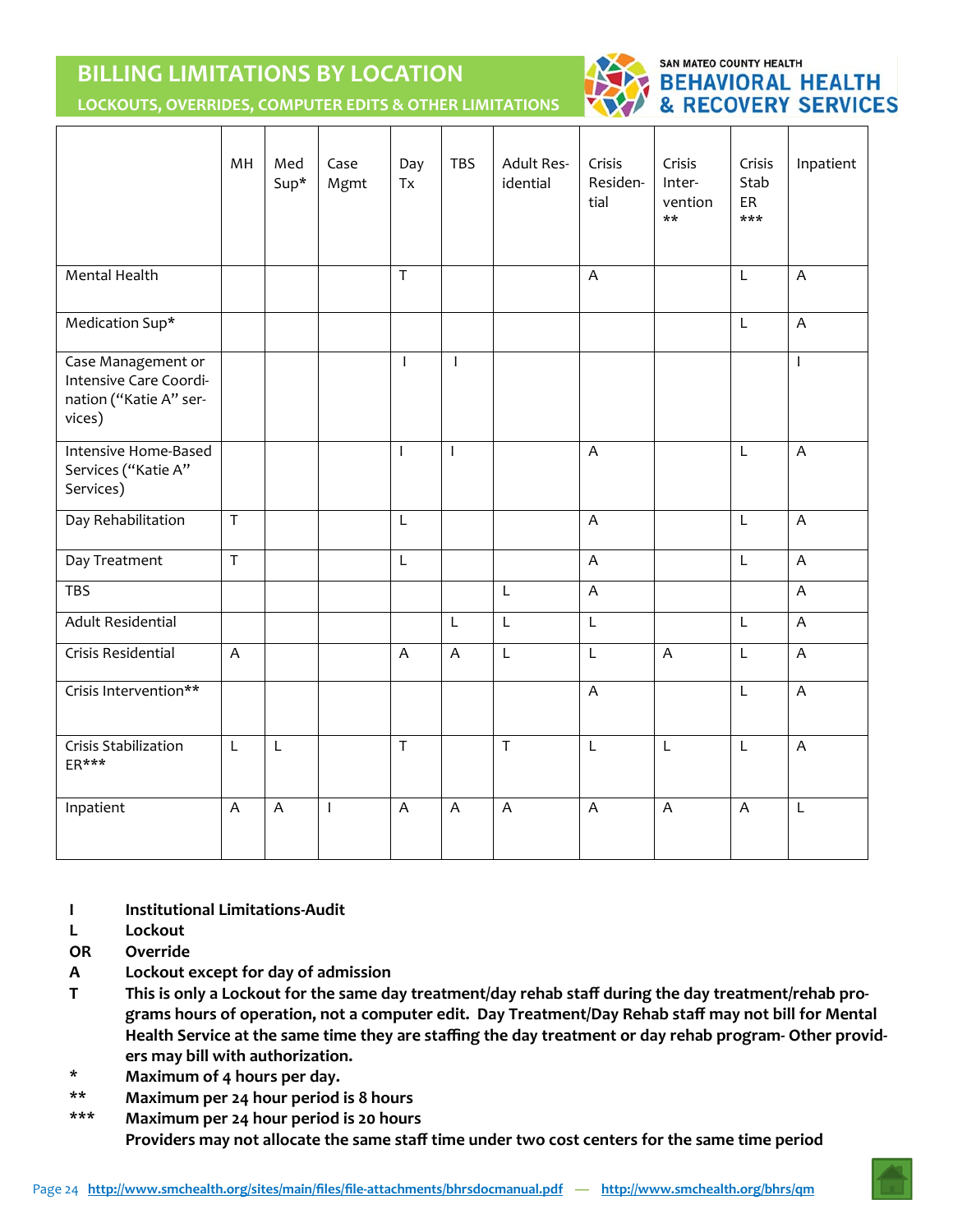# BILLING LIMITATIONS BY LOCATION

## LOCKOUTS, OVERRIDES, COMPUTER EDITS & OTHER LIMITATIONS

SAN MATEO COUNTY HEALTH
**BEHAVIORAL HEALTH & RECOVERY SERVICES**

| | MH | Med Sup* | Case Mgmt | Day Tx | TBS | Adult Residential | Crisis Residential | Crisis Intervention ** | Crisis Stab ER *** | Inpatient |
|---|---|---|---|---|---|---|---|---|---|---|
| Mental Health | | | | T | | | A | | L | A |
| Medication Sup* | | | | | | | | | L | A |
| Case Management or Intensive Care Coordination ("Katie A" services) | | | | I | I | | | | | I |
| Intensive Home-Based Services ("Katie A" Services) | | | | I | I | | A | | L | A |
| Day Rehabilitation | T | | | L | | | A | | L | A |
| Day Treatment | T | | | L | | | A | | L | A |
| TBS | | | | | | L | A | | | A |
| Adult Residential | | | | | L | L | L | | L | A |
| Crisis Residential | A | | | A | A | L | L | A | L | A |
| Crisis Intervention** | | | | | | | A | | L | A |
| Crisis Stabilization ER*** | L | L | | T | | T | L | L | L | A |
| Inpatient | A | A | I | A | A | A | A | A | A | L |

**I** — **Institutional Limitations-Audit**

**L** — **Lockout**

**OR** — **Override**

**A** — **Lockout except for day of admission**

**T** — **This is only a Lockout for the same day treatment/day rehab staff during the day treatment/rehab programs hours of operation, not a computer edit. Day Treatment/Day Rehab staff may not bill for Mental Health Service at the same time they are staffing the day treatment or day rehab program- Other providers may bill with authorization.**

**\*** — **Maximum of 4 hours per day.**

**\*\*** — **Maximum per 24 hour period is 8 hours**

**\*\*\*** — **Maximum per 24 hour period is 20 hours**

**Providers may not allocate the same staff time under two cost centers for the same time period**

http://www.smchealth.org/sites/main/files/file-attachments/bhrsdocmanual.pdf — http://www.smchealth.org/bhrs/qm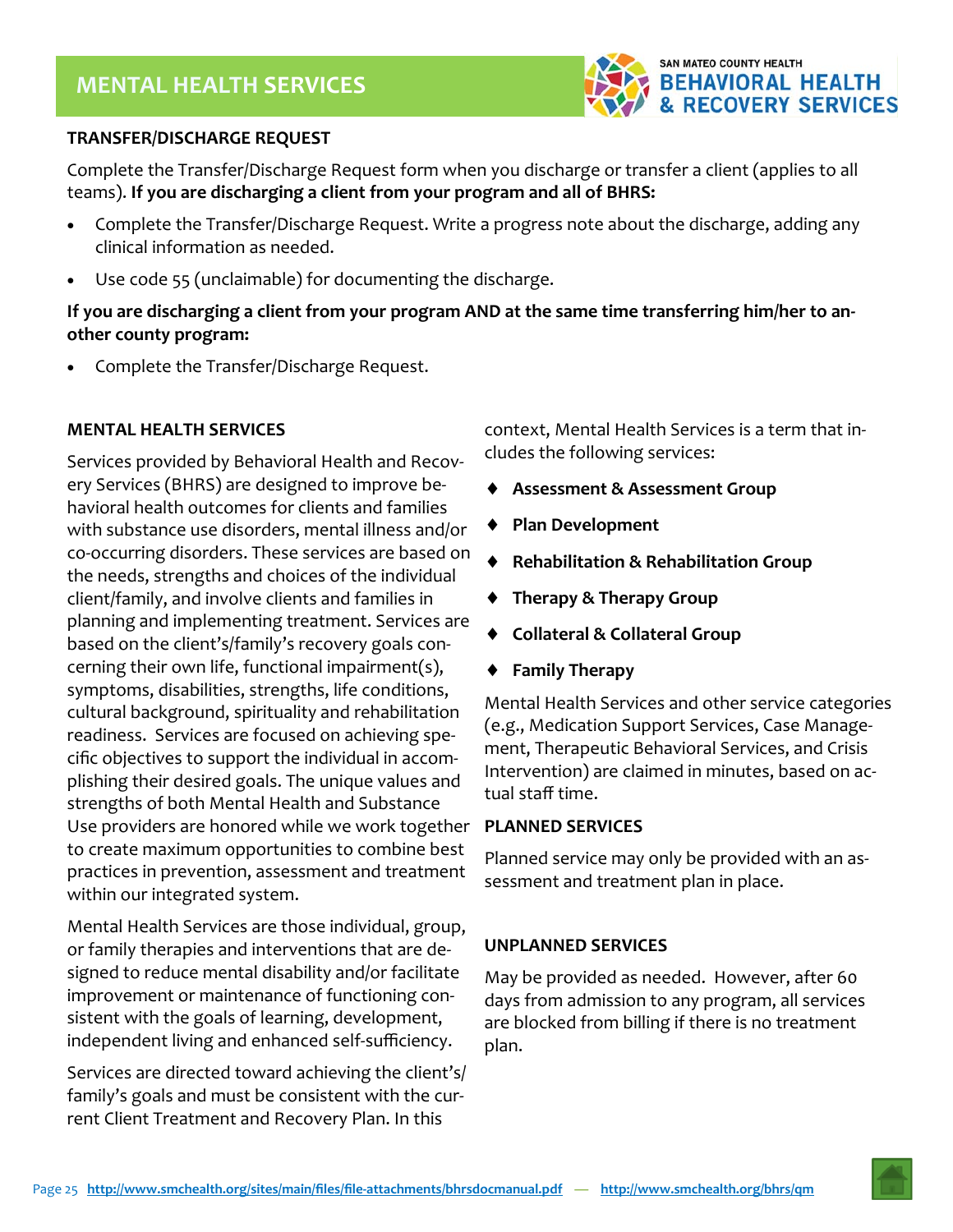# MENTAL HEALTH SERVICES

### TRANSFER/DISCHARGE REQUEST

Complete the Transfer/Discharge Request form when you discharge or transfer a client (applies to all teams). **If you are discharging a client from your program and all of BHRS:**

- Complete the Transfer/Discharge Request. Write a progress note about the discharge, adding any clinical information as needed.
- Use code 55 (unclaimable) for documenting the discharge.

**If you are discharging a client from your program AND at the same time transferring him/her to another county program:**

- Complete the Transfer/Discharge Request.

### MENTAL HEALTH SERVICES

Services provided by Behavioral Health and Recovery Services (BHRS) are designed to improve behavioral health outcomes for clients and families with substance use disorders, mental illness and/or co-occurring disorders. These services are based on the needs, strengths and choices of the individual client/family, and involve clients and families in planning and implementing treatment. Services are based on the client's/family's recovery goals concerning their own life, functional impairment(s), symptoms, disabilities, strengths, life conditions, cultural background, spirituality and rehabilitation readiness. Services are focused on achieving specific objectives to support the individual in accomplishing their desired goals. The unique values and strengths of both Mental Health and Substance Use providers are honored while we work together to create maximum opportunities to combine best practices in prevention, assessment and treatment within our integrated system.

Mental Health Services are those individual, group, or family therapies and interventions that are designed to reduce mental disability and/or facilitate improvement or maintenance of functioning consistent with the goals of learning, development, independent living and enhanced self-sufficiency.

Services are directed toward achieving the client's/family's goals and must be consistent with the current Client Treatment and Recovery Plan. In this context, Mental Health Services is a term that includes the following services:

- **Assessment & Assessment Group**
- **Plan Development**
- **Rehabilitation & Rehabilitation Group**
- **Therapy & Therapy Group**
- **Collateral & Collateral Group**
- **Family Therapy**

Mental Health Services and other service categories (e.g., Medication Support Services, Case Management, Therapeutic Behavioral Services, and Crisis Intervention) are claimed in minutes, based on actual staff time.

### PLANNED SERVICES

Planned service may only be provided with an assessment and treatment plan in place.

### UNPLANNED SERVICES

May be provided as needed. However, after 60 days from admission to any program, all services are blocked from billing if there is no treatment plan.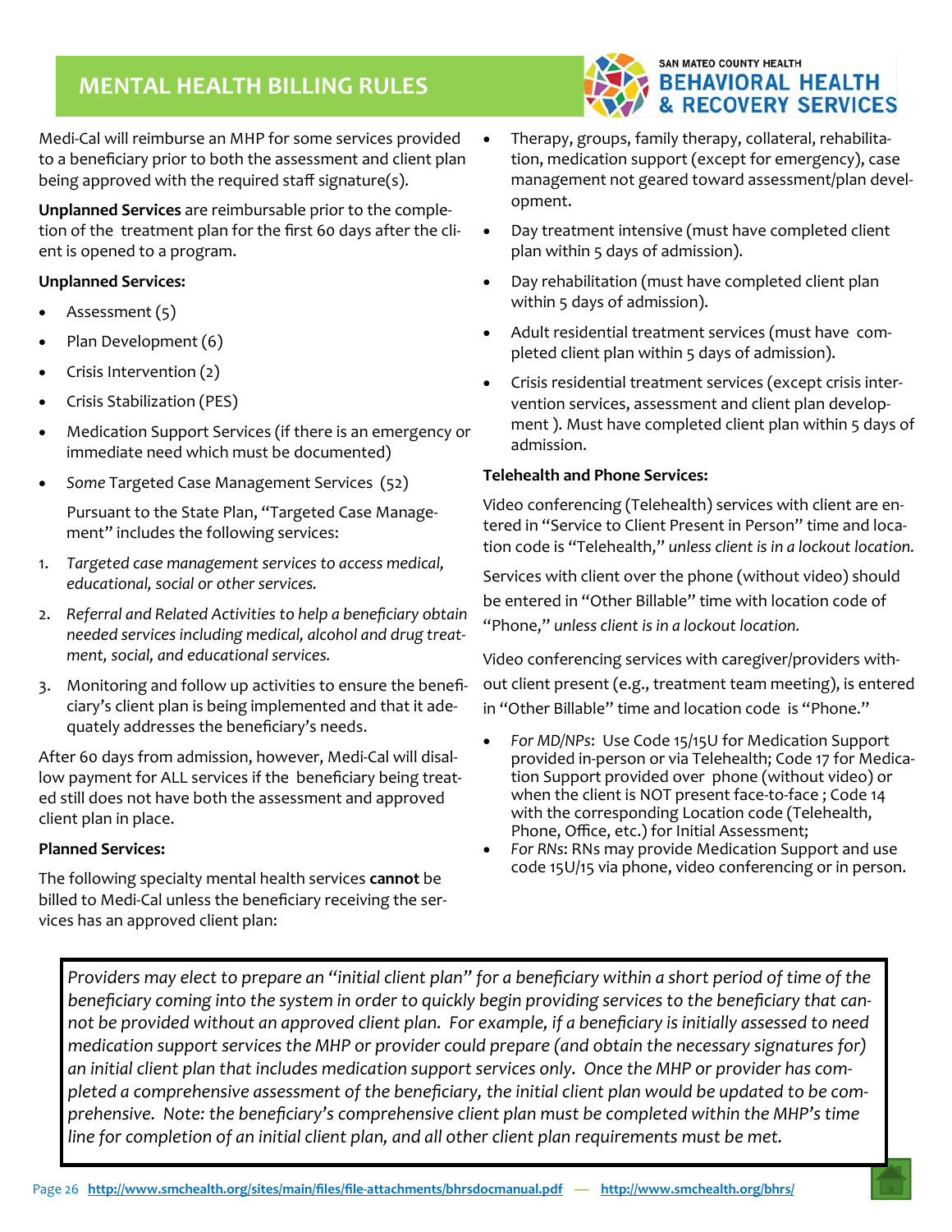# MENTAL HEALTH BILLING RULES

Medi-Cal will reimburse an MHP for some services provided to a beneficiary prior to both the assessment and client plan being approved with the required staff signature(s).

**Unplanned Services** are reimbursable prior to the completion of the treatment plan for the first 60 days after the client is opened to a program.

**Unplanned Services:**

- Assessment (5)
- Plan Development (6)
- Crisis Intervention (2)
- Crisis Stabilization (PES)
- Medication Support Services (if there is an emergency or immediate need which must be documented)
- *Some* Targeted Case Management Services (52)

  Pursuant to the State Plan, "Targeted Case Management" includes the following services:

1. *Targeted case management services to access medical, educational, social or other services.*
2. *Referral and Related Activities to help a beneficiary obtain needed services including medical, alcohol and drug treatment, social, and educational services.*
3. Monitoring and follow up activities to ensure the beneficiary's client plan is being implemented and that it adequately addresses the beneficiary's needs.

After 60 days from admission, however, Medi-Cal will disallow payment for ALL services if the beneficiary being treated still does not have both the assessment and approved client plan in place.

**Planned Services:**

The following specialty mental health services **cannot** be billed to Medi-Cal unless the beneficiary receiving the services has an approved client plan:

- Therapy, groups, family therapy, collateral, rehabilitation, medication support (except for emergency), case management not geared toward assessment/plan development.
- Day treatment intensive (must have completed client plan within 5 days of admission).
- Day rehabilitation (must have completed client plan within 5 days of admission).
- Adult residential treatment services (must have completed client plan within 5 days of admission).
- Crisis residential treatment services (except crisis intervention services, assessment and client plan development ). Must have completed client plan within 5 days of admission.

**Telehealth and Phone Services:**

Video conferencing (Telehealth) services with client are entered in "Service to Client Present in Person" time and location code is "Telehealth," *unless client is in a lockout location.*

Services with client over the phone (without video) should be entered in "Other Billable" time with location code of "Phone," *unless client is in a lockout location.*

Video conferencing services with caregiver/providers without client present (e.g., treatment team meeting), is entered in "Other Billable" time and location code is "Phone."

- *For MD/NPs*: Use Code 15/15U for Medication Support provided in-person or via Telehealth; Code 17 for Medication Support provided over phone (without video) or when the client is NOT present face-to-face ; Code 14 with the corresponding Location code (Telehealth, Phone, Office, etc.) for Initial Assessment;
- *For RNs*: RNs may provide Medication Support and use code 15U/15 via phone, video conferencing or in person.

*Providers may elect to prepare an "initial client plan" for a beneficiary within a short period of time of the beneficiary coming into the system in order to quickly begin providing services to the beneficiary that cannot be provided without an approved client plan. For example, if a beneficiary is initially assessed to need medication support services the MHP or provider could prepare (and obtain the necessary signatures for) an initial client plan that includes medication support services only. Once the MHP or provider has completed a comprehensive assessment of the beneficiary, the initial client plan would be updated to be comprehensive. Note: the beneficiary's comprehensive client plan must be completed within the MHP's time line for completion of an initial client plan, and all other client plan requirements must be met.*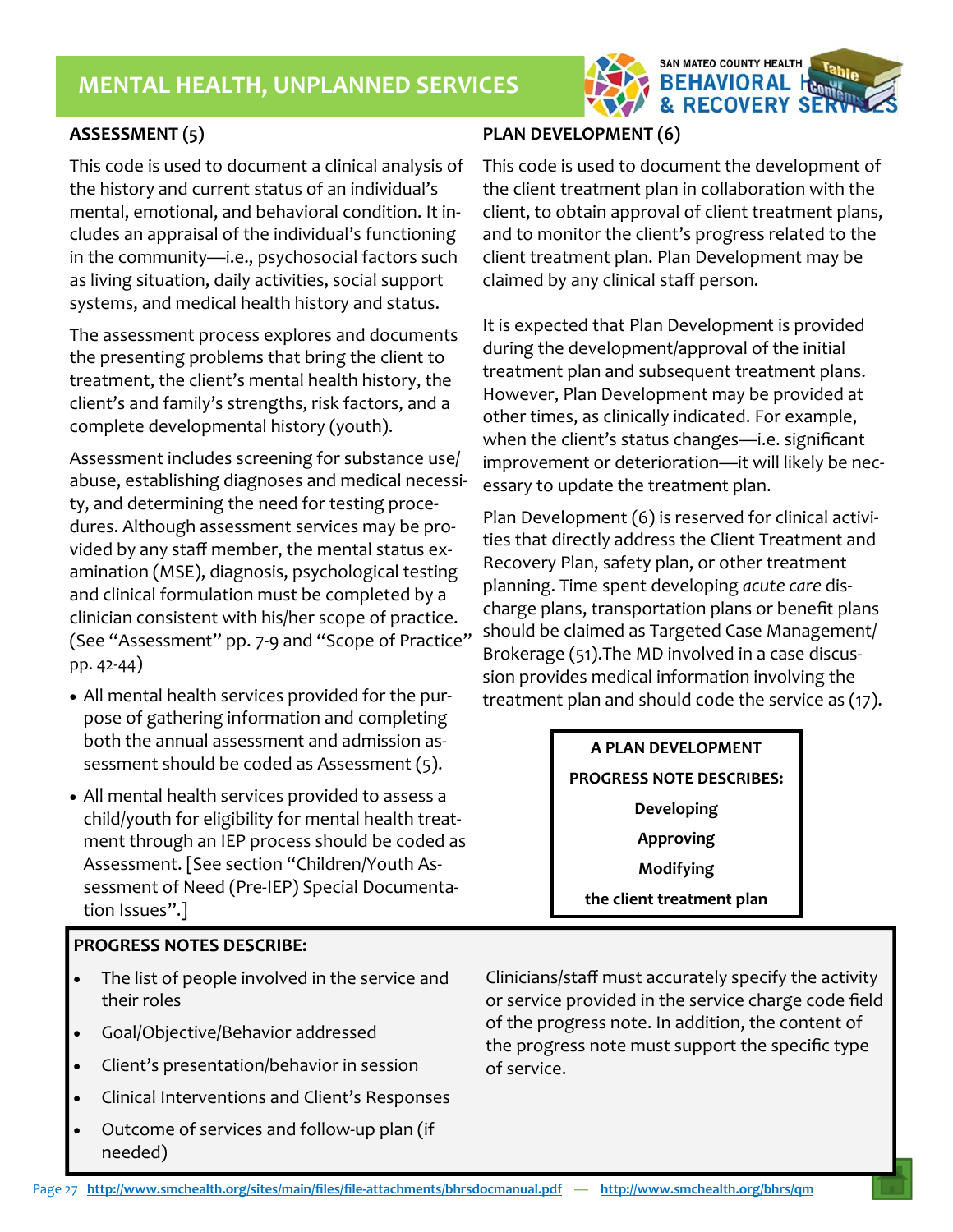# MENTAL HEALTH, UNPLANNED SERVICES

## ASSESSMENT (5)

This code is used to document a clinical analysis of the history and current status of an individual's mental, emotional, and behavioral condition. It includes an appraisal of the individual's functioning in the community—i.e., psychosocial factors such as living situation, daily activities, social support systems, and medical health history and status.

The assessment process explores and documents the presenting problems that bring the client to treatment, the client's mental health history, the client's and family's strengths, risk factors, and a complete developmental history (youth).

Assessment includes screening for substance use/abuse, establishing diagnoses and medical necessity, and determining the need for testing procedures. Although assessment services may be provided by any staff member, the mental status examination (MSE), diagnosis, psychological testing and clinical formulation must be completed by a clinician consistent with his/her scope of practice. (See "Assessment" pp. 7-9 and "Scope of Practice" pp. 42-44)

- All mental health services provided for the purpose of gathering information and completing both the annual assessment and admission assessment should be coded as Assessment (5).
- All mental health services provided to assess a child/youth for eligibility for mental health treatment through an IEP process should be coded as Assessment. [See section "Children/Youth Assessment of Need (Pre-IEP) Special Documentation Issues".]

## PLAN DEVELOPMENT (6)

This code is used to document the development of the client treatment plan in collaboration with the client, to obtain approval of client treatment plans, and to monitor the client's progress related to the client treatment plan. Plan Development may be claimed by any clinical staff person.

It is expected that Plan Development is provided during the development/approval of the initial treatment plan and subsequent treatment plans. However, Plan Development may be provided at other times, as clinically indicated. For example, when the client's status changes—i.e. significant improvement or deterioration—it will likely be necessary to update the treatment plan.

Plan Development (6) is reserved for clinical activities that directly address the Client Treatment and Recovery Plan, safety plan, or other treatment planning. Time spent developing *acute care* discharge plans, transportation plans or benefit plans should be claimed as Targeted Case Management/Brokerage (51).The MD involved in a case discussion provides medical information involving the treatment plan and should code the service as (17).

**A PLAN DEVELOPMENT PROGRESS NOTE DESCRIBES:**

**Developing**

**Approving**

**Modifying**

**the client treatment plan**

**PROGRESS NOTES DESCRIBE:**

- The list of people involved in the service and their roles
- Goal/Objective/Behavior addressed
- Client's presentation/behavior in session
- Clinical Interventions and Client's Responses
- Outcome of services and follow-up plan (if needed)

Clinicians/staff must accurately specify the activity or service provided in the service charge code field of the progress note. In addition, the content of the progress note must support the specific type of service.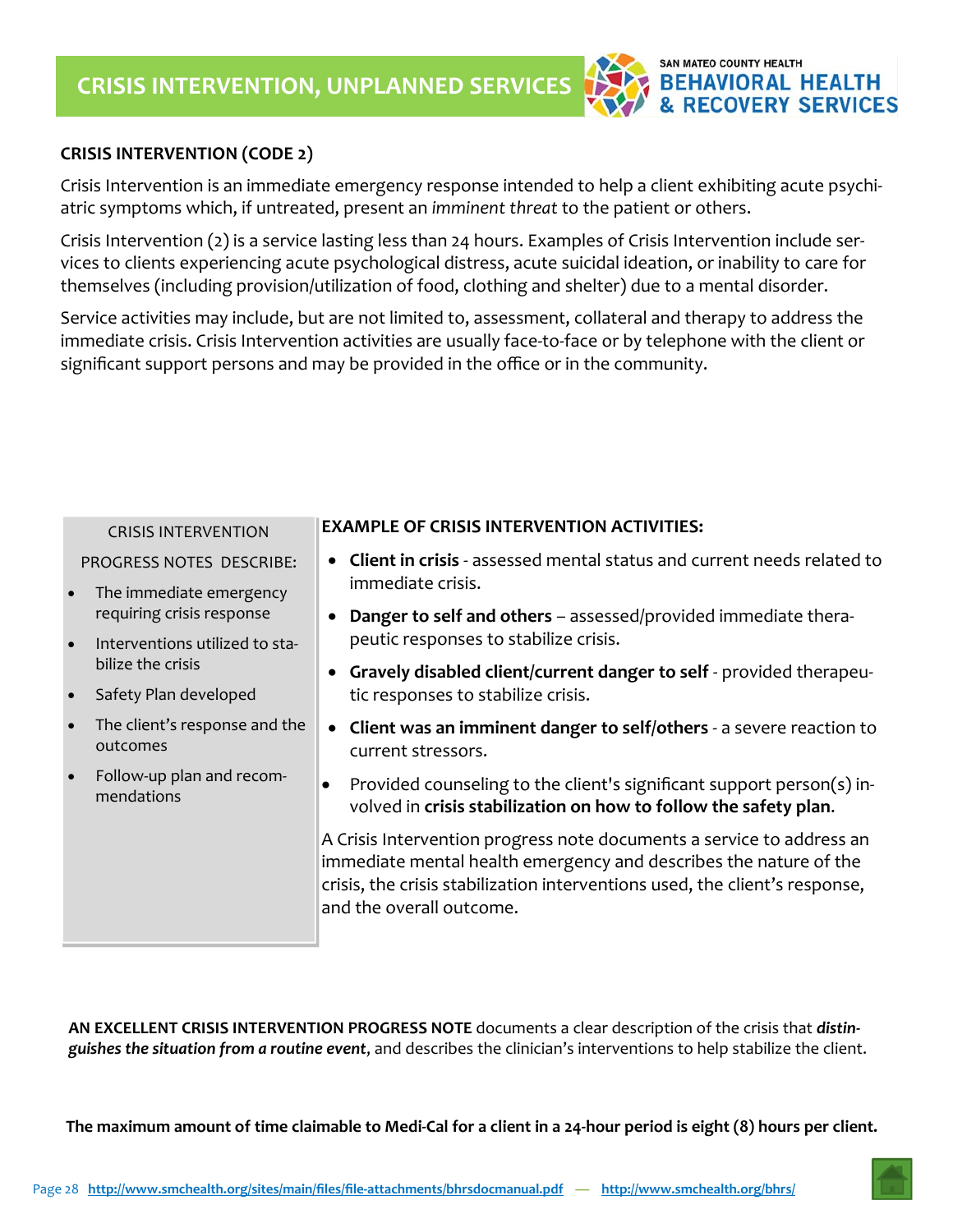# CRISIS INTERVENTION, UNPLANNED SERVICES

SAN MATEO COUNTY HEALTH
BEHAVIORAL HEALTH & RECOVERY SERVICES

## CRISIS INTERVENTION (CODE 2)

Crisis Intervention is an immediate emergency response intended to help a client exhibiting acute psychiatric symptoms which, if untreated, present an *imminent threat* to the patient or others.

Crisis Intervention (2) is a service lasting less than 24 hours. Examples of Crisis Intervention include services to clients experiencing acute psychological distress, acute suicidal ideation, or inability to care for themselves (including provision/utilization of food, clothing and shelter) due to a mental disorder.

Service activities may include, but are not limited to, assessment, collateral and therapy to address the immediate crisis. Crisis Intervention activities are usually face-to-face or by telephone with the client or significant support persons and may be provided in the office or in the community.

CRISIS INTERVENTION PROGRESS NOTES DESCRIBE:

- The immediate emergency requiring crisis response
- Interventions utilized to stabilize the crisis
- Safety Plan developed
- The client's response and the outcomes
- Follow-up plan and recommendations

**EXAMPLE OF CRISIS INTERVENTION ACTIVITIES:**

- **Client in crisis** - assessed mental status and current needs related to immediate crisis.
- **Danger to self and others** – assessed/provided immediate therapeutic responses to stabilize crisis.
- **Gravely disabled client/current danger to self** - provided therapeutic responses to stabilize crisis.
- **Client was an imminent danger to self/others** - a severe reaction to current stressors.
- Provided counseling to the client's significant support person(s) involved in **crisis stabilization on how to follow the safety plan**.

A Crisis Intervention progress note documents a service to address an immediate mental health emergency and describes the nature of the crisis, the crisis stabilization interventions used, the client's response, and the overall outcome.

**AN EXCELLENT CRISIS INTERVENTION PROGRESS NOTE** documents a clear description of the crisis that ***distinguishes the situation from a routine event***, and describes the clinician's interventions to help stabilize the client.

**The maximum amount of time claimable to Medi-Cal for a client in a 24-hour period is eight (8) hours per client.**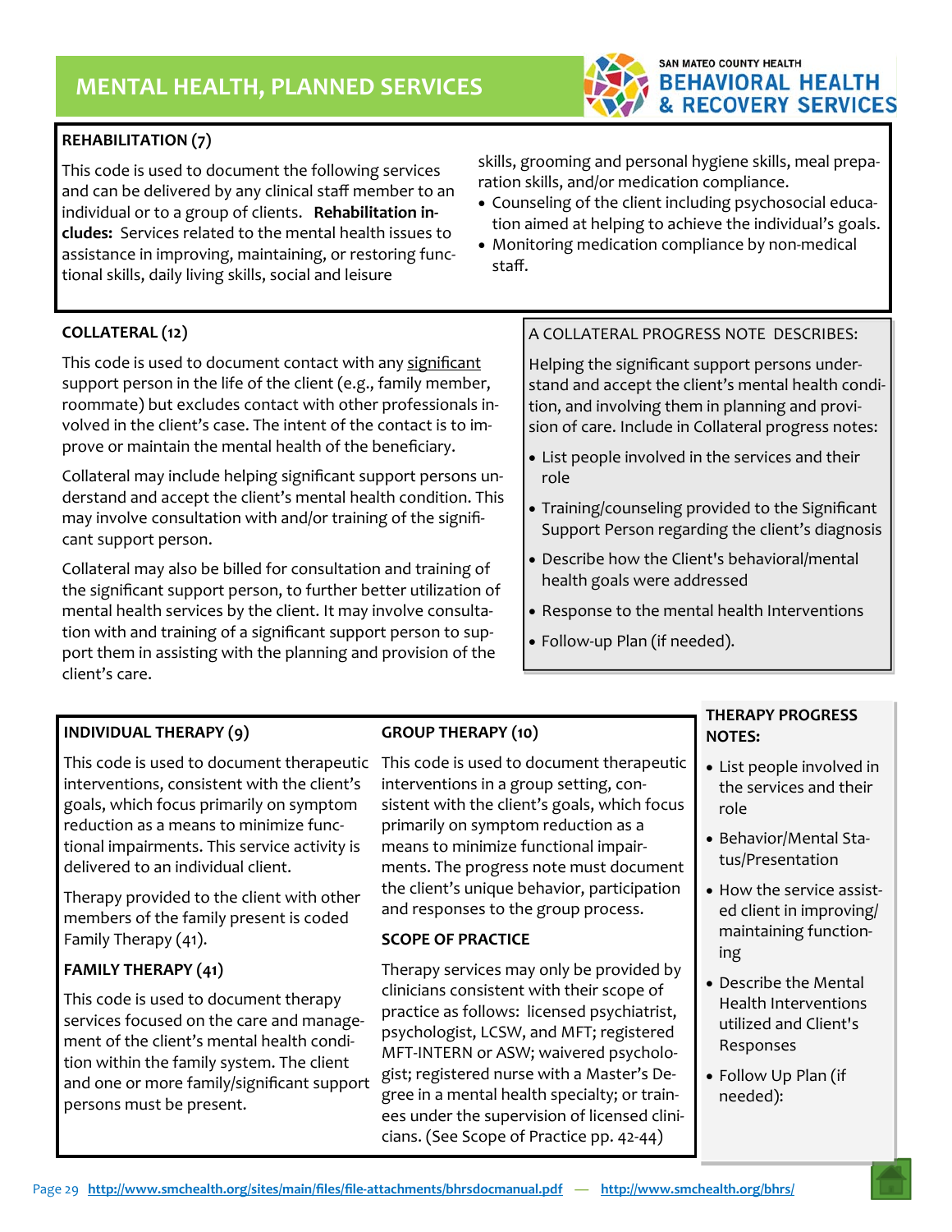# MENTAL HEALTH, PLANNED SERVICES

SAN MATEO COUNTY HEALTH
BEHAVIORAL HEALTH & RECOVERY SERVICES

## REHABILITATION (7)

This code is used to document the following services and can be delivered by any clinical staff member to an individual or to a group of clients. **Rehabilitation includes:** Services related to the mental health issues to assistance in improving, maintaining, or restoring functional skills, daily living skills, social and leisure skills, grooming and personal hygiene skills, meal preparation skills, and/or medication compliance.

- Counseling of the client including psychosocial education aimed at helping to achieve the individual's goals.
- Monitoring medication compliance by non-medical staff.

## COLLATERAL (12)

This code is used to document contact with any significant support person in the life of the client (e.g., family member, roommate) but excludes contact with other professionals involved in the client's case. The intent of the contact is to improve or maintain the mental health of the beneficiary.

Collateral may include helping significant support persons understand and accept the client's mental health condition. This may involve consultation with and/or training of the significant support person.

Collateral may also be billed for consultation and training of the significant support person, to further better utilization of mental health services by the client. It may involve consultation with and training of a significant support person to support them in assisting with the planning and provision of the client's care.

A COLLATERAL PROGRESS NOTE DESCRIBES:

Helping the significant support persons understand and accept the client's mental health condition, and involving them in planning and provision of care. Include in Collateral progress notes:

- List people involved in the services and their role
- Training/counseling provided to the Significant Support Person regarding the client's diagnosis
- Describe how the Client's behavioral/mental health goals were addressed
- Response to the mental health Interventions
- Follow-up Plan (if needed).

## INDIVIDUAL THERAPY (9)

This code is used to document therapeutic interventions, consistent with the client's goals, which focus primarily on symptom reduction as a means to minimize functional impairments. This service activity is delivered to an individual client.

Therapy provided to the client with other members of the family present is coded Family Therapy (41).

## FAMILY THERAPY (41)

This code is used to document therapy services focused on the care and management of the client's mental health condition within the family system. The client and one or more family/significant support persons must be present.

## GROUP THERAPY (10)

This code is used to document therapeutic interventions in a group setting, consistent with the client's goals, which focus primarily on symptom reduction as a means to minimize functional impairments. The progress note must document the client's unique behavior, participation and responses to the group process.

## SCOPE OF PRACTICE

Therapy services may only be provided by clinicians consistent with their scope of practice as follows: licensed psychiatrist, psychologist, LCSW, and MFT; registered MFT-INTERN or ASW; waivered psychologist; registered nurse with a Master's Degree in a mental health specialty; or trainees under the supervision of licensed clinicians. (See Scope of Practice pp. 42-44)

## THERAPY PROGRESS NOTES:

- List people involved in the services and their role
- Behavior/Mental Status/Presentation
- How the service assisted client in improving/maintaining functioning
- Describe the Mental Health Interventions utilized and Client's Responses
- Follow Up Plan (if needed):

http://www.smchealth.org/sites/main/files/file-attachments/bhrsdocmanual.pdf — http://www.smchealth.org/bhrs/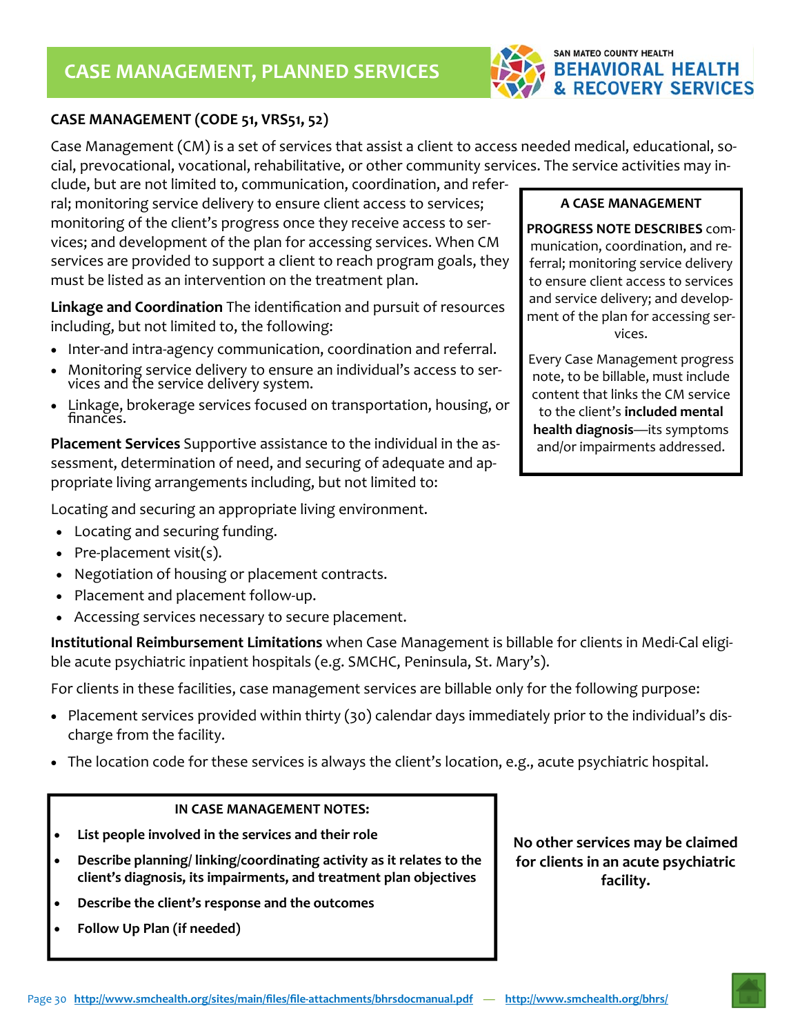# CASE MANAGEMENT, PLANNED SERVICES

SAN MATEO COUNTY HEALTH
BEHAVIORAL HEALTH & RECOVERY SERVICES

## CASE MANAGEMENT (CODE 51, VRS51, 52)

Case Management (CM) is a set of services that assist a client to access needed medical, educational, social, prevocational, vocational, rehabilitative, or other community services. The service activities may include, but are not limited to, communication, coordination, and referral; monitoring service delivery to ensure client access to services; monitoring of the client's progress once they receive access to services; and development of the plan for accessing services. When CM services are provided to support a client to reach program goals, they must be listed as an intervention on the treatment plan.

**Linkage and Coordination** The identification and pursuit of resources including, but not limited to, the following:

- Inter-and intra-agency communication, coordination and referral.
- Monitoring service delivery to ensure an individual's access to services and the service delivery system.
- Linkage, brokerage services focused on transportation, housing, or finances.

**Placement Services** Supportive assistance to the individual in the assessment, determination of need, and securing of adequate and appropriate living arrangements including, but not limited to:

Locating and securing an appropriate living environment.

- Locating and securing funding.
- Pre-placement visit(s).
- Negotiation of housing or placement contracts.
- Placement and placement follow-up.
- Accessing services necessary to secure placement.

> **A CASE MANAGEMENT**
>
> **PROGRESS NOTE DESCRIBES** communication, coordination, and referral; monitoring service delivery to ensure client access to services and service delivery; and development of the plan for accessing services.
>
> Every Case Management progress note, to be billable, must include content that links the CM service to the client's **included mental health diagnosis**—its symptoms and/or impairments addressed.

**Institutional Reimbursement Limitations** when Case Management is billable for clients in Medi-Cal eligible acute psychiatric inpatient hospitals (e.g. SMCHC, Peninsula, St. Mary's).

For clients in these facilities, case management services are billable only for the following purpose:

- Placement services provided within thirty (30) calendar days immediately prior to the individual's discharge from the facility.
- The location code for these services is always the client's location, e.g., acute psychiatric hospital.

> **IN CASE MANAGEMENT NOTES:**
>
> - **List people involved in the services and their role**
> - **Describe planning/ linking/coordinating activity as it relates to the client's diagnosis, its impairments, and treatment plan objectives**
> - **Describe the client's response and the outcomes**
> - **Follow Up Plan (if needed)**

**No other services may be claimed for clients in an acute psychiatric facility.**

http://www.smchealth.org/sites/main/files/file-attachments/bhrsdocmanual.pdf — http://www.smchealth.org/bhrs/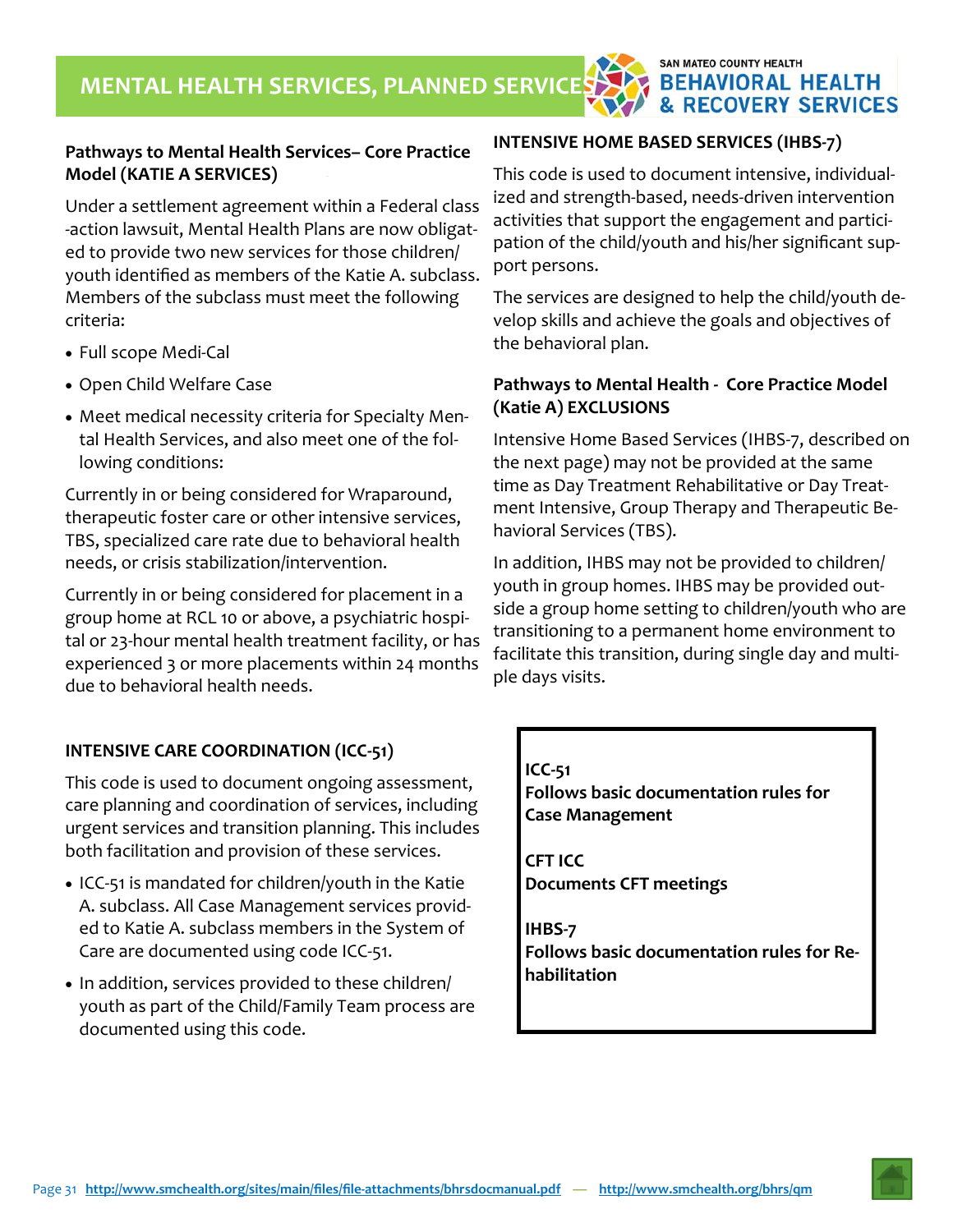# MENTAL HEALTH SERVICES, PLANNED SERVICES

### Pathways to Mental Health Services– Core Practice Model (KATIE A SERVICES)

Under a settlement agreement within a Federal class-action lawsuit, Mental Health Plans are now obligated to provide two new services for those children/youth identified as members of the Katie A. subclass. Members of the subclass must meet the following criteria:

- Full scope Medi-Cal
- Open Child Welfare Case
- Meet medical necessity criteria for Specialty Mental Health Services, and also meet one of the following conditions:

Currently in or being considered for Wraparound, therapeutic foster care or other intensive services, TBS, specialized care rate due to behavioral health needs, or crisis stabilization/intervention.

Currently in or being considered for placement in a group home at RCL 10 or above, a psychiatric hospital or 23-hour mental health treatment facility, or has experienced 3 or more placements within 24 months due to behavioral health needs.

### INTENSIVE CARE COORDINATION (ICC-51)

This code is used to document ongoing assessment, care planning and coordination of services, including urgent services and transition planning. This includes both facilitation and provision of these services.

- ICC-51 is mandated for children/youth in the Katie A. subclass. All Case Management services provided to Katie A. subclass members in the System of Care are documented using code ICC-51.
- In addition, services provided to these children/youth as part of the Child/Family Team process are documented using this code.

### INTENSIVE HOME BASED SERVICES (IHBS-7)

This code is used to document intensive, individualized and strength-based, needs-driven intervention activities that support the engagement and participation of the child/youth and his/her significant support persons.

The services are designed to help the child/youth develop skills and achieve the goals and objectives of the behavioral plan.

### Pathways to Mental Health - Core Practice Model (Katie A) EXCLUSIONS

Intensive Home Based Services (IHBS-7, described on the next page) may not be provided at the same time as Day Treatment Rehabilitative or Day Treatment Intensive, Group Therapy and Therapeutic Behavioral Services (TBS).

In addition, IHBS may not be provided to children/youth in group homes. IHBS may be provided outside a group home setting to children/youth who are transitioning to a permanent home environment to facilitate this transition, during single day and multiple days visits.

**ICC-51**
**Follows basic documentation rules for Case Management**

**CFT ICC**
**Documents CFT meetings**

**IHBS-7**
**Follows basic documentation rules for Rehabilitation**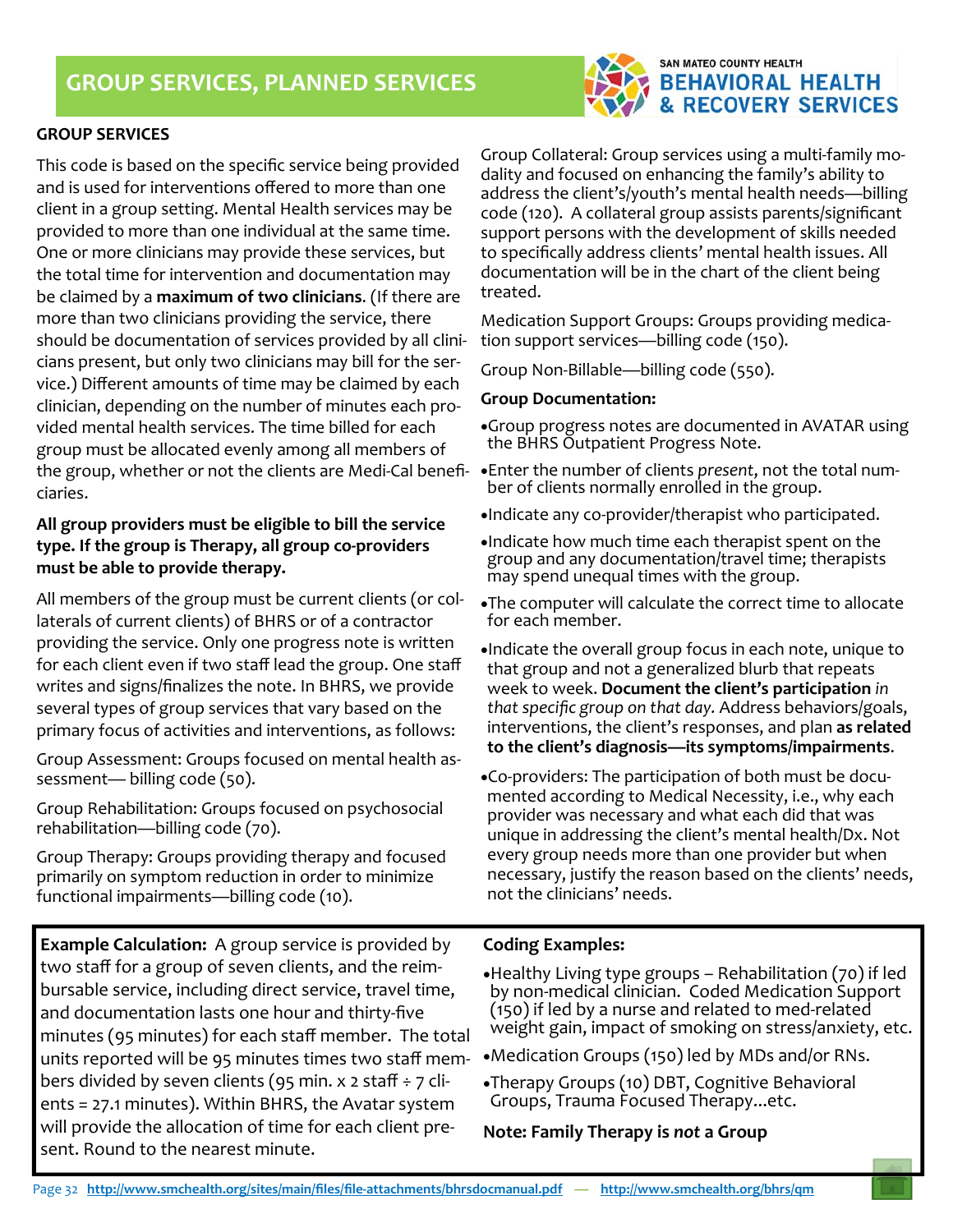# GROUP SERVICES, PLANNED SERVICES

## GROUP SERVICES

This code is based on the specific service being provided and is used for interventions offered to more than one client in a group setting. Mental Health services may be provided to more than one individual at the same time. One or more clinicians may provide these services, but the total time for intervention and documentation may be claimed by a **maximum of two clinicians**. (If there are more than two clinicians providing the service, there should be documentation of services provided by all clinicians present, but only two clinicians may bill for the service.) Different amounts of time may be claimed by each clinician, depending on the number of minutes each provided mental health services. The time billed for each group must be allocated evenly among all members of the group, whether or not the clients are Medi-Cal beneficiaries.

**All group providers must be eligible to bill the service type. If the group is Therapy, all group co-providers must be able to provide therapy.**

All members of the group must be current clients (or collaterals of current clients) of BHRS or of a contractor providing the service. Only one progress note is written for each client even if two staff lead the group. One staff writes and signs/finalizes the note. In BHRS, we provide several types of group services that vary based on the primary focus of activities and interventions, as follows:

Group Assessment: Groups focused on mental health assessment— billing code (50).

Group Rehabilitation: Groups focused on psychosocial rehabilitation—billing code (70).

Group Therapy: Groups providing therapy and focused primarily on symptom reduction in order to minimize functional impairments—billing code (10).

Group Collateral: Group services using a multi-family modality and focused on enhancing the family's ability to address the client's/youth's mental health needs—billing code (120). A collateral group assists parents/significant support persons with the development of skills needed to specifically address clients' mental health issues. All documentation will be in the chart of the client being treated.

Medication Support Groups: Groups providing medication support services—billing code (150).

Group Non-Billable—billing code (550).

**Group Documentation:**

- Group progress notes are documented in AVATAR using the BHRS Outpatient Progress Note.
- Enter the number of clients *present*, not the total number of clients normally enrolled in the group.
- Indicate any co-provider/therapist who participated.
- Indicate how much time each therapist spent on the group and any documentation/travel time; therapists may spend unequal times with the group.
- The computer will calculate the correct time to allocate for each member.
- Indicate the overall group focus in each note, unique to that group and not a generalized blurb that repeats week to week. **Document the client's participation** *in that specific group on that day.* Address behaviors/goals, interventions, the client's responses, and plan **as related to the client's diagnosis—its symptoms/impairments**.
- Co-providers: The participation of both must be documented according to Medical Necessity, i.e., why each provider was necessary and what each did that was unique in addressing the client's mental health/Dx. Not every group needs more than one provider but when necessary, justify the reason based on the clients' needs, not the clinicians' needs.

**Example Calculation:** A group service is provided by two staff for a group of seven clients, and the reimbursable service, including direct service, travel time, and documentation lasts one hour and thirty-five minutes (95 minutes) for each staff member. The total units reported will be 95 minutes times two staff members divided by seven clients (95 min. x 2 staff ÷ 7 clients = 27.1 minutes). Within BHRS, the Avatar system will provide the allocation of time for each client present. Round to the nearest minute.

**Coding Examples:**

- Healthy Living type groups – Rehabilitation (70) if led by non-medical clinician. Coded Medication Support (150) if led by a nurse and related to med-related weight gain, impact of smoking on stress/anxiety, etc.
- Medication Groups (150) led by MDs and/or RNs.
- Therapy Groups (10) DBT, Cognitive Behavioral Groups, Trauma Focused Therapy...etc.

**Note: Family Therapy is *not* a Group**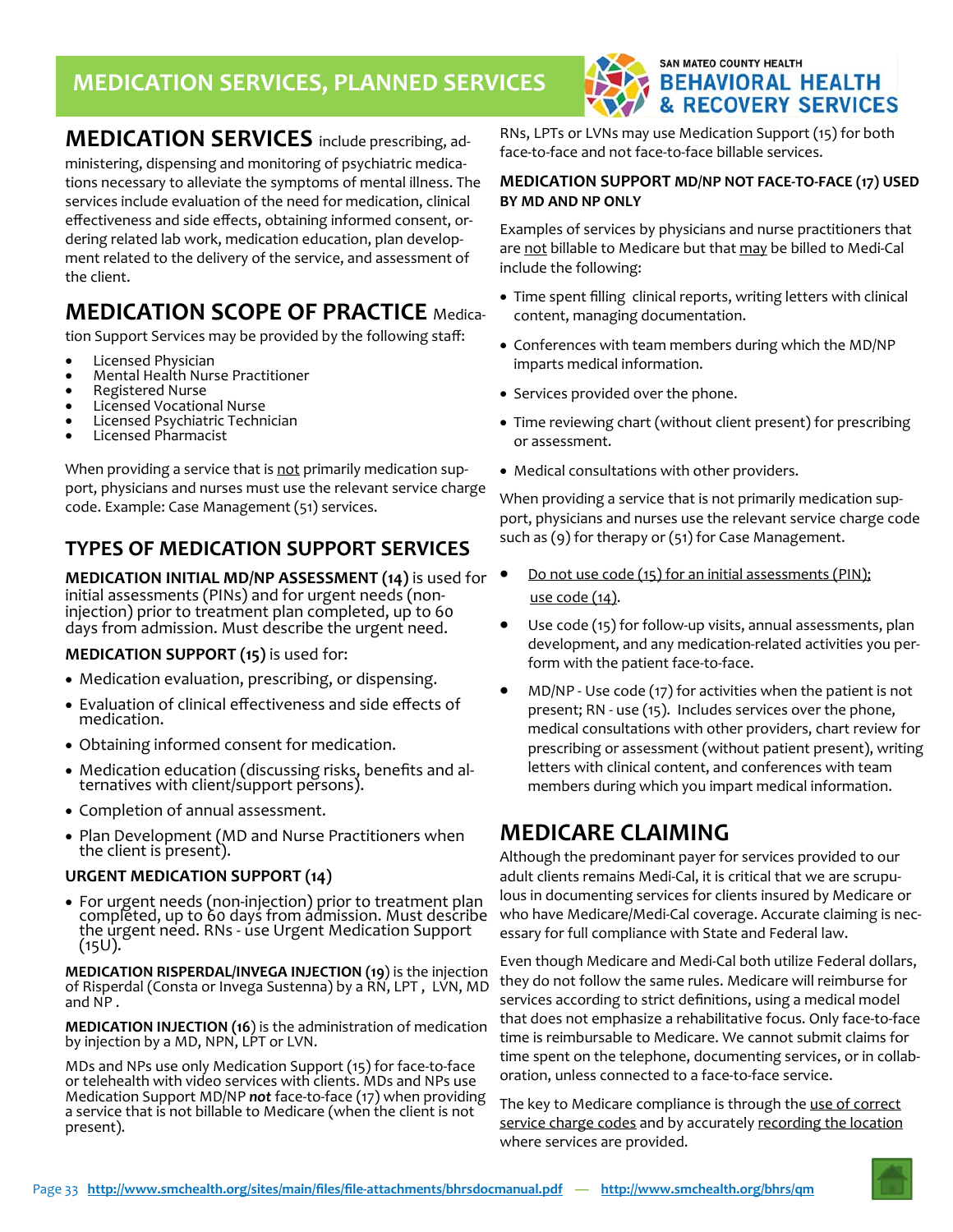# MEDICATION SERVICES, PLANNED SERVICES

**MEDICATION SERVICES** include prescribing, administering, dispensing and monitoring of psychiatric medications necessary to alleviate the symptoms of mental illness. The services include evaluation of the need for medication, clinical effectiveness and side effects, obtaining informed consent, ordering related lab work, medication education, plan development related to the delivery of the service, and assessment of the client.

**MEDICATION SCOPE OF PRACTICE** Medication Support Services may be provided by the following staff:

- Licensed Physician
- Mental Health Nurse Practitioner
- Registered Nurse
- Licensed Vocational Nurse
- Licensed Psychiatric Technician
- Licensed Pharmacist

When providing a service that is not primarily medication support, physicians and nurses must use the relevant service charge code. Example: Case Management (51) services.

## TYPES OF MEDICATION SUPPORT SERVICES

**MEDICATION INITIAL MD/NP ASSESSMENT (14)** is used for initial assessments (PINs) and for urgent needs (non-injection) prior to treatment plan completed, up to 60 days from admission. Must describe the urgent need.

**MEDICATION SUPPORT (15)** is used for:

- Medication evaluation, prescribing, or dispensing.
- Evaluation of clinical effectiveness and side effects of medication.
- Obtaining informed consent for medication.
- Medication education (discussing risks, benefits and alternatives with client/support persons).
- Completion of annual assessment.
- Plan Development (MD and Nurse Practitioners when the client is present).

**URGENT MEDICATION SUPPORT (14)**

- For urgent needs (non-injection) prior to treatment plan completed, up to 60 days from admission. Must describe the urgent need. RNs - use Urgent Medication Support (15U).

**MEDICATION RISPERDAL/INVEGA INJECTION (19)** is the injection of Risperdal (Consta or Invega Sustenna) by a RN, LPT , LVN, MD and NP .

**MEDICATION INJECTION (16)** is the administration of medication by injection by a MD, NPN, LPT or LVN.

MDs and NPs use only Medication Support (15) for face-to-face or telehealth with video services with clients. MDs and NPs use Medication Support MD/NP ***not*** face-to-face (17) when providing a service that is not billable to Medicare (when the client is not present).

RNs, LPTs or LVNs may use Medication Support (15) for both face-to-face and not face-to-face billable services.

**MEDICATION SUPPORT MD/NP NOT FACE-TO-FACE (17) USED BY MD AND NP ONLY**

Examples of services by physicians and nurse practitioners that are not billable to Medicare but that may be billed to Medi-Cal include the following:

- Time spent filling clinical reports, writing letters with clinical content, managing documentation.
- Conferences with team members during which the MD/NP imparts medical information.
- Services provided over the phone.
- Time reviewing chart (without client present) for prescribing or assessment.
- Medical consultations with other providers.

When providing a service that is not primarily medication support, physicians and nurses use the relevant service charge code such as (9) for therapy or (51) for Case Management.

- Do not use code (15) for an initial assessments (PIN); use code (14).
- Use code (15) for follow-up visits, annual assessments, plan development, and any medication-related activities you perform with the patient face-to-face.
- MD/NP - Use code (17) for activities when the patient is not present; RN - use (15). Includes services over the phone, medical consultations with other providers, chart review for prescribing or assessment (without patient present), writing letters with clinical content, and conferences with team members during which you impart medical information.

## MEDICARE CLAIMING

Although the predominant payer for services provided to our adult clients remains Medi-Cal, it is critical that we are scrupulous in documenting services for clients insured by Medicare or who have Medicare/Medi-Cal coverage. Accurate claiming is necessary for full compliance with State and Federal law.

Even though Medicare and Medi-Cal both utilize Federal dollars, they do not follow the same rules. Medicare will reimburse for services according to strict definitions, using a medical model that does not emphasize a rehabilitative focus. Only face-to-face time is reimbursable to Medicare. We cannot submit claims for time spent on the telephone, documenting services, or in collaboration, unless connected to a face-to-face service.

The key to Medicare compliance is through the use of correct service charge codes and by accurately recording the location where services are provided.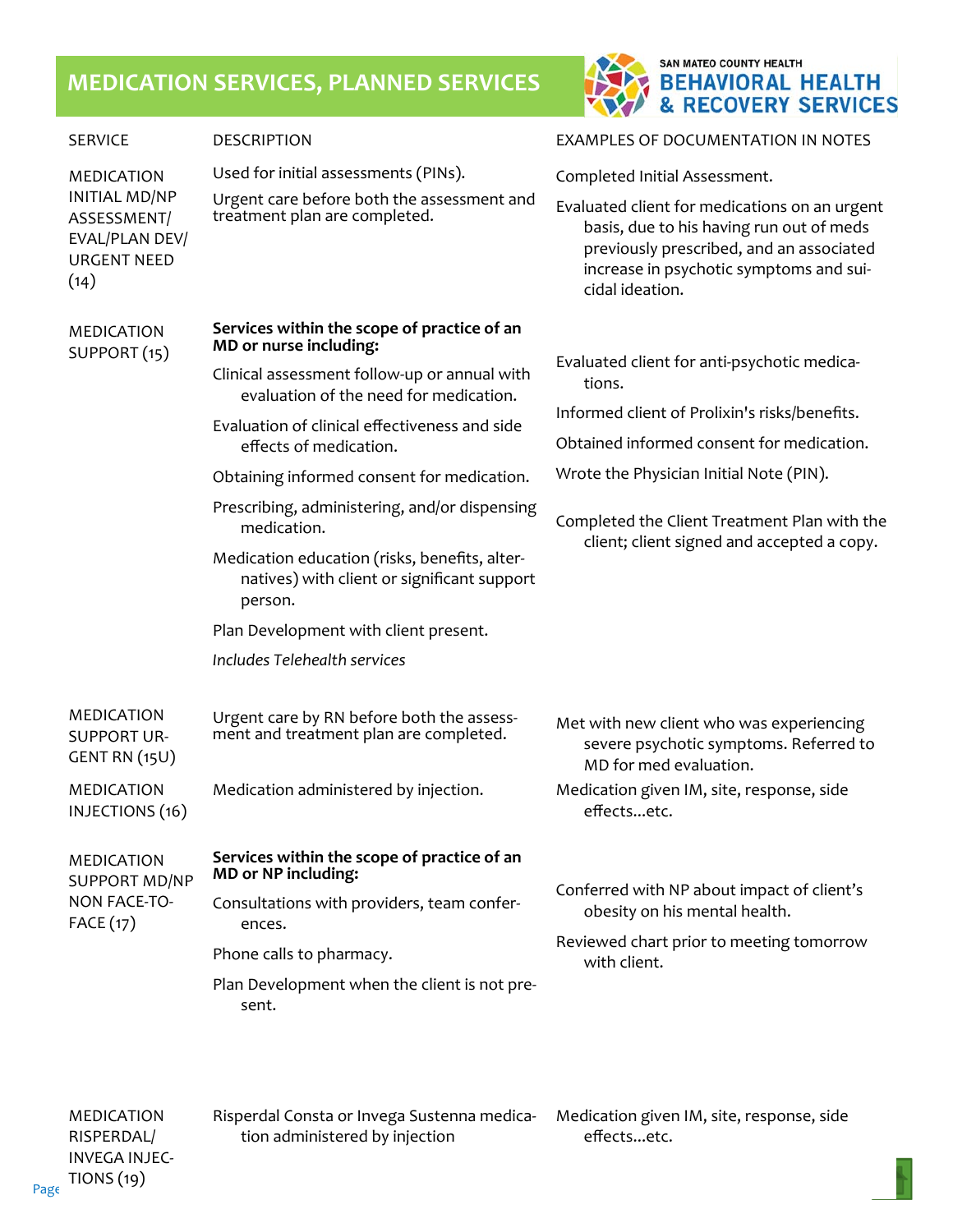# MEDICATION SERVICES, PLANNED SERVICES

SAN MATEO COUNTY HEALTH
BEHAVIORAL HEALTH & RECOVERY SERVICES

| SERVICE | DESCRIPTION | EXAMPLES OF DOCUMENTATION IN NOTES |
|---|---|---|
| MEDICATION INITIAL MD/NP ASSESSMENT/ EVAL/PLAN DEV/ URGENT NEED (14) | Used for initial assessments (PINs).<br>Urgent care before both the assessment and treatment plan are completed. | Completed Initial Assessment.<br>Evaluated client for medications on an urgent basis, due to his having run out of meds previously prescribed, and an associated increase in psychotic symptoms and suicidal ideation. |
| MEDICATION SUPPORT (15) | **Services within the scope of practice of an MD or nurse including:**<br>Clinical assessment follow-up or annual with evaluation of the need for medication.<br>Evaluation of clinical effectiveness and side effects of medication.<br>Obtaining informed consent for medication.<br>Prescribing, administering, and/or dispensing medication.<br>Medication education (risks, benefits, alternatives) with client or significant support person.<br>Plan Development with client present.<br>*Includes Telehealth services* | Evaluated client for anti-psychotic medications.<br>Informed client of Prolixin's risks/benefits.<br>Obtained informed consent for medication.<br>Wrote the Physician Initial Note (PIN).<br>Completed the Client Treatment Plan with the client; client signed and accepted a copy. |
| MEDICATION SUPPORT URGENT RN (15U) | Urgent care by RN before both the assessment and treatment plan are completed. | Met with new client who was experiencing severe psychotic symptoms. Referred to MD for med evaluation. |
| MEDICATION INJECTIONS (16) | Medication administered by injection. | Medication given IM, site, response, side effects...etc. |
| MEDICATION SUPPORT MD/NP NON FACE-TO-FACE (17) | **Services within the scope of practice of an MD or NP including:**<br>Consultations with providers, team conferences.<br>Phone calls to pharmacy.<br>Plan Development when the client is not present. | Conferred with NP about impact of client's obesity on his mental health.<br>Reviewed chart prior to meeting tomorrow with client. |
| MEDICATION RISPERDAL/ INVEGA INJECTIONS (19) | Risperdal Consta or Invega Sustenna medication administered by injection | Medication given IM, site, response, side effects...etc. |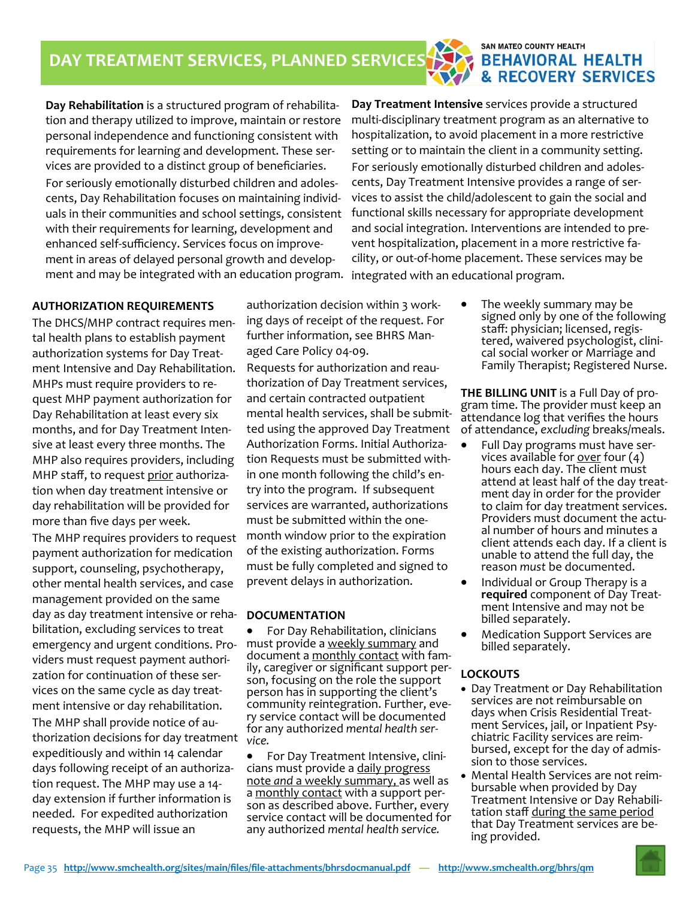# DAY TREATMENT SERVICES, PLANNED SERVICES

SAN MATEO COUNTY HEALTH
BEHAVIORAL HEALTH & RECOVERY SERVICES

**Day Rehabilitation** is a structured program of rehabilitation and therapy utilized to improve, maintain or restore personal independence and functioning consistent with requirements for learning and development. These services are provided to a distinct group of beneficiaries. For seriously emotionally disturbed children and adolescents, Day Rehabilitation focuses on maintaining individuals in their communities and school settings, consistent with their requirements for learning, development and enhanced self-sufficiency. Services focus on improvement in areas of delayed personal growth and development and may be integrated with an education program.

**Day Treatment Intensive** services provide a structured multi-disciplinary treatment program as an alternative to hospitalization, to avoid placement in a more restrictive setting or to maintain the client in a community setting. For seriously emotionally disturbed children and adolescents, Day Treatment Intensive provides a range of services to assist the child/adolescent to gain the social and functional skills necessary for appropriate development and social integration. Interventions are intended to prevent hospitalization, placement in a more restrictive facility, or out-of-home placement. These services may be integrated with an educational program.

## AUTHORIZATION REQUIREMENTS

The DHCS/MHP contract requires mental health plans to establish payment authorization systems for Day Treatment Intensive and Day Rehabilitation. MHPs must require providers to request MHP payment authorization for Day Rehabilitation at least every six months, and for Day Treatment Intensive at least every three months. The MHP also requires providers, including MHP staff, to request <u>prior</u> authorization when day treatment intensive or day rehabilitation will be provided for more than five days per week.

The MHP requires providers to request payment authorization for medication support, counseling, psychotherapy, other mental health services, and case management provided on the same day as day treatment intensive or rehabilitation, excluding services to treat emergency and urgent conditions. Providers must request payment authorization for continuation of these services on the same cycle as day treatment intensive or day rehabilitation.

The MHP shall provide notice of authorization decisions for day treatment expeditiously and within 14 calendar days following receipt of an authorization request. The MHP may use a 14-day extension if further information is needed. For expedited authorization requests, the MHP will issue an authorization decision within 3 working days of receipt of the request. For further information, see BHRS Managed Care Policy 04-09.

Requests for authorization and reauthorization of Day Treatment services, and certain contracted outpatient mental health services, shall be submitted using the approved Day Treatment Authorization Forms. Initial Authorization Requests must be submitted within one month following the child's entry into the program. If subsequent services are warranted, authorizations must be submitted within the one-month window prior to the expiration of the existing authorization. Forms must be fully completed and signed to prevent delays in authorization.

## DOCUMENTATION

- For Day Rehabilitation, clinicians must provide a <u>weekly summary</u> and document a <u>monthly contact</u> with family, caregiver or significant support person, focusing on the role the support person has in supporting the client's community reintegration. Further, every service contact will be documented for any authorized *mental health service.*
- For Day Treatment Intensive, clinicians must provide a <u>daily progress note *and* a weekly summary,</u> as well as a <u>monthly contact</u> with a support person as described above. Further, every service contact will be documented for any authorized *mental health service.*
- The weekly summary may be signed only by one of the following staff: physician; licensed, registered, waived psychologist, clinical social worker or Marriage and Family Therapist; Registered Nurse.

**THE BILLING UNIT** is a Full Day of program time. The provider must keep an attendance log that verifies the hours of attendance, *excluding* breaks/meals.

- Full Day programs must have services available for <u>over</u> four (4) hours each day. The client must attend at least half of the day treatment day in order for the provider to claim for day treatment services. Providers must document the actual number of hours and minutes a client attends each day. If a client is unable to attend the full day, the reason *must* be documented.
- Individual or Group Therapy is a **required** component of Day Treatment Intensive and may not be billed separately.
- Medication Support Services are billed separately.

## LOCKOUTS

- Day Treatment or Day Rehabilitation services are not reimbursable on days when Crisis Residential Treatment Services, jail, or Inpatient Psychiatric Facility services are reimbursed, except for the day of admission to those services.
- Mental Health Services are not reimbursable when provided by Day Treatment Intensive or Day Rehabilitation staff <u>during the same period</u> that Day Treatment services are being provided.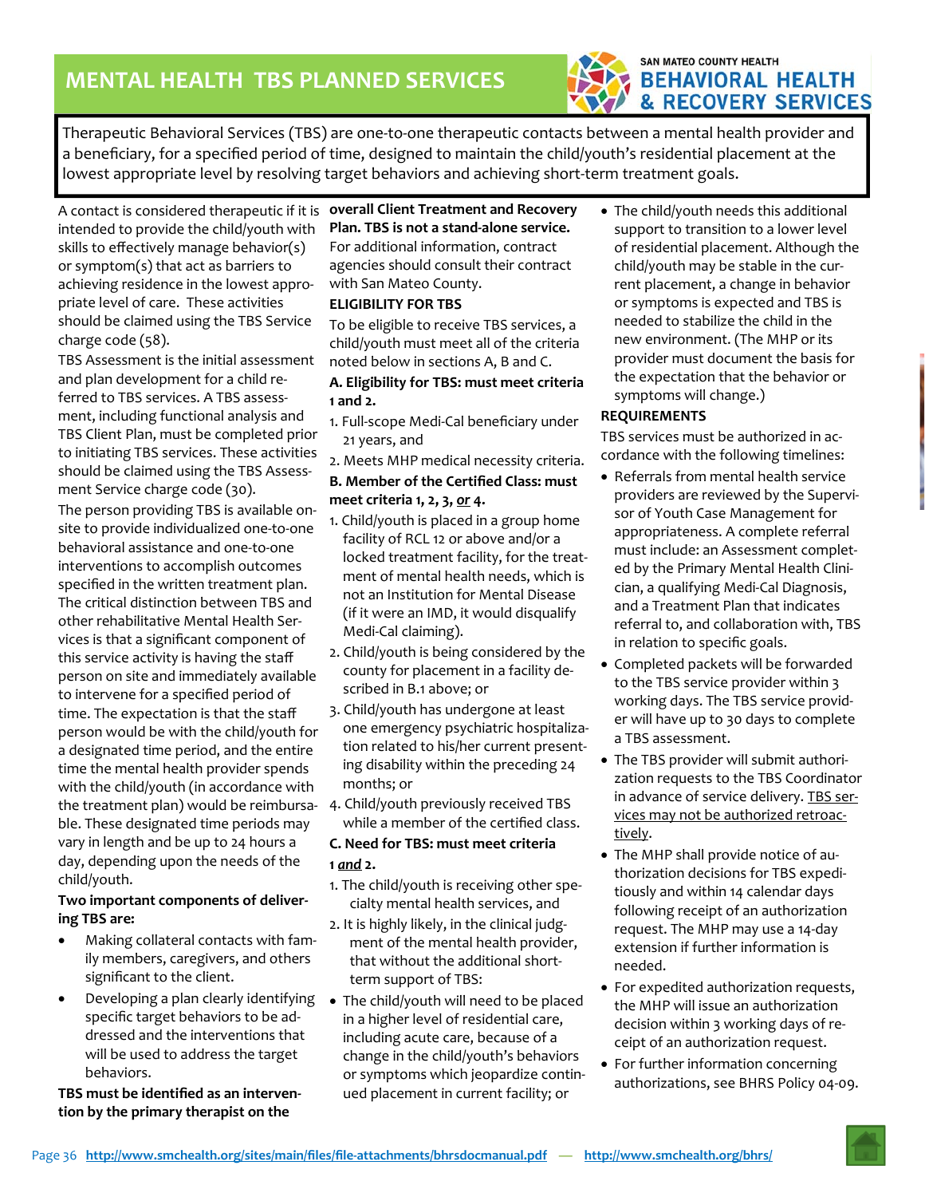# MENTAL HEALTH TBS PLANNED SERVICES

Therapeutic Behavioral Services (TBS) are one-to-one therapeutic contacts between a mental health provider and a beneficiary, for a specified period of time, designed to maintain the child/youth's residential placement at the lowest appropriate level by resolving target behaviors and achieving short-term treatment goals.

A contact is considered therapeutic if it is intended to provide the child/youth with skills to effectively manage behavior(s) or symptom(s) that act as barriers to achieving residence in the lowest appropriate level of care. These activities should be claimed using the TBS Service charge code (58).

TBS Assessment is the initial assessment and plan development for a child referred to TBS services. A TBS assessment, including functional analysis and TBS Client Plan, must be completed prior to initiating TBS services. These activities should be claimed using the TBS Assessment Service charge code (30).

The person providing TBS is available on-site to provide individualized one-to-one behavioral assistance and one-to-one interventions to accomplish outcomes specified in the written treatment plan. The critical distinction between TBS and other rehabilitative Mental Health Services is that a significant component of this service activity is having the staff person on site and immediately available to intervene for a specified period of time. The expectation is that the staff person would be with the child/youth for a designated time period, and the entire time the mental health provider spends with the child/youth (in accordance with the treatment plan) would be reimbursable. These designated time periods may vary in length and be up to 24 hours a day, depending upon the needs of the child/youth.

**Two important components of delivering TBS are:**

- Making collateral contacts with family members, caregivers, and others significant to the client.
- Developing a plan clearly identifying specific target behaviors to be addressed and the interventions that will be used to address the target behaviors.

**TBS must be identified as an intervention by the primary therapist on the overall Client Treatment and Recovery Plan. TBS is not a stand-alone service.** For additional information, contract agencies should consult their contract with San Mateo County.

**ELIGIBILITY FOR TBS**

To be eligible to receive TBS services, a child/youth must meet all of the criteria noted below in sections A, B and C.

**A. Eligibility for TBS: must meet criteria 1 and 2.**

1. Full-scope Medi-Cal beneficiary under 21 years, and
2. Meets MHP medical necessity criteria.

**B. Member of the Certified Class: must meet criteria 1, 2, 3, _or_ 4.**

1. Child/youth is placed in a group home facility of RCL 12 or above and/or a locked treatment facility, for the treatment of mental health needs, which is not an Institution for Mental Disease (if it were an IMD, it would disqualify Medi-Cal claiming).
2. Child/youth is being considered by the county for placement in a facility described in B.1 above; or
3. Child/youth has undergone at least one emergency psychiatric hospitalization related to his/her current presenting disability within the preceding 24 months; or
4. Child/youth previously received TBS while a member of the certified class.

**C. Need for TBS: must meet criteria 1 _and_ 2.**

1. The child/youth is receiving other specialty mental health services, and
2. It is highly likely, in the clinical judgment of the mental health provider, that without the additional short-term support of TBS:

- The child/youth will need to be placed in a higher level of residential care, including acute care, because of a change in the child/youth's behaviors or symptoms which jeopardize continued placement in current facility; or
- The child/youth needs this additional support to transition to a lower level of residential placement. Although the child/youth may be stable in the current placement, a change in behavior or symptoms is expected and TBS is needed to stabilize the child in the new environment. (The MHP or its provider must document the basis for the expectation that the behavior or symptoms will change.)

**REQUIREMENTS**

TBS services must be authorized in accordance with the following timelines:

- Referrals from mental health service providers are reviewed by the Supervisor of Youth Case Management for appropriateness. A complete referral must include: an Assessment completed by the Primary Mental Health Clinician, a qualifying Medi-Cal Diagnosis, and a Treatment Plan that indicates referral to, and collaboration with, TBS in relation to specific goals.
- Completed packets will be forwarded to the TBS service provider within 3 working days. The TBS service provider will have up to 30 days to complete a TBS assessment.
- The TBS provider will submit authorization requests to the TBS Coordinator in advance of service delivery. <u>TBS services may not be authorized retroactively</u>.
- The MHP shall provide notice of authorization decisions for TBS expeditiously and within 14 calendar days following receipt of an authorization request. The MHP may use a 14-day extension if further information is needed.
- For expedited authorization requests, the MHP will issue an authorization decision within 3 working days of receipt of an authorization request.
- For further information concerning authorizations, see BHRS Policy 04-09.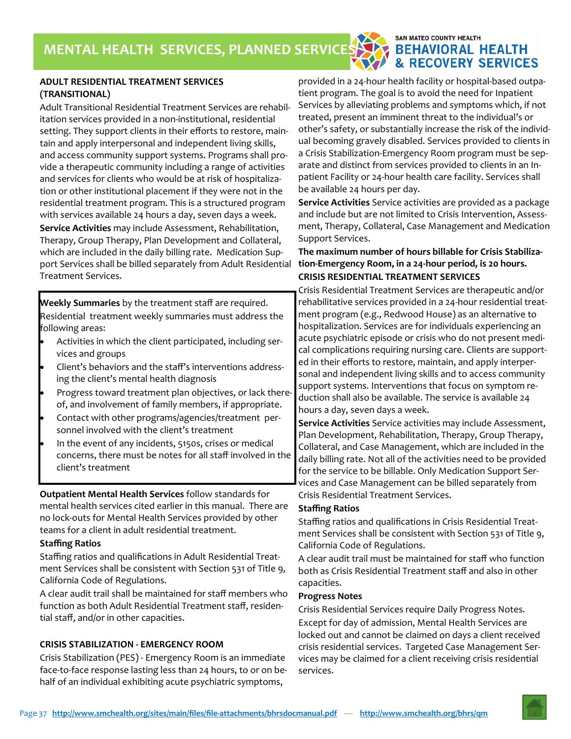# MENTAL HEALTH SERVICES, PLANNED SERVICES

## ADULT RESIDENTIAL TREATMENT SERVICES (TRANSITIONAL)

Adult Transitional Residential Treatment Services are rehabilitation services provided in a non-institutional, residential setting. They support clients in their efforts to restore, maintain and apply interpersonal and independent living skills, and access community support systems. Programs shall provide a therapeutic community including a range of activities and services for clients who would be at risk of hospitalization or other institutional placement if they were not in the residential treatment program. This is a structured program with services available 24 hours a day, seven days a week.

**Service Activities** may include Assessment, Rehabilitation, Therapy, Group Therapy, Plan Development and Collateral, which are included in the daily billing rate. Medication Support Services shall be billed separately from Adult Residential Treatment Services.

**Weekly Summaries** by the treatment staff are required. Residential treatment weekly summaries must address the following areas:

- Activities in which the client participated, including services and groups
- Client's behaviors and the staff's interventions addressing the client's mental health diagnosis
- Progress toward treatment plan objectives, or lack thereof, and involvement of family members, if appropriate.
- Contact with other programs/agencies/treatment personnel involved with the client's treatment
- In the event of any incidents, 5150s, crises or medical concerns, there must be notes for all staff involved in the client's treatment

**Outpatient Mental Health Services** follow standards for mental health services cited earlier in this manual. There are no lock-outs for Mental Health Services provided by other teams for a client in adult residential treatment.

### Staffing Ratios

Staffing ratios and qualifications in Adult Residential Treatment Services shall be consistent with Section 531 of Title 9, California Code of Regulations.

A clear audit trail shall be maintained for staff members who function as both Adult Residential Treatment staff, residential staff, and/or in other capacities.

## CRISIS STABILIZATION - EMERGENCY ROOM

Crisis Stabilization (PES) - Emergency Room is an immediate face-to-face response lasting less than 24 hours, to or on behalf of an individual exhibiting acute psychiatric symptoms, provided in a 24-hour health facility or hospital-based outpatient program. The goal is to avoid the need for Inpatient Services by alleviating problems and symptoms which, if not treated, present an imminent threat to the individual's or other's safety, or substantially increase the risk of the individual becoming gravely disabled. Services provided to clients in a Crisis Stabilization-Emergency Room program must be separate and distinct from services provided to clients in an Inpatient Facility or 24-hour health care facility. Services shall be available 24 hours per day.

**Service Activities** Service activities are provided as a package and include but are not limited to Crisis Intervention, Assessment, Therapy, Collateral, Case Management and Medication Support Services.

**The maximum number of hours billable for Crisis Stabilization-Emergency Room, in a 24-hour period, is 20 hours.**

## CRISIS RESIDENTIAL TREATMENT SERVICES

Crisis Residential Treatment Services are therapeutic and/or rehabilitative services provided in a 24-hour residential treatment program (e.g., Redwood House) as an alternative to hospitalization. Services are for individuals experiencing an acute psychiatric episode or crisis who do not present medical complications requiring nursing care. Clients are supported in their efforts to restore, maintain, and apply interpersonal and independent living skills and to access community support systems. Interventions that focus on symptom reduction shall also be available. The service is available 24 hours a day, seven days a week.

**Service Activities** Service activities may include Assessment, Plan Development, Rehabilitation, Therapy, Group Therapy, Collateral, and Case Management, which are included in the daily billing rate. Not all of the activities need to be provided for the service to be billable. Only Medication Support Services and Case Management can be billed separately from Crisis Residential Treatment Services.

### Staffing Ratios

Staffing ratios and qualifications in Crisis Residential Treatment Services shall be consistent with Section 531 of Title 9, California Code of Regulations.

A clear audit trail must be maintained for staff who function both as Crisis Residential Treatment staff and also in other capacities.

### Progress Notes

Crisis Residential Services require Daily Progress Notes.

Except for day of admission, Mental Health Services are locked out and cannot be claimed on days a client received crisis residential services. Targeted Case Management Services may be claimed for a client receiving crisis residential services.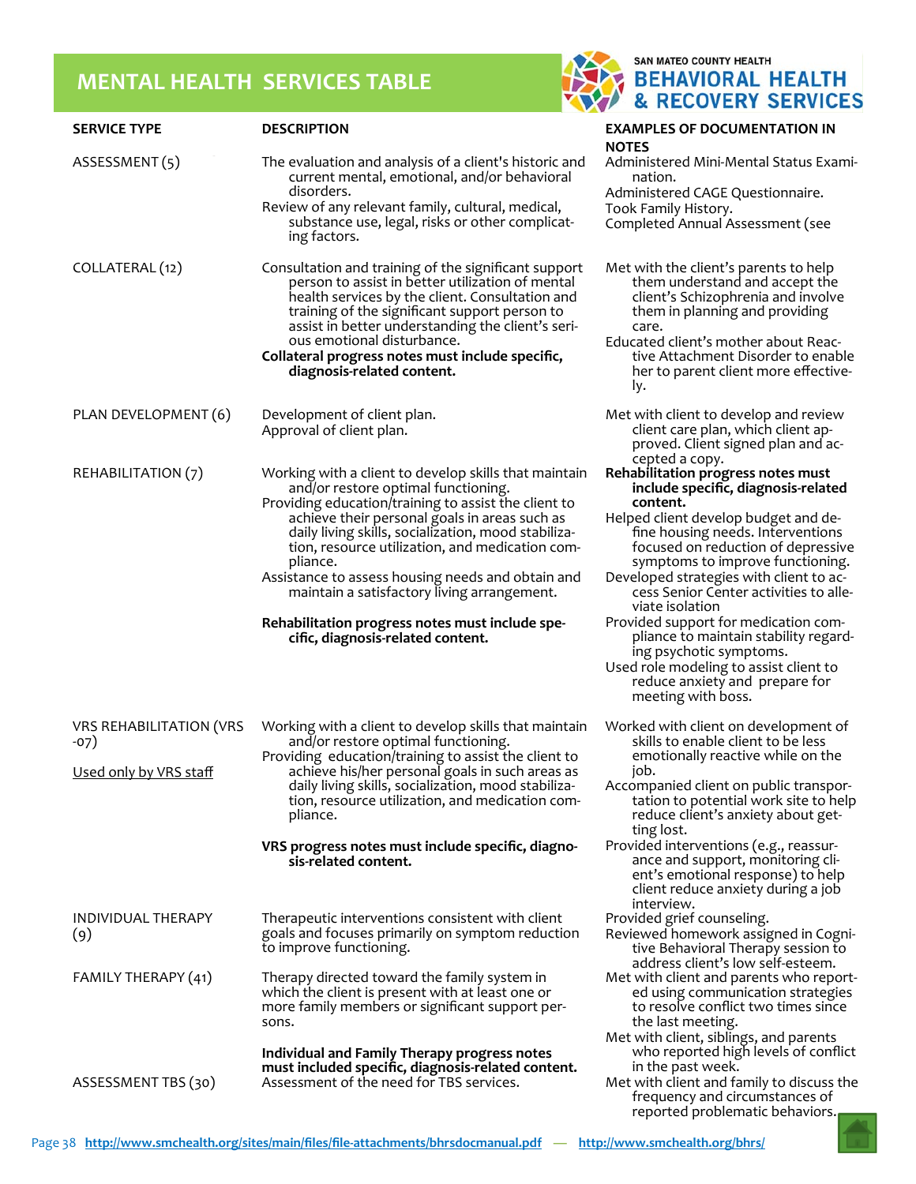# MENTAL HEALTH SERVICES TABLE

SAN MATEO COUNTY HEALTH
**BEHAVIORAL HEALTH & RECOVERY SERVICES**

| SERVICE TYPE | DESCRIPTION | EXAMPLES OF DOCUMENTATION IN NOTES |
|---|---|---|
| ASSESSMENT (5) | The evaluation and analysis of a client's historic and current mental, emotional, and/or behavioral disorders.<br>Review of any relevant family, cultural, medical, substance use, legal, risks or other complicating factors. | Administered Mini-Mental Status Examination.<br>Administered CAGE Questionnaire.<br>Took Family History.<br>Completed Annual Assessment (see |
| COLLATERAL (12) | Consultation and training of the significant support person to assist in better utilization of mental health services by the client. Consultation and training of the significant support person to assist in better understanding the client's serious emotional disturbance.<br>**Collateral progress notes must include specific, diagnosis-related content.** | Met with the client's parents to help them understand and accept the client's Schizophrenia and involve them in planning and providing care.<br>Educated client's mother about Reactive Attachment Disorder to enable her to parent client more effectively. |
| PLAN DEVELOPMENT (6) | Development of client plan.<br>Approval of client plan. | Met with client to develop and review client care plan, which client approved. Client signed plan and accepted a copy. |
| REHABILITATION (7) | Working with a client to develop skills that maintain and/or restore optimal functioning.<br>Providing education/training to assist the client to achieve their personal goals in areas such as daily living skills, socialization, mood stabilization, resource utilization, and medication compliance.<br>Assistance to assess housing needs and obtain and maintain a satisfactory living arrangement.<br><br>**Rehabilitation progress notes must include specific, diagnosis-related content.** | **Rehabilitation progress notes must include specific, diagnosis-related content.**<br>Helped client develop budget and define housing needs. Interventions focused on reduction of depressive symptoms to improve functioning.<br>Developed strategies with client to access Senior Center activities to alleviate isolation<br>Provided support for medication compliance to maintain stability regarding psychotic symptoms.<br>Used role modeling to assist client to reduce anxiety and prepare for meeting with boss. |
| VRS REHABILITATION (VRS -07)<br><br><u>Used only by VRS staff</u> | Working with a client to develop skills that maintain and/or restore optimal functioning.<br>Providing education/training to assist the client to achieve his/her personal goals in such areas as daily living skills, socialization, mood stabilization, resource utilization, and medication compliance.<br><br>**VRS progress notes must include specific, diagnosis-related content.** | Worked with client on development of skills to enable client to be less emotionally reactive while on the job.<br>Accompanied client on public transportation to potential work site to help reduce client's anxiety about getting lost.<br>Provided interventions (e.g., reassurance and support, monitoring client's emotional response) to help client reduce anxiety during a job interview. |
| INDIVIDUAL THERAPY (9) | Therapeutic interventions consistent with client goals and focuses primarily on symptom reduction to improve functioning. | Provided grief counseling.<br>Reviewed homework assigned in Cognitive Behavioral Therapy session to address client's low self-esteem. |
| FAMILY THERAPY (41) | Therapy directed toward the family system in which the client is present with at least one or more family members or significant support persons.<br><br>**Individual and Family Therapy progress notes must included specific, diagnosis-related content.** | Met with client and parents who reported using communication strategies to resolve conflict two times since the last meeting.<br>Met with client, siblings, and parents who reported high levels of conflict in the past week. |
| ASSESSMENT TBS (30) | Assessment of the need for TBS services. | Met with client and family to discuss the frequency and circumstances of reported problematic behaviors. |

http://www.smchealth.org/sites/main/files/file-attachments/bhrsdocmanual.pdf — http://www.smchealth.org/bhrs/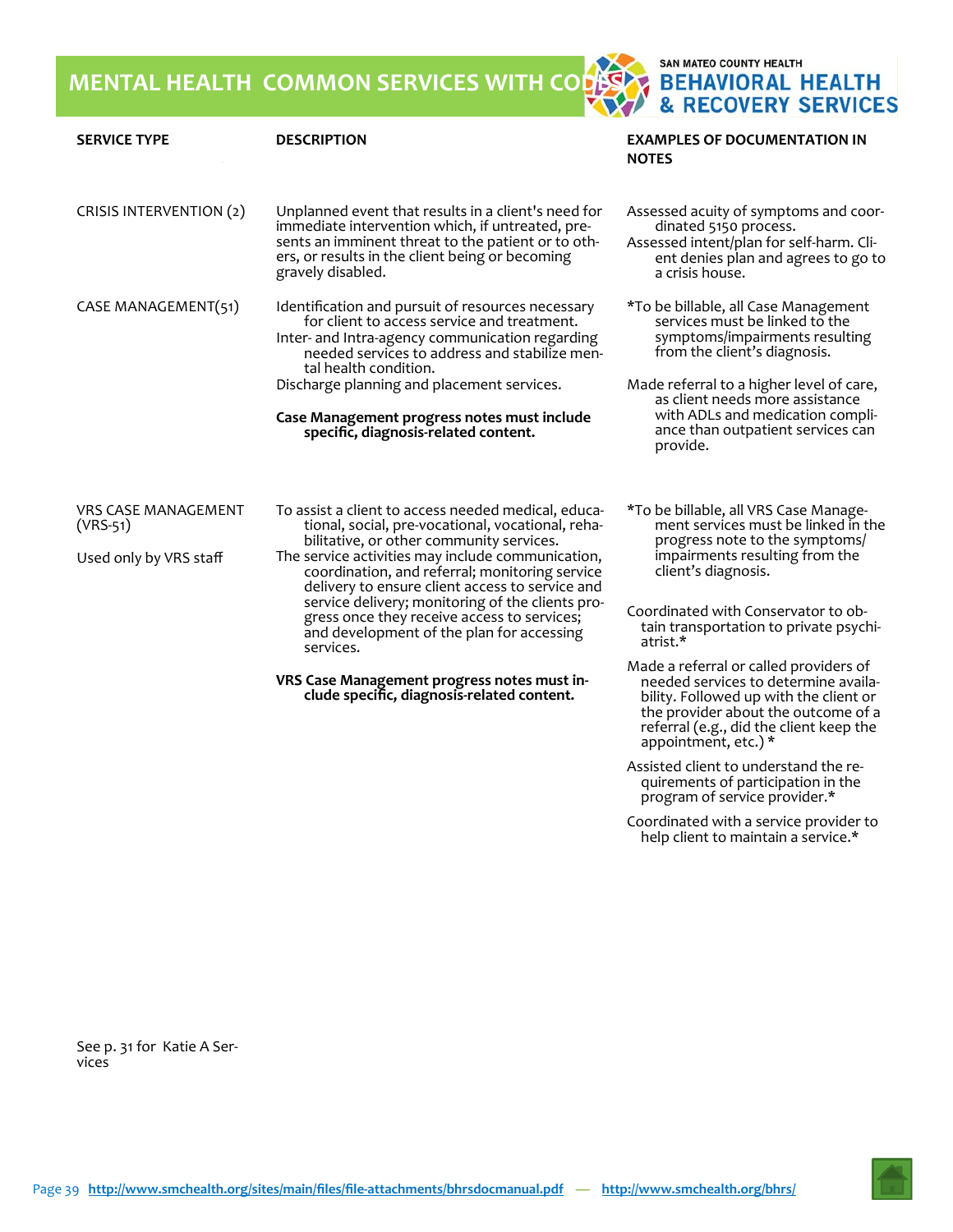# MENTAL HEALTH COMMON SERVICES WITH CODES

SAN MATEO COUNTY HEALTH
**BEHAVIORAL HEALTH & RECOVERY SERVICES**

| SERVICE TYPE | DESCRIPTION | EXAMPLES OF DOCUMENTATION IN NOTES |
|---|---|---|
| CRISIS INTERVENTION (2) | Unplanned event that results in a client's need for immediate intervention which, if untreated, presents an imminent threat to the patient or to others, or results in the client being or becoming gravely disabled. | Assessed acuity of symptoms and coordinated 5150 process.<br>Assessed intent/plan for self-harm. Client denies plan and agrees to go to a crisis house. |
| CASE MANAGEMENT(51) | Identification and pursuit of resources necessary for client to access service and treatment.<br>Inter- and Intra-agency communication regarding needed services to address and stabilize mental health condition.<br>Discharge planning and placement services.<br><br>**Case Management progress notes must include specific, diagnosis-related content.** | *To be billable, all Case Management services must be linked to the symptoms/impairments resulting from the client's diagnosis.<br><br>Made referral to a higher level of care, as client needs more assistance with ADLs and medication compliance than outpatient services can provide. |
| VRS CASE MANAGEMENT (VRS-51)<br><br>Used only by VRS staff | To assist a client to access needed medical, educational, social, pre-vocational, vocational, rehabilitative, or other community services.<br>The service activities may include communication, coordination, and referral; monitoring service delivery to ensure client access to service and service delivery; monitoring of the clients progress once they receive access to services; and development of the plan for accessing services.<br><br>**VRS Case Management progress notes must include specific, diagnosis-related content.** | *To be billable, all VRS Case Management services must be linked in the progress note to the symptoms/ impairments resulting from the client's diagnosis.<br><br>Coordinated with Conservator to obtain transportation to private psychiatrist.*<br><br>Made a referral or called providers of needed services to determine availability. Followed up with the client or the provider about the outcome of a referral (e.g., did the client keep the appointment, etc.) *<br><br>Assisted client to understand the requirements of participation in the program of service provider.*<br><br>Coordinated with a service provider to help client to maintain a service.* |

See p. 31 for Katie A Services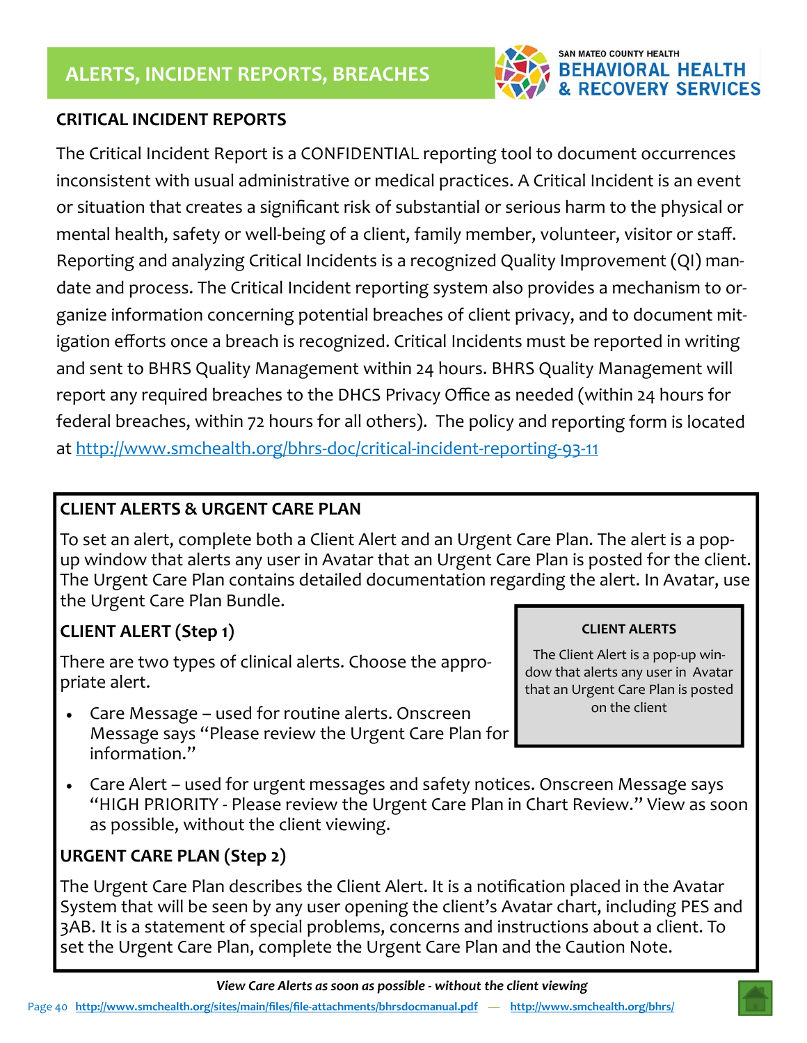## ALERTS, INCIDENT REPORTS, BREACHES

### CRITICAL INCIDENT REPORTS

The Critical Incident Report is a CONFIDENTIAL reporting tool to document occurrences inconsistent with usual administrative or medical practices. A Critical Incident is an event or situation that creates a significant risk of substantial or serious harm to the physical or mental health, safety or well-being of a client, family member, volunteer, visitor or staff. Reporting and analyzing Critical Incidents is a recognized Quality Improvement (QI) mandate and process. The Critical Incident reporting system also provides a mechanism to organize information concerning potential breaches of client privacy, and to document mitigation efforts once a breach is recognized. Critical Incidents must be reported in writing and sent to BHRS Quality Management within 24 hours. BHRS Quality Management will report any required breaches to the DHCS Privacy Office as needed (within 24 hours for federal breaches, within 72 hours for all others). The policy and reporting form is located at http://www.smchealth.org/bhrs-doc/critical-incident-reporting-93-11

### CLIENT ALERTS & URGENT CARE PLAN

To set an alert, complete both a Client Alert and an Urgent Care Plan. The alert is a pop-up window that alerts any user in Avatar that an Urgent Care Plan is posted for the client. The Urgent Care Plan contains detailed documentation regarding the alert. In Avatar, use the Urgent Care Plan Bundle.

#### CLIENT ALERT (Step 1)

There are two types of clinical alerts. Choose the appropriate alert.

- Care Message – used for routine alerts. Onscreen Message says "Please review the Urgent Care Plan for information."
- Care Alert – used for urgent messages and safety notices. Onscreen Message says "HIGH PRIORITY - Please review the Urgent Care Plan in Chart Review." View as soon as possible, without the client viewing.

**CLIENT ALERTS**

The Client Alert is a pop-up window that alerts any user in Avatar that an Urgent Care Plan is posted on the client

#### URGENT CARE PLAN (Step 2)

The Urgent Care Plan describes the Client Alert. It is a notification placed in the Avatar System that will be seen by any user opening the client's Avatar chart, including PES and 3AB. It is a statement of special problems, concerns and instructions about a client. To set the Urgent Care Plan, complete the Urgent Care Plan and the Caution Note.

*View Care Alerts as soon as possible - without the client viewing*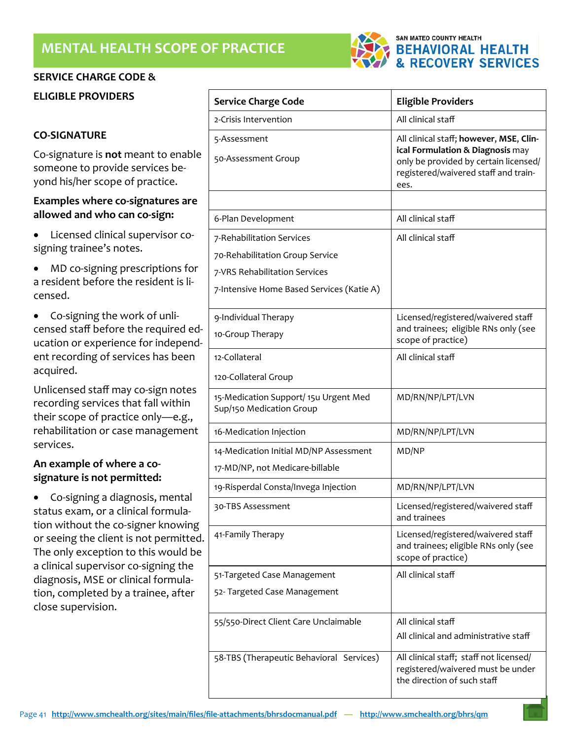# MENTAL HEALTH SCOPE OF PRACTICE

SAN MATEO COUNTY HEALTH
BEHAVIORAL HEALTH & RECOVERY SERVICES

## SERVICE CHARGE CODE & ELIGIBLE PROVIDERS

### CO-SIGNATURE

Co-signature is **not** meant to enable someone to provide services beyond his/her scope of practice.

**Examples where co-signatures are allowed and who can co-sign:**

- Licensed clinical supervisor co-signing trainee's notes.
- MD co-signing prescriptions for a resident before the resident is licensed.
- Co-signing the work of unlicensed staff before the required education or experience for independent recording of services has been acquired.

Unlicensed staff may co-sign notes recording services that fall within their scope of practice only—e.g., rehabilitation or case management services.

**An example of where a co-signature is not permitted:**

- Co-signing a diagnosis, mental status exam, or a clinical formulation without the co-signer knowing or seeing the client is not permitted. The only exception to this would be a clinical supervisor co-signing the diagnosis, MSE or clinical formulation, completed by a trainee, after close supervision.

| Service Charge Code | Eligible Providers |
|---|---|
| 2-Crisis Intervention | All clinical staff |
| 5-Assessment<br>50-Assessment Group | All clinical staff; **however, MSE, Clinical Formulation & Diagnosis** may only be provided by certain licensed/registered/waivered staff and trainees. |
| | |
| 6-Plan Development | All clinical staff |
| 7-Rehabilitation Services<br>70-Rehabilitation Group Service<br>7-VRS Rehabilitation Services<br>7-Intensive Home Based Services (Katie A) | All clinical staff |
| 9-Individual Therapy<br>10-Group Therapy | Licensed/registered/waivered staff and trainees; eligible RNs only (see scope of practice) |
| 12-Collateral<br>120-Collateral Group | All clinical staff |
| 15-Medication Support/ 15u Urgent Med Sup/150 Medication Group | MD/RN/NP/LPT/LVN |
| 16-Medication Injection | MD/RN/NP/LPT/LVN |
| 14-Medication Initial MD/NP Assessment<br>17-MD/NP, not Medicare-billable | MD/NP |
| 19-Risperdal Consta/Invega Injection | MD/RN/NP/LPT/LVN |
| 30-TBS Assessment | Licensed/registered/waivered staff and trainees |
| 41-Family Therapy | Licensed/registered/waivered staff and trainees; eligible RNs only (see scope of practice) |
| 51-Targeted Case Management<br>52- Targeted Case Management | All clinical staff |
| 55/550-Direct Client Care Unclaimable | All clinical staff<br>All clinical and administrative staff |
| 58-TBS (Therapeutic Behavioral Services) | All clinical staff; staff not licensed/registered/waivered must be under the direction of such staff |

http://www.smchealth.org/sites/main/files/file-attachments/bhrsdocmanual.pdf — http://www.smchealth.org/bhrs/qm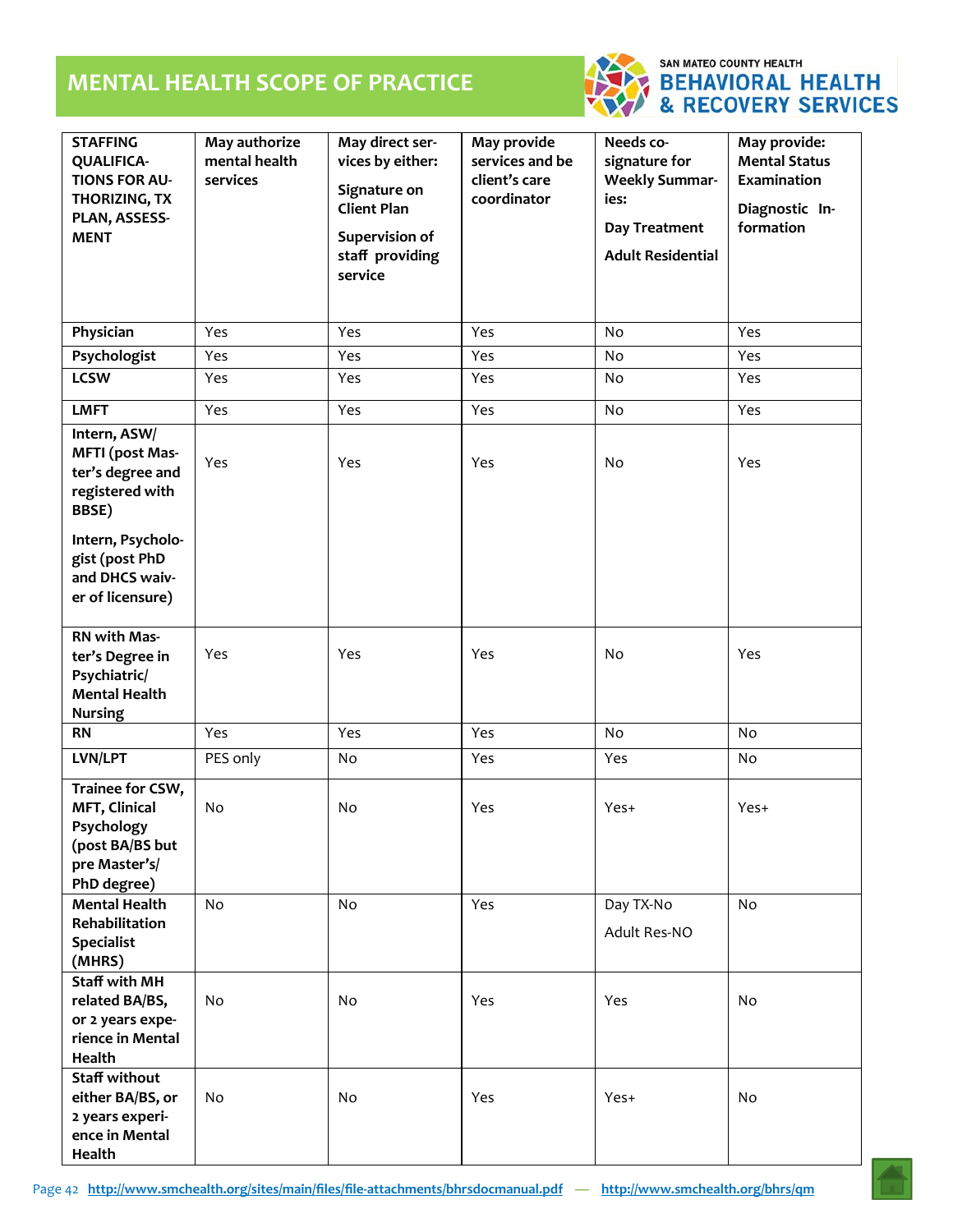# MENTAL HEALTH SCOPE OF PRACTICE

| STAFFING QUALIFICATIONS FOR AUTHORIZING, TX PLAN, ASSESSMENT | May authorize mental health services | May direct services by either: Signature on Client Plan; Supervision of staff providing service | May provide services and be client's care coordinator | Needs co-signature for Weekly Summaries: Day Treatment; Adult Residential | May provide: Mental Status Examination; Diagnostic Information |
|---|---|---|---|---|---|
| Physician | Yes | Yes | Yes | No | Yes |
| Psychologist | Yes | Yes | Yes | No | Yes |
| LCSW | Yes | Yes | Yes | No | Yes |
| LMFT | Yes | Yes | Yes | No | Yes |
| Intern, ASW/MFTI (post Master's degree and registered with BBSE); Intern, Psychologist (post PhD and DHCS waiver of licensure) | Yes | Yes | Yes | No | Yes |
| RN with Master's Degree in Psychiatric/Mental Health Nursing | Yes | Yes | Yes | No | Yes |
| RN | Yes | Yes | Yes | No | No |
| LVN/LPT | PES only | No | Yes | Yes | No |
| Trainee for CSW, MFT, Clinical Psychology (post BA/BS but pre Master's/PhD degree) | No | No | Yes | Yes+ | Yes+ |
| Mental Health Rehabilitation Specialist (MHRS) | No | No | Yes | Day TX-No; Adult Res-NO | No |
| Staff with MH related BA/BS, or 2 years experience in Mental Health | No | No | Yes | Yes | No |
| Staff without either BA/BS, or 2 years experience in Mental Health | No | No | Yes | Yes+ | No |

http://www.smchealth.org/sites/main/files/file-attachments/bhrsdocmanual.pdf — http://www.smchealth.org/bhrs/qm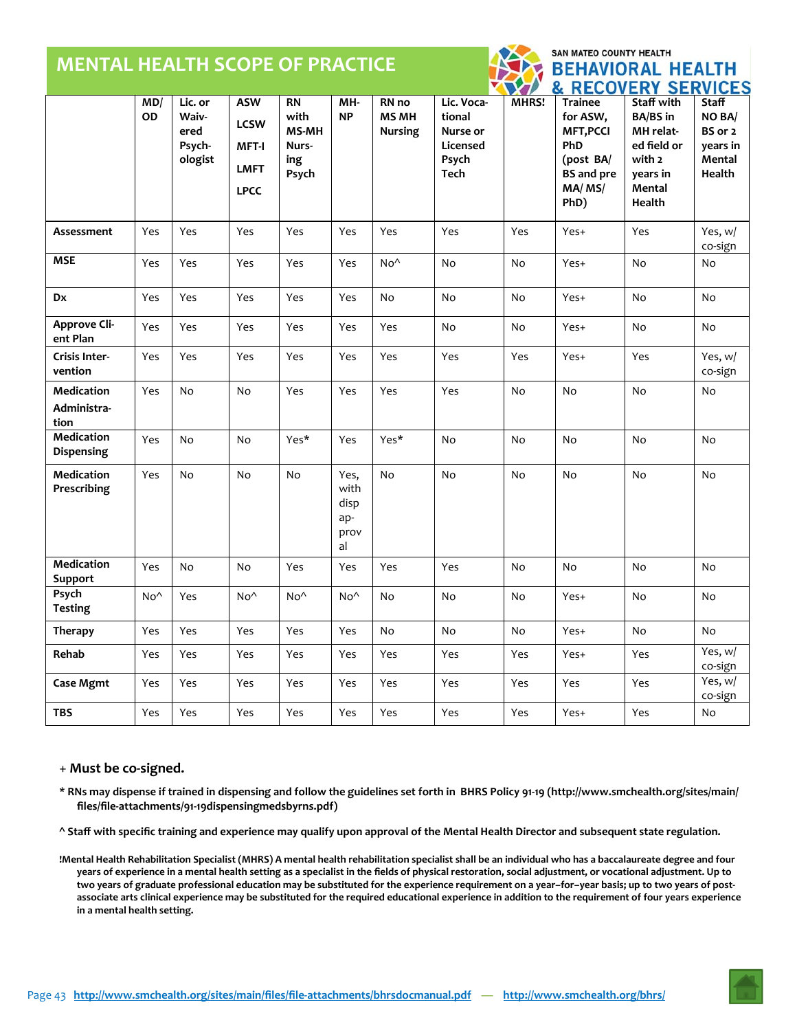# MENTAL HEALTH SCOPE OF PRACTICE

SAN MATEO COUNTY HEALTH
BEHAVIORAL HEALTH & RECOVERY SERVICES

| | MD/ OD | Lic. or Waivered Psychologist | ASW LCSW MFT-I LMFT LPCC | RN with MS-MH Nursing Psych | MH-NP | RN no MS MH Nursing | Lic. Vocational Nurse or Licensed Psych Tech | MHRS! | Trainee for ASW, MFT,PCCI PhD (post BA/ BS and pre MA/ MS/ PhD) | Staff with BA/BS in MH related field or with 2 years in Mental Health | Staff NO BA/ BS or 2 years in Mental Health |
|---|---|---|---|---|---|---|---|---|---|---|---|
| **Assessment** | Yes | Yes | Yes | Yes | Yes | Yes | Yes | Yes | Yes+ | Yes | Yes, w/ co-sign |
| **MSE** | Yes | Yes | Yes | Yes | Yes | No^ | No | No | Yes+ | No | No |
| **Dx** | Yes | Yes | Yes | Yes | Yes | No | No | No | Yes+ | No | No |
| **Approve Client Plan** | Yes | Yes | Yes | Yes | Yes | Yes | No | No | Yes+ | No | No |
| **Crisis Intervention** | Yes | Yes | Yes | Yes | Yes | Yes | Yes | Yes | Yes+ | Yes | Yes, w/ co-sign |
| **Medication Administration** | Yes | No | No | Yes | Yes | Yes | Yes | No | No | No | No |
| **Medication Dispensing** | Yes | No | No | Yes* | Yes | Yes* | No | No | No | No | No |
| **Medication Prescribing** | Yes | No | No | No | Yes, with disp approval | No | No | No | No | No | No |
| **Medication Support** | Yes | No | No | Yes | Yes | Yes | Yes | No | No | No | No |
| **Psych Testing** | No^ | Yes | No^ | No^ | No^ | No | No | No | Yes+ | No | No |
| **Therapy** | Yes | Yes | Yes | Yes | Yes | No | No | No | Yes+ | No | No |
| **Rehab** | Yes | Yes | Yes | Yes | Yes | Yes | Yes | Yes | Yes+ | Yes | Yes, w/ co-sign |
| **Case Mgmt** | Yes | Yes | Yes | Yes | Yes | Yes | Yes | Yes | Yes | Yes | Yes, w/ co-sign |
| **TBS** | Yes | Yes | Yes | Yes | Yes | Yes | Yes | Yes | Yes+ | Yes | No |

\+ **Must be co-signed.**

**\* RNs may dispense if trained in dispensing and follow the guidelines set forth in BHRS Policy 91-19 (http://www.smchealth.org/sites/main/files/file-attachments/91-19dispensingmedsbyrns.pdf)**

**^ Staff with specific training and experience may qualify upon approval of the Mental Health Director and subsequent state regulation.**

**!Mental Health Rehabilitation Specialist (MHRS) A mental health rehabilitation specialist shall be an individual who has a baccalaureate degree and four years of experience in a mental health setting as a specialist in the fields of physical restoration, social adjustment, or vocational adjustment. Up to two years of graduate professional education may be substituted for the experience requirement on a year–for–year basis; up to two years of post-associate arts clinical experience may be substituted for the required educational experience in addition to the requirement of four years experience in a mental health setting.**